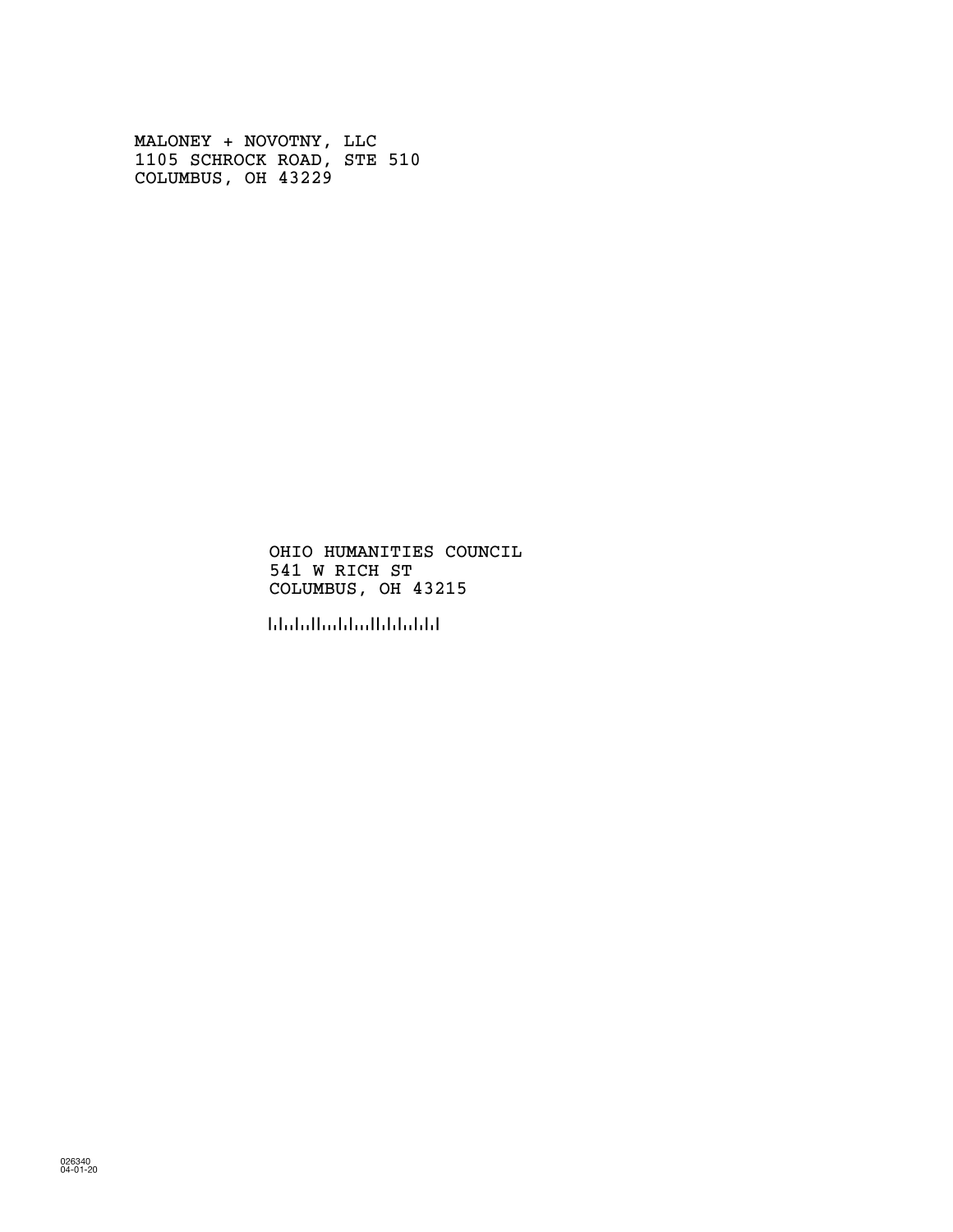MALONEY + NOVOTNY, LLC
1105 SCHROCK ROAD, STE 510
COLUMBUS, OH 43229

OHIO HUMANITIES COUNCIL
541 W RICH ST
COLUMBUS, OH 43215

026340
04-01-20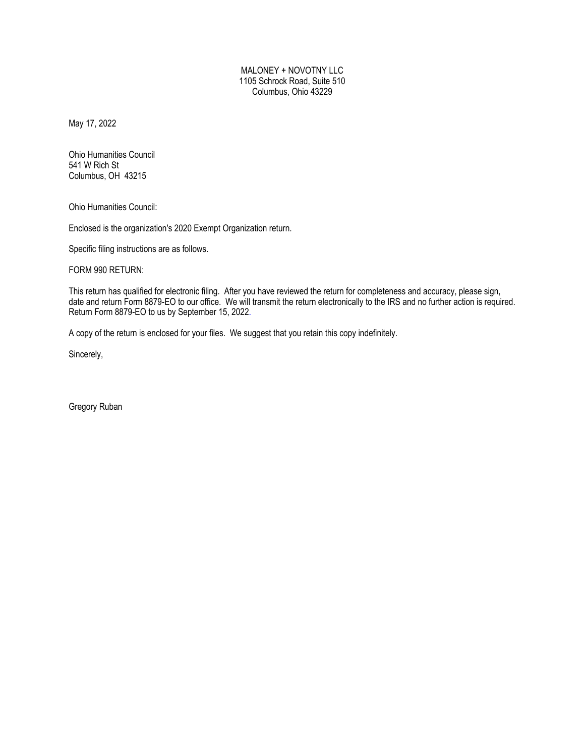MALONEY + NOVOTNY LLC
1105 Schrock Road, Suite 510
Columbus, Ohio 43229

May 17, 2022

Ohio Humanities Council
541 W Rich St
Columbus, OH 43215

Ohio Humanities Council:

Enclosed is the organization's 2020 Exempt Organization return.

Specific filing instructions are as follows.

FORM 990 RETURN:

This return has qualified for electronic filing. After you have reviewed the return for completeness and accuracy, please sign, date and return Form 8879-EO to our office. We will transmit the return electronically to the IRS and no further action is required. Return Form 8879-EO to us by September 15, 2022.

A copy of the return is enclosed for your files. We suggest that you retain this copy indefinitely.

Sincerely,

Gregory Ruban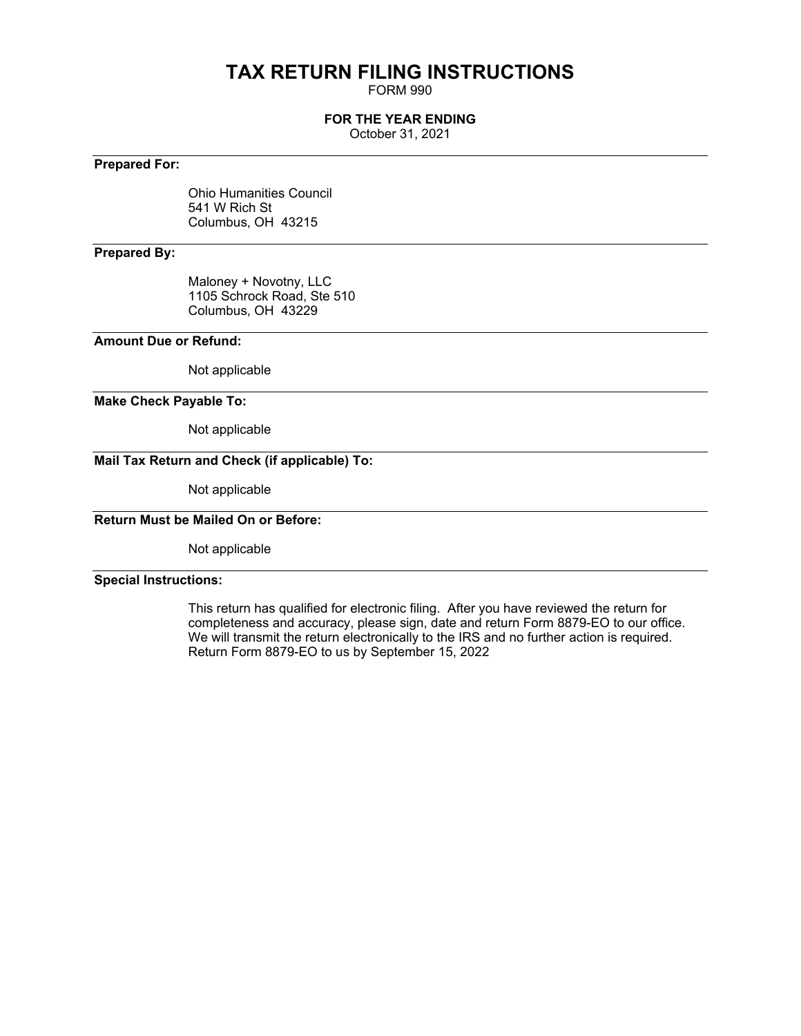# TAX RETURN FILING INSTRUCTIONS

FORM 990

**FOR THE YEAR ENDING**

October 31, 2021

---

**Prepared For:**

Ohio Humanities Council
541 W Rich St
Columbus, OH 43215

---

**Prepared By:**

Maloney + Novotny, LLC
1105 Schrock Road, Ste 510
Columbus, OH 43229

---

**Amount Due or Refund:**

Not applicable

---

**Make Check Payable To:**

Not applicable

---

**Mail Tax Return and Check (if applicable) To:**

Not applicable

---

**Return Must be Mailed On or Before:**

Not applicable

---

**Special Instructions:**

This return has qualified for electronic filing. After you have reviewed the return for completeness and accuracy, please sign, date and return Form 8879-EO to our office. We will transmit the return electronically to the IRS and no further action is required. Return Form 8879-EO to us by September 15, 2022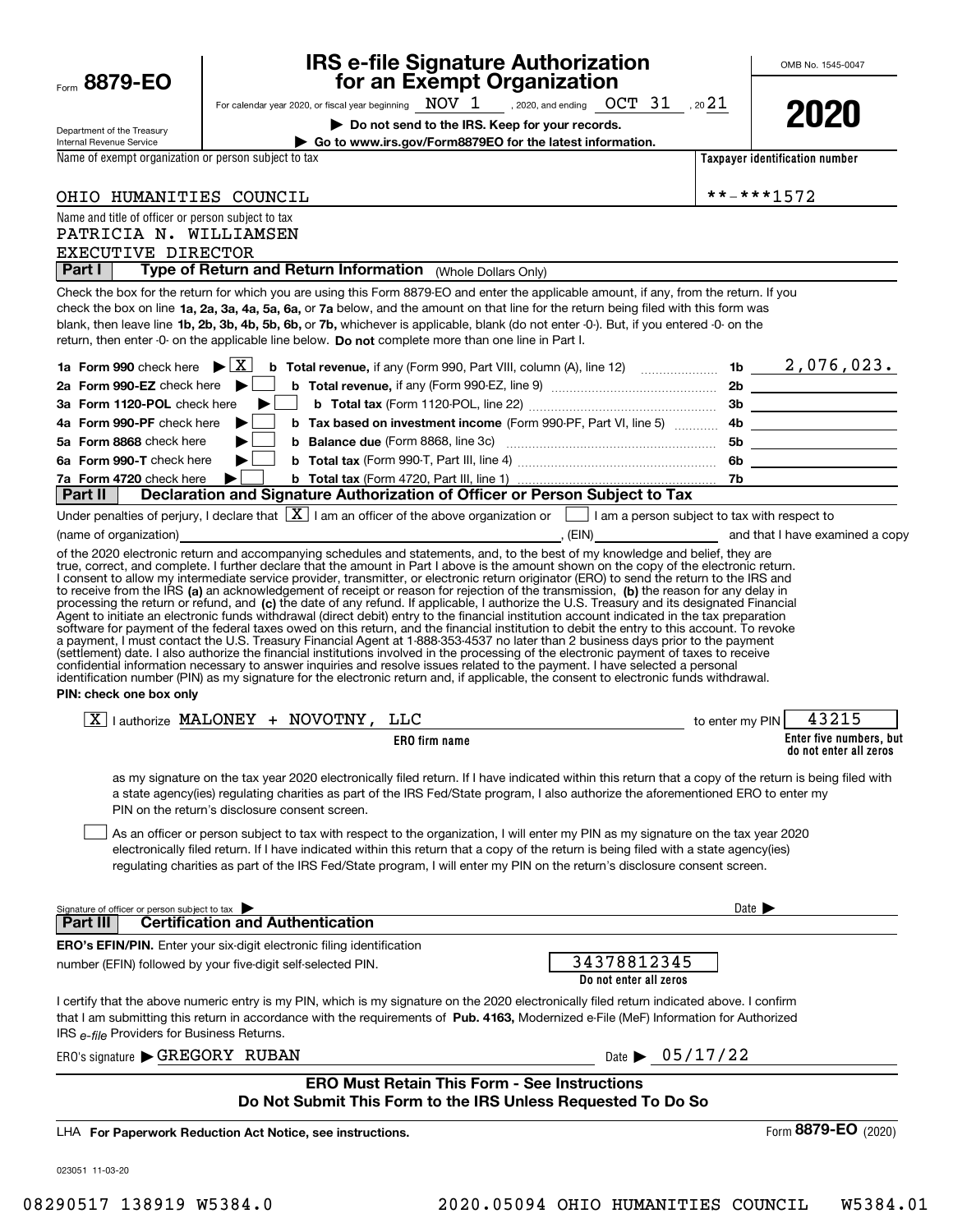Form **8879-EO**

Department of the Treasury
Internal Revenue Service

# IRS e-file Signature Authorization for an Exempt Organization

For calendar year 2020, or fiscal year beginning NOV 1 , 2020, and ending OCT 31 , 20 21

▶ **Do not send to the IRS. Keep for your records.**

▶ **Go to www.irs.gov/Form8879EO for the latest information.**

OMB No. 1545-0047

**2020**

Name of exempt organization or person subject to tax: OHIO HUMANITIES COUNCIL

**Taxpayer identification number**: **-***1572

Name and title of officer or person subject to tax:
PATRICIA N. WILLIAMSEN
EXECUTIVE DIRECTOR

**Part I — Type of Return and Return Information** (Whole Dollars Only)

Check the box for the return for which you are using this Form 8879-EO and enter the applicable amount, if any, from the return. If you check the box on line **1a, 2a, 3a, 4a, 5a, 6a,** or **7a** below, and the amount on that line for the return being filed with this form was blank, then leave line **1b, 2b, 3b, 4b, 5b, 6b,** or **7b,** whichever is applicable, blank (do not enter -0-). But, if you entered -0- on the return, then enter -0- on the applicable line below. **Do not** complete more than one line in Part I.

| | | | |
|---|---|---|---|
| **1a Form 990** check here ▶ [X] | **b Total revenue,** if any (Form 990, Part VIII, column (A), line 12) | 1b | 2,076,023. |
| **2a Form 990-EZ** check here ▶ [ ] | **b Total revenue,** if any (Form 990-EZ, line 9) | 2b | |
| **3a Form 1120-POL** check here ▶ [ ] | **b Total tax** (Form 1120-POL, line 22) | 3b | |
| **4a Form 990-PF** check here ▶ [ ] | **b Tax based on investment income** (Form 990-PF, Part VI, line 5) | 4b | |
| **5a Form 8868** check here ▶ [ ] | **b Balance due** (Form 8868, line 3c) | 5b | |
| **6a Form 990-T** check here ▶ [ ] | **b Total tax** (Form 990-T, Part III, line 4) | 6b | |
| **7a Form 4720** check here ▶ [ ] | **b Total tax** (Form 4720, Part III, line 1) | 7b | |

**Part II — Declaration and Signature Authorization of Officer or Person Subject to Tax**

Under penalties of perjury, I declare that [X] I am an officer of the above organization or [ ] I am a person subject to tax with respect to (name of organization) ____________, (EIN) ____________ and that I have examined a copy of the 2020 electronic return and accompanying schedules and statements, and, to the best of my knowledge and belief, they are true, correct, and complete. I further declare that the amount in Part I above is the amount shown on the copy of the electronic return. I consent to allow my intermediate service provider, transmitter, or electronic return originator (ERO) to send the return to the IRS and to receive from the IRS **(a)** an acknowledgement of receipt or reason for rejection of the transmission, **(b)** the reason for any delay in processing the return or refund, and **(c)** the date of any refund. If applicable, I authorize the U.S. Treasury and its designated Financial Agent to initiate an electronic funds withdrawal (direct debit) entry to the financial institution account indicated in the tax preparation software for payment of the federal taxes owed on this return, and the financial institution to debit the entry to this account. To revoke a payment, I must contact the U.S. Treasury Financial Agent at 1-888-353-4537 no later than 2 business days prior to the payment (settlement) date. I also authorize the financial institutions involved in the processing of the electronic payment of taxes to receive confidential information necessary to answer inquiries and resolve issues related to the payment. I have selected a personal identification number (PIN) as my signature for the electronic return and, if applicable, the consent to electronic funds withdrawal.

**PIN: check one box only**

[X] I authorize MALONEY + NOVOTNY, LLC (**ERO firm name**) to enter my PIN 43215 (**Enter five numbers, but do not enter all zeros**)

as my signature on the tax year 2020 electronically filed return. If I have indicated within this return that a copy of the return is being filed with a state agency(ies) regulating charities as part of the IRS Fed/State program, I also authorize the aforementioned ERO to enter my PIN on the return's disclosure consent screen.

[ ] As an officer or person subject to tax with respect to the organization, I will enter my PIN as my signature on the tax year 2020 electronically filed return. If I have indicated within this return that a copy of the return is being filed with a state agency(ies) regulating charities as part of the IRS Fed/State program, I will enter my PIN on the return's disclosure consent screen.

Signature of officer or person subject to tax ▶ ____________ Date ▶ ____________

**Part III — Certification and Authentication**

**ERO's EFIN/PIN.** Enter your six-digit electronic filing identification number (EFIN) followed by your five-digit self-selected PIN. 34378812345 (**Do not enter all zeros**)

I certify that the above numeric entry is my PIN, which is my signature on the 2020 electronically filed return indicated above. I confirm that I am submitting this return in accordance with the requirements of **Pub. 4163,** Modernized e-File (MeF) Information for Authorized IRS *e-file* Providers for Business Returns.

ERO's signature ▶ GREGORY RUBAN Date ▶ 05/17/22

**ERO Must Retain This Form - See Instructions**
**Do Not Submit This Form to the IRS Unless Requested To Do So**

LHA **For Paperwork Reduction Act Notice, see instructions.** Form **8879-EO** (2020)

023051 11-03-20

08290517 138919 W5384.0 2020.05094 OHIO HUMANITIES COUNCIL W5384.01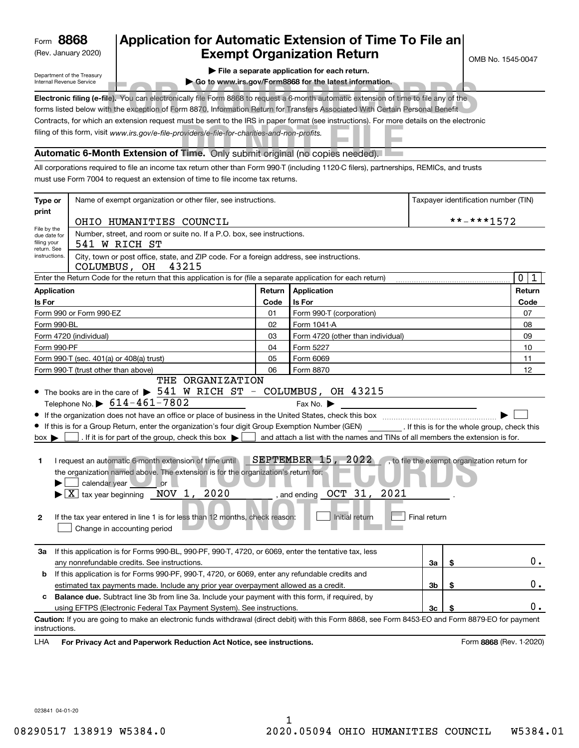Form **8868**
(Rev. January 2020)

Department of the Treasury
Internal Revenue Service

# Application for Automatic Extension of Time To File an Exempt Organization Return

OMB No. 1545-0047

▶ **File a separate application for each return.**
▶ **Go to www.irs.gov/Form8868 for the latest information.**

FOR YOUR RECORDS DO NOT FILE

**Electronic filing (e-file).** You can electronically file Form 8868 to request a 6-month automatic extension of time to file any of the forms listed below with the exception of Form 8870, Information Return for Transfers Associated With Certain Personal Benefit Contracts, for which an extension request must be sent to the IRS in paper format (see instructions). For more details on the electronic filing of this form, visit *www.irs.gov/e-file-providers/e-file-for-charities-and-non-profits.*

**Automatic 6-Month Extension of Time.** Only submit original (no copies needed).

All corporations required to file an income tax return other than Form 990-T (including 1120-C filers), partnerships, REMICs, and trusts must use Form 7004 to request an extension of time to file income tax returns.

**Type or print**

File by the due date for filing your return. See instructions.

| Name of exempt organization or other filer, see instructions. | Taxpayer identification number (TIN) |
|---|---|
| OHIO HUMANITIES COUNCIL | **-***1572 |
| Number, street, and room or suite no. If a P.O. box, see instructions. 541 W RICH ST | |
| City, town or post office, state, and ZIP code. For a foreign address, see instructions. COLUMBUS, OH 43215 | |

Enter the Return Code for the return that this application is for (file a separate application for each return) ........ 0 1

| Application Is For | Return Code | Application Is For | Return Code |
|---|---|---|---|
| Form 990 or Form 990-EZ | 01 | Form 990-T (corporation) | 07 |
| Form 990-BL | 02 | Form 1041-A | 08 |
| Form 4720 (individual) | 03 | Form 4720 (other than individual) | 09 |
| Form 990-PF | 04 | Form 5227 | 10 |
| Form 990-T (sec. 401(a) or 408(a) trust) | 05 | Form 6069 | 11 |
| Form 990-T (trust other than above) | 06 | Form 8870 | 12 |

- The books are in the care of ▶ THE ORGANIZATION 541 W RICH ST - COLUMBUS, OH 43215
  Telephone No. ▶ 614-461-7802 Fax No. ▶
- If the organization does not have an office or place of business in the United States, check this box ........ ▶ ☐
- If this is for a Group Return, enter the organization's four digit Group Exemption Number (GEN) ________ . If this is for the whole group, check this box ▶ ☐ . If it is for part of the group, check this box ▶ ☐ and attach a list with the names and TINs of all members the extension is for.

**1** I request an automatic 6-month extension of time until SEPTEMBER 15, 2022 , to file the exempt organization return for the organization named above. The extension is for the organization's return for:
▶ ☐ calendar year ______ or
▶ ☒ tax year beginning NOV 1, 2020 , and ending OCT 31, 2021 .

**2** If the tax year entered in line 1 is for less than 12 months, check reason: ☐ Initial return ☐ Final return ☐ Change in accounting period

| | | | |
|---|---|---|---|
| **3a** | If this application is for Forms 990-BL, 990-PF, 990-T, 4720, or 6069, enter the tentative tax, less any nonrefundable credits. See instructions. | 3a | $ 0. |
| **b** | If this application is for Forms 990-PF, 990-T, 4720, or 6069, enter any refundable credits and estimated tax payments made. Include any prior year overpayment allowed as a credit. | 3b | $ 0. |
| **c** | **Balance due.** Subtract line 3b from line 3a. Include your payment with this form, if required, by using EFTPS (Electronic Federal Tax Payment System). See instructions. | 3c | $ 0. |

**Caution:** If you are going to make an electronic funds withdrawal (direct debit) with this Form 8868, see Form 8453-EO and Form 8879-EO for payment instructions.

LHA **For Privacy Act and Paperwork Reduction Act Notice, see instructions.** Form **8868** (Rev. 1-2020)

023841 04-01-20

08290517 138919 W5384.0 2020.05094 OHIO HUMANITIES COUNCIL W5384.01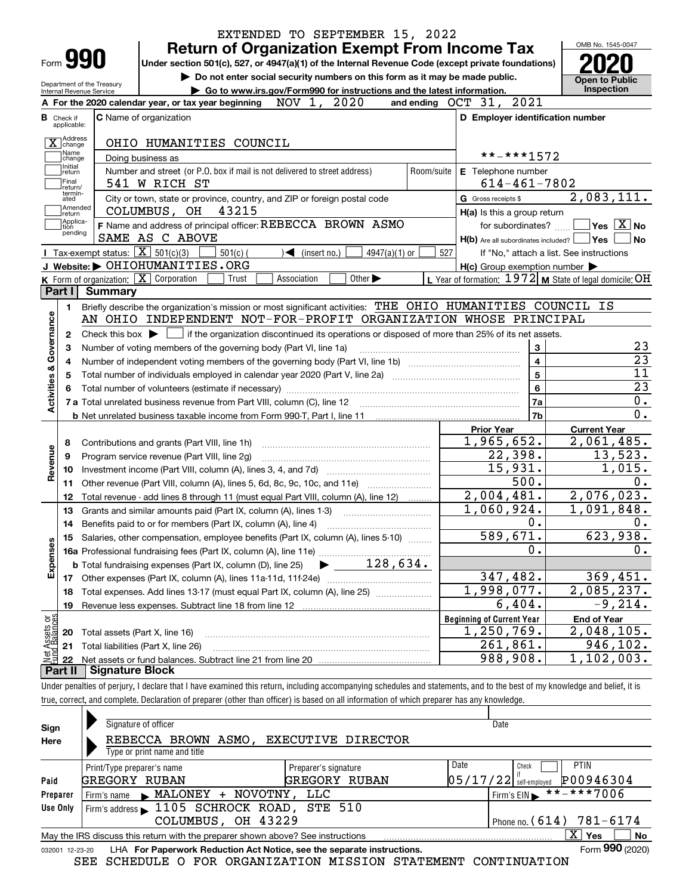EXTENDED TO SEPTEMBER 15, 2022

# Form 990 — Return of Organization Exempt From Income Tax (2020)

Under section 501(c), 527, or 4947(a)(1) of the Internal Revenue Code (except private foundations)

▶ Do not enter social security numbers on this form as it may be made public.

▶ Go to www.irs.gov/Form990 for instructions and the latest information.

Department of the Treasury, Internal Revenue Service

OMB No. 1545-0047 — Open to Public Inspection

**A** For the 2020 calendar year, or tax year beginning NOV 1, 2020 and ending OCT 31, 2021

**B** Check if applicable: [X] Address change; [ ] Name change; [ ] Initial return; [ ] Final return/terminated; [ ] Amended return; [ ] Application pending

**C** Name of organization: OHIO HUMANITIES COUNCIL

Doing business as

Number and street (or P.O. box if mail is not delivered to street address): 541 W RICH ST — Room/suite

City or town, state or province, country, and ZIP or foreign postal code: COLUMBUS, OH 43215

**D** Employer identification number: **-***1572

**E** Telephone number: 614-461-7802

**G** Gross receipts $ 2,083,111.

**F** Name and address of principal officer: REBECCA BROWN ASMO, SAME AS C ABOVE

**H(a)** Is this a group return for subordinates? [ ] Yes [X] No

**H(b)** Are all subordinates included? [ ] Yes [ ] No — If "No," attach a list. See instructions

**H(c)** Group exemption number ▶

**I** Tax-exempt status: [X] 501(c)(3) [ ] 501(c)( ) ◀ (insert no.) [ ] 4947(a)(1) or [ ] 527

**J** Website: ▶ OHIOHUMANITIES.ORG

**K** Form of organization: [X] Corporation [ ] Trust [ ] Association [ ] Other ▶

**L** Year of formation: 1972 **M** State of legal domicile: OH

## Part I Summary

**Activities & Governance**

1. Briefly describe the organization's mission or most significant activities: THE OHIO HUMANITIES COUNCIL IS AN OHIO INDEPENDENT NOT-FOR-PROFIT ORGANIZATION WHOSE PRINCIPAL
2. Check this box ▶ [ ] if the organization discontinued its operations or disposed of more than 25% of its net assets.

| Line | Description | | Value |
|---|---|---|---|
| 3 | Number of voting members of the governing body (Part VI, line 1a) | 3 | 23 |
| 4 | Number of independent voting members of the governing body (Part VI, line 1b) | 4 | 23 |
| 5 | Total number of individuals employed in calendar year 2020 (Part V, line 2a) | 5 | 11 |
| 6 | Total number of volunteers (estimate if necessary) | 6 | 23 |
| 7a | Total unrelated business revenue from Part VIII, column (C), line 12 | 7a | 0. |
| 7b | Net unrelated business taxable income from Form 990-T, Part I, line 11 | 7b | 0. |

| Line | Description | Prior Year | Current Year |
|---|---|---|---|
| **Revenue** | | | |
| 8 | Contributions and grants (Part VIII, line 1h) | 1,965,652. | 2,061,485. |
| 9 | Program service revenue (Part VIII, line 2g) | 22,398. | 13,523. |
| 10 | Investment income (Part VIII, column (A), lines 3, 4, and 7d) | 15,931. | 1,015. |
| 11 | Other revenue (Part VIII, column (A), lines 5, 6d, 8c, 9c, 10c, and 11e) | 500. | 0. |
| 12 | Total revenue - add lines 8 through 11 (must equal Part VIII, column (A), line 12) | 2,004,481. | 2,076,023. |
| **Expenses** | | | |
| 13 | Grants and similar amounts paid (Part IX, column (A), lines 1-3) | 1,060,924. | 1,091,848. |
| 14 | Benefits paid to or for members (Part IX, column (A), line 4) | 0. | 0. |
| 15 | Salaries, other compensation, employee benefits (Part IX, column (A), lines 5-10) | 589,671. | 623,938. |
| 16a | Professional fundraising fees (Part IX, column (A), line 11e) | 0. | 0. |
| b | Total fundraising expenses (Part IX, column (D), line 25) ▶ 128,634. | | |
| 17 | Other expenses (Part IX, column (A), lines 11a-11d, 11f-24e) | 347,482. | 369,451. |
| 18 | Total expenses. Add lines 13-17 (must equal Part IX, column (A), line 25) | 1,998,077. | 2,085,237. |
| 19 | Revenue less expenses. Subtract line 18 from line 12 | 6,404. | -9,214. |

| Line | Net Assets or Fund Balances | Beginning of Current Year | End of Year |
|---|---|---|---|
| 20 | Total assets (Part X, line 16) | 1,250,769. | 2,048,105. |
| 21 | Total liabilities (Part X, line 26) | 261,861. | 946,102. |
| 22 | Net assets or fund balances. Subtract line 21 from line 20 | 988,908. | 1,102,003. |

## Part II Signature Block

Under penalties of perjury, I declare that I have examined this return, including accompanying schedules and statements, and to the best of my knowledge and belief, it is true, correct, and complete. Declaration of preparer (other than officer) is based on all information of which preparer has any knowledge.

**Sign Here**

Signature of officer — Date

REBECCA BROWN ASMO, EXECUTIVE DIRECTOR

Type or print name and title

**Paid Preparer Use Only**

| Print/Type preparer's name | Preparer's signature | Date | Check if self-employed | PTIN |
|---|---|---|---|---|
| GREGORY RUBAN | GREGORY RUBAN | 05/17/22 | [ ] | P00946304 |

Firm's name ▶ MALONEY + NOVOTNY, LLC — Firm's EIN ▶ **-***7006

Firm's address ▶ 1105 SCHROCK ROAD, STE 510, COLUMBUS, OH 43229 — Phone no. (614) 781-6174

May the IRS discuss this return with the preparer shown above? See instructions [X] Yes [ ] No

032001 12-23-20 LHA For Paperwork Reduction Act Notice, see the separate instructions. Form 990 (2020)

SEE SCHEDULE O FOR ORGANIZATION MISSION STATEMENT CONTINUATION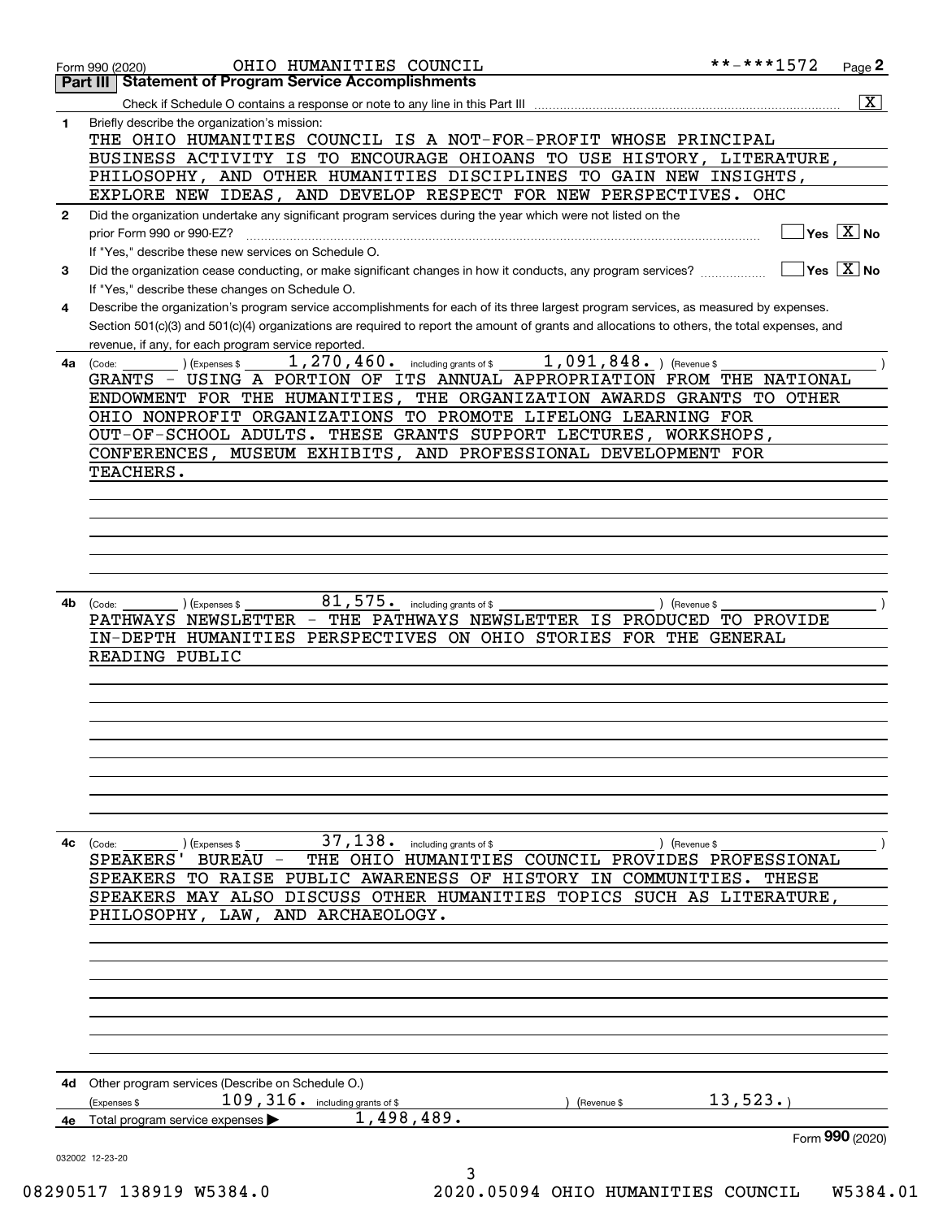Form 990 (2020) OHIO HUMANITIES COUNCIL **-***1572 Page 2

## Part III Statement of Program Service Accomplishments

Check if Schedule O contains a response or note to any line in this Part III .......... [X]

**1** Briefly describe the organization's mission:

THE OHIO HUMANITIES COUNCIL IS A NOT-FOR-PROFIT WHOSE PRINCIPAL BUSINESS ACTIVITY IS TO ENCOURAGE OHIOANS TO USE HISTORY, LITERATURE, PHILOSOPHY, AND OTHER HUMANITIES DISCIPLINES TO GAIN NEW INSIGHTS, EXPLORE NEW IDEAS, AND DEVELOP RESPECT FOR NEW PERSPECTIVES. OHC

**2** Did the organization undertake any significant program services during the year which were not listed on the prior Form 990 or 990-EZ? .......... [ ] Yes [X] No

If "Yes," describe these new services on Schedule O.

**3** Did the organization cease conducting, or make significant changes in how it conducts, any program services? .......... [ ] Yes [X] No

If "Yes," describe these changes on Schedule O.

**4** Describe the organization's program service accomplishments for each of its three largest program services, as measured by expenses. Section 501(c)(3) and 501(c)(4) organizations are required to report the amount of grants and allocations to others, the total expenses, and revenue, if any, for each program service reported.

**4a** (Code: ) (Expenses $ 1,270,460. including grants of $ 1,091,848. ) (Revenue $ )

GRANTS - USING A PORTION OF ITS ANNUAL APPROPRIATION FROM THE NATIONAL ENDOWMENT FOR THE HUMANITIES, THE ORGANIZATION AWARDS GRANTS TO OTHER OHIO NONPROFIT ORGANIZATIONS TO PROMOTE LIFELONG LEARNING FOR OUT-OF-SCHOOL ADULTS. THESE GRANTS SUPPORT LECTURES, WORKSHOPS, CONFERENCES, MUSEUM EXHIBITS, AND PROFESSIONAL DEVELOPMENT FOR TEACHERS.

**4b** (Code: ) (Expenses $ 81,575. including grants of $ ) (Revenue $ )

PATHWAYS NEWSLETTER - THE PATHWAYS NEWSLETTER IS PRODUCED TO PROVIDE IN-DEPTH HUMANITIES PERSPECTIVES ON OHIO STORIES FOR THE GENERAL READING PUBLIC

**4c** (Code: ) (Expenses $ 37,138. including grants of $ ) (Revenue $ )

SPEAKERS' BUREAU - THE OHIO HUMANITIES COUNCIL PROVIDES PROFESSIONAL SPEAKERS TO RAISE PUBLIC AWARENESS OF HISTORY IN COMMUNITIES. THESE SPEAKERS MAY ALSO DISCUSS OTHER HUMANITIES TOPICS SUCH AS LITERATURE, PHILOSOPHY, LAW, AND ARCHAEOLOGY.

**4d** Other program services (Describe on Schedule O.)

(Expenses $ 109,316. including grants of $ ) (Revenue $ 13,523.)

**4e** Total program service expenses ▶ 1,498,489.

Form **990** (2020)

032002 12-23-20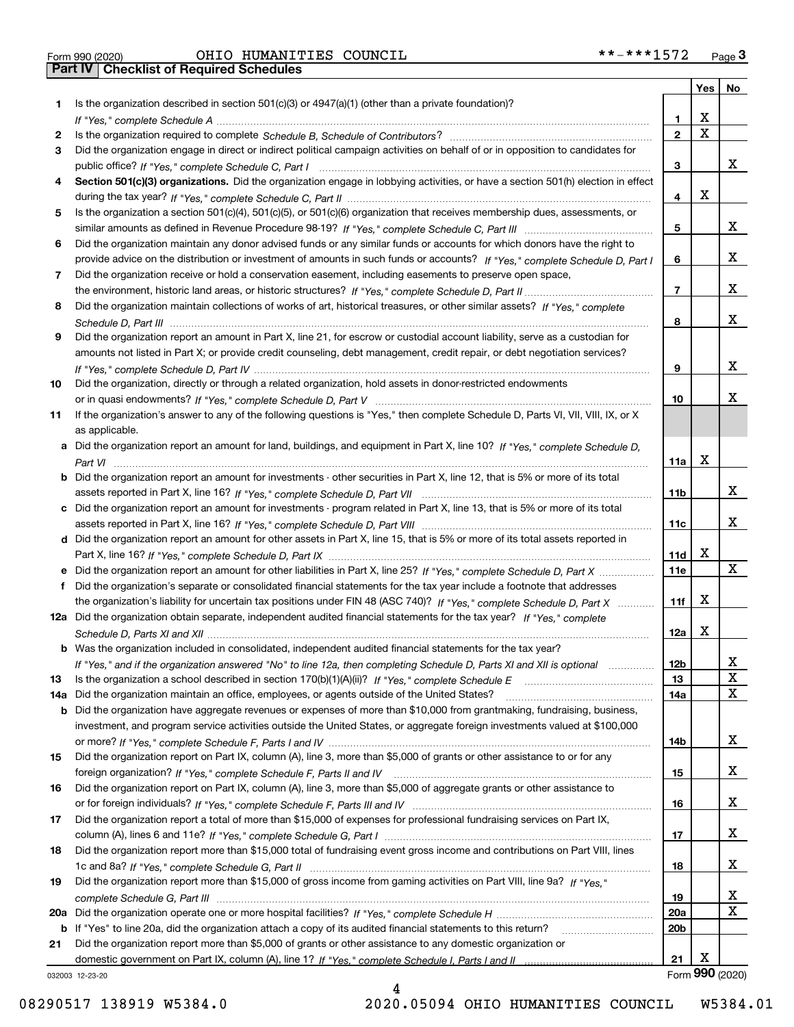Form 990 (2020) OHIO HUMANITIES COUNCIL **-***1572 Page 3

**Part IV | Checklist of Required Schedules**

| | | | Yes | No |
|---|---|---|---|---|
| 1 | Is the organization described in section 501(c)(3) or 4947(a)(1) (other than a private foundation)? *If "Yes," complete Schedule A* | 1 | X | |
| 2 | Is the organization required to complete *Schedule B, Schedule of Contributors*? | 2 | X | |
| 3 | Did the organization engage in direct or indirect political campaign activities on behalf of or in opposition to candidates for public office? *If "Yes," complete Schedule C, Part I* | 3 | | X |
| 4 | **Section 501(c)(3) organizations.** Did the organization engage in lobbying activities, or have a section 501(h) election in effect during the tax year? *If "Yes," complete Schedule C, Part II* | 4 | X | |
| 5 | Is the organization a section 501(c)(4), 501(c)(5), or 501(c)(6) organization that receives membership dues, assessments, or similar amounts as defined in Revenue Procedure 98-19? *If "Yes," complete Schedule C, Part III* | 5 | | X |
| 6 | Did the organization maintain any donor advised funds or any similar funds or accounts for which donors have the right to provide advice on the distribution or investment of amounts in such funds or accounts? *If "Yes," complete Schedule D, Part I* | 6 | | X |
| 7 | Did the organization receive or hold a conservation easement, including easements to preserve open space, the environment, historic land areas, or historic structures? *If "Yes," complete Schedule D, Part II* | 7 | | X |
| 8 | Did the organization maintain collections of works of art, historical treasures, or other similar assets? *If "Yes," complete Schedule D, Part III* | 8 | | X |
| 9 | Did the organization report an amount in Part X, line 21, for escrow or custodial account liability, serve as a custodian for amounts not listed in Part X; or provide credit counseling, debt management, credit repair, or debt negotiation services? *If "Yes," complete Schedule D, Part IV* | 9 | | X |
| 10 | Did the organization, directly or through a related organization, hold assets in donor-restricted endowments or in quasi endowments? *If "Yes," complete Schedule D, Part V* | 10 | | X |
| 11 | If the organization's answer to any of the following questions is "Yes," then complete Schedule D, Parts VI, VII, VIII, IX, or X as applicable. | | | |
| a | Did the organization report an amount for land, buildings, and equipment in Part X, line 10? *If "Yes," complete Schedule D, Part VI* | 11a | X | |
| b | Did the organization report an amount for investments - other securities in Part X, line 12, that is 5% or more of its total assets reported in Part X, line 16? *If "Yes," complete Schedule D, Part VII* | 11b | | X |
| c | Did the organization report an amount for investments - program related in Part X, line 13, that is 5% or more of its total assets reported in Part X, line 16? *If "Yes," complete Schedule D, Part VIII* | 11c | | X |
| d | Did the organization report an amount for other assets in Part X, line 15, that is 5% or more of its total assets reported in Part X, line 16? *If "Yes," complete Schedule D, Part IX* | 11d | X | |
| e | Did the organization report an amount for other liabilities in Part X, line 25? *If "Yes," complete Schedule D, Part X* | 11e | | X |
| f | Did the organization's separate or consolidated financial statements for the tax year include a footnote that addresses the organization's liability for uncertain tax positions under FIN 48 (ASC 740)? *If "Yes," complete Schedule D, Part X* | 11f | X | |
| 12a | Did the organization obtain separate, independent audited financial statements for the tax year? *If "Yes," complete Schedule D, Parts XI and XII* | 12a | X | |
| b | Was the organization included in consolidated, independent audited financial statements for the tax year? *If "Yes," and if the organization answered "No" to line 12a, then completing Schedule D, Parts XI and XII is optional* | 12b | | X |
| 13 | Is the organization a school described in section 170(b)(1)(A)(ii)? *If "Yes," complete Schedule E* | 13 | | X |
| 14a | Did the organization maintain an office, employees, or agents outside of the United States? | 14a | | X |
| b | Did the organization have aggregate revenues or expenses of more than $10,000 from grantmaking, fundraising, business, investment, and program service activities outside the United States, or aggregate foreign investments valued at $100,000 or more? *If "Yes," complete Schedule F, Parts I and IV* | 14b | | X |
| 15 | Did the organization report on Part IX, column (A), line 3, more than $5,000 of grants or other assistance to or for any foreign organization? *If "Yes," complete Schedule F, Parts II and IV* | 15 | | X |
| 16 | Did the organization report on Part IX, column (A), line 3, more than $5,000 of aggregate grants or other assistance to or for foreign individuals? *If "Yes," complete Schedule F, Parts III and IV* | 16 | | X |
| 17 | Did the organization report a total of more than $15,000 of expenses for professional fundraising services on Part IX, column (A), lines 6 and 11e? *If "Yes," complete Schedule G, Part I* | 17 | | X |
| 18 | Did the organization report more than $15,000 total of fundraising event gross income and contributions on Part VIII, lines 1c and 8a? *If "Yes," complete Schedule G, Part II* | 18 | | X |
| 19 | Did the organization report more than $15,000 of gross income from gaming activities on Part VIII, line 9a? *If "Yes," complete Schedule G, Part III* | 19 | | X |
| 20a | Did the organization operate one or more hospital facilities? *If "Yes," complete Schedule H* | 20a | | X |
| b | If "Yes" to line 20a, did the organization attach a copy of its audited financial statements to this return? | 20b | | |
| 21 | Did the organization report more than $5,000 of grants or other assistance to any domestic organization or domestic government on Part IX, column (A), line 1? *If "Yes," complete Schedule I, Parts I and II* | 21 | X | |

032003 12-23-20 Form **990** (2020)

08290517 138919 W5384.0 2020.05094 OHIO HUMANITIES COUNCIL W5384.01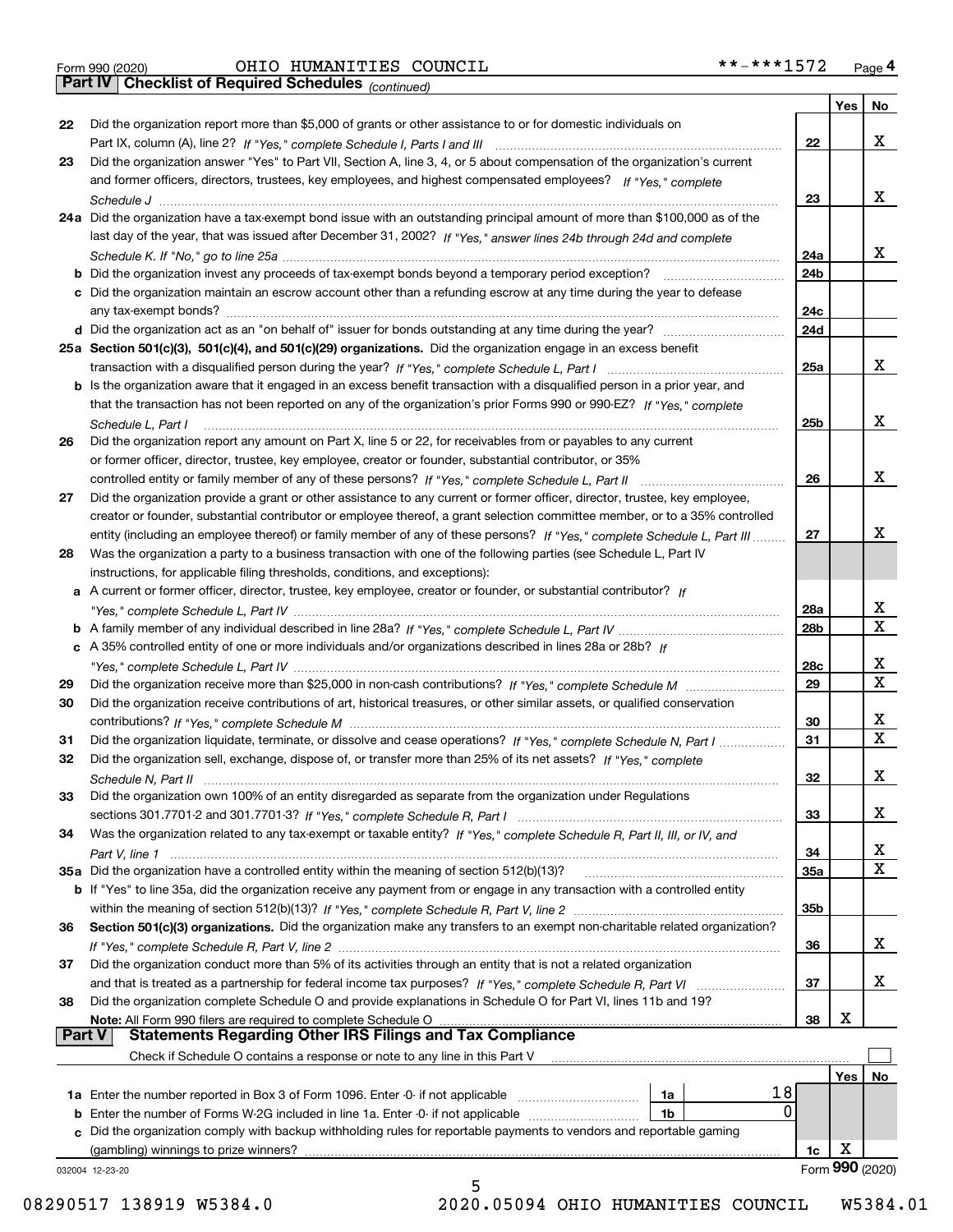Form 990 (2020) OHIO HUMANITIES COUNCIL **-***1572 Page 4

## Part IV Checklist of Required Schedules *(continued)*

| | | | Yes | No |
|---|---|---|---|---|
| 22 | Did the organization report more than $5,000 of grants or other assistance to or for domestic individuals on Part IX, column (A), line 2? *If "Yes," complete Schedule I, Parts I and III* | 22 | | X |
| 23 | Did the organization answer "Yes" to Part VII, Section A, line 3, 4, or 5 about compensation of the organization's current and former officers, directors, trustees, key employees, and highest compensated employees? *If "Yes," complete Schedule J* | 23 | | X |
| 24a | Did the organization have a tax-exempt bond issue with an outstanding principal amount of more than $100,000 as of the last day of the year, that was issued after December 31, 2002? *If "Yes," answer lines 24b through 24d and complete Schedule K. If "No," go to line 25a* | 24a | | X |
| b | Did the organization invest any proceeds of tax-exempt bonds beyond a temporary period exception? | 24b | | |
| c | Did the organization maintain an escrow account other than a refunding escrow at any time during the year to defease any tax-exempt bonds? | 24c | | |
| d | Did the organization act as an "on behalf of" issuer for bonds outstanding at any time during the year? | 24d | | |
| 25a | **Section 501(c)(3), 501(c)(4), and 501(c)(29) organizations.** Did the organization engage in an excess benefit transaction with a disqualified person during the year? *If "Yes," complete Schedule L, Part I* | 25a | | X |
| b | Is the organization aware that it engaged in an excess benefit transaction with a disqualified person in a prior year, and that the transaction has not been reported on any of the organization's prior Forms 990 or 990-EZ? *If "Yes," complete Schedule L, Part I* | 25b | | X |
| 26 | Did the organization report any amount on Part X, line 5 or 22, for receivables from or payables to any current or former officer, director, trustee, key employee, creator or founder, substantial contributor, or 35% controlled entity or family member of any of these persons? *If "Yes," complete Schedule L, Part II* | 26 | | X |
| 27 | Did the organization provide a grant or other assistance to any current or former officer, director, trustee, key employee, creator or founder, substantial contributor or employee thereof, a grant selection committee member, or to a 35% controlled entity (including an employee thereof) or family member of any of these persons? *If "Yes," complete Schedule L, Part III* | 27 | | X |
| 28 | Was the organization a party to a business transaction with one of the following parties (see Schedule L, Part IV instructions, for applicable filing thresholds, conditions, and exceptions): | | | |
| a | A current or former officer, director, trustee, key employee, creator or founder, or substantial contributor? *If "Yes," complete Schedule L, Part IV* | 28a | | X |
| b | A family member of any individual described in line 28a? *If "Yes," complete Schedule L, Part IV* | 28b | | X |
| c | A 35% controlled entity of one or more individuals and/or organizations described in lines 28a or 28b? *If "Yes," complete Schedule L, Part IV* | 28c | | X |
| 29 | Did the organization receive more than $25,000 in non-cash contributions? *If "Yes," complete Schedule M* | 29 | | X |
| 30 | Did the organization receive contributions of art, historical treasures, or other similar assets, or qualified conservation contributions? *If "Yes," complete Schedule M* | 30 | | X |
| 31 | Did the organization liquidate, terminate, or dissolve and cease operations? *If "Yes," complete Schedule N, Part I* | 31 | | X |
| 32 | Did the organization sell, exchange, dispose of, or transfer more than 25% of its net assets? *If "Yes," complete Schedule N, Part II* | 32 | | X |
| 33 | Did the organization own 100% of an entity disregarded as separate from the organization under Regulations sections 301.7701-2 and 301.7701-3? *If "Yes," complete Schedule R, Part I* | 33 | | X |
| 34 | Was the organization related to any tax-exempt or taxable entity? *If "Yes," complete Schedule R, Part II, III, or IV, and Part V, line 1* | 34 | | X |
| 35a | Did the organization have a controlled entity within the meaning of section 512(b)(13)? | 35a | | X |
| b | If "Yes" to line 35a, did the organization receive any payment from or engage in any transaction with a controlled entity within the meaning of section 512(b)(13)? *If "Yes," complete Schedule R, Part V, line 2* | 35b | | |
| 36 | **Section 501(c)(3) organizations.** Did the organization make any transfers to an exempt non-charitable related organization? *If "Yes," complete Schedule R, Part V, line 2* | 36 | | X |
| 37 | Did the organization conduct more than 5% of its activities through an entity that is not a related organization and that is treated as a partnership for federal income tax purposes? *If "Yes," complete Schedule R, Part VI* | 37 | | X |
| 38 | Did the organization complete Schedule O and provide explanations in Schedule O for Part VI, lines 11b and 19? **Note:** All Form 990 filers are required to complete Schedule O | 38 | X | |

## Part V Statements Regarding Other IRS Filings and Tax Compliance

Check if Schedule O contains a response or note to any line in this Part V

| | | | | | Yes | No |
|---|---|---|---|---|---|---|
| 1a | Enter the number reported in Box 3 of Form 1096. Enter -0- if not applicable | 1a | 18 | | | |
| b | Enter the number of Forms W-2G included in line 1a. Enter -0- if not applicable | 1b | 0 | | | |
| c | Did the organization comply with backup withholding rules for reportable payments to vendors and reportable gaming (gambling) winnings to prize winners? | | | 1c | X | |

032004 12-23-20 Form 990 (2020)

08290517 138919 W5384.0 2020.05094 OHIO HUMANITIES COUNCIL W5384.01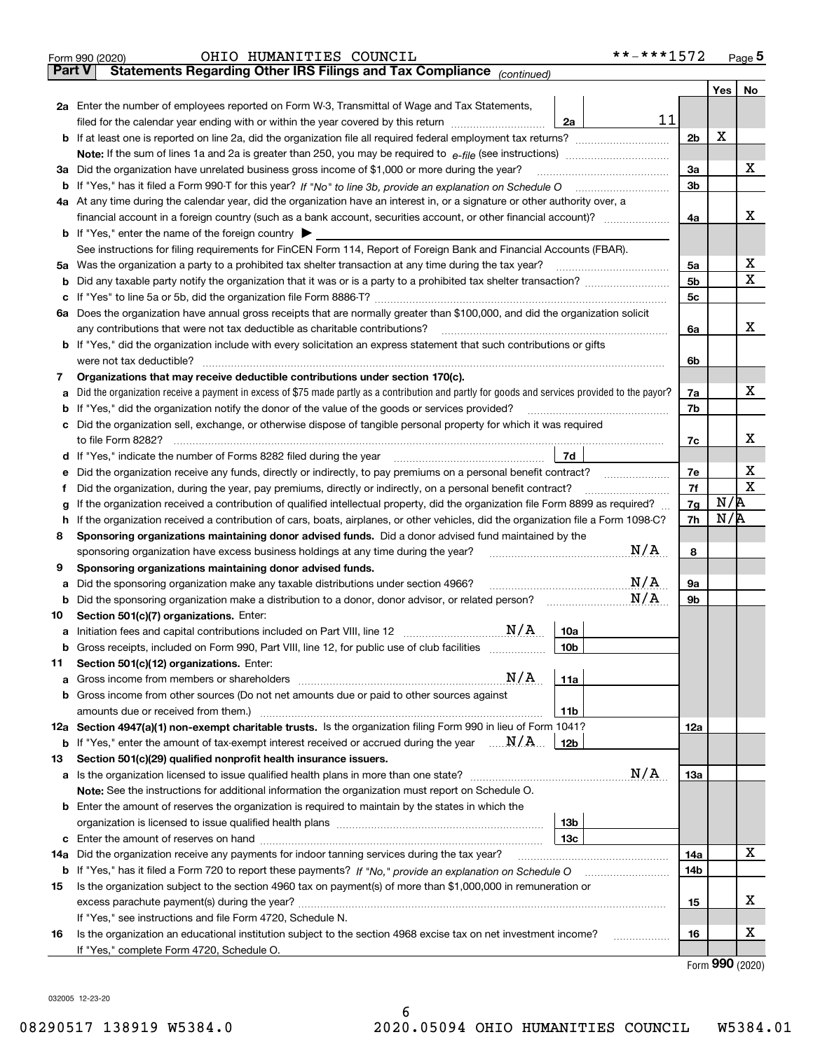Form 990 (2020) OHIO HUMANITIES COUNCIL **-***1572 Page 5

**Part V Statements Regarding Other IRS Filings and Tax Compliance** *(continued)*

| | | | | | Yes | No |
|---|---|---|---|---|---|---|
| **2a** | Enter the number of employees reported on Form W-3, Transmittal of Wage and Tax Statements, filed for the calendar year ending with or within the year covered by this return | 2a | 11 | | | |
| **b** | If at least one is reported on line 2a, did the organization file all required federal employment tax returns? | | | 2b | X | |
| | **Note:** If the sum of lines 1a and 2a is greater than 250, you may be required to *e-file* (see instructions) | | | | | |
| **3a** | Did the organization have unrelated business gross income of $1,000 or more during the year? | | | 3a | | X |
| **b** | If "Yes," has it filed a Form 990-T for this year? *If "No" to line 3b, provide an explanation on Schedule O* | | | 3b | | |
| **4a** | At any time during the calendar year, did the organization have an interest in, or a signature or other authority over, a financial account in a foreign country (such as a bank account, securities account, or other financial account)? | | | 4a | | X |
| **b** | If "Yes," enter the name of the foreign country ▶ | | | | | |
| | See instructions for filing requirements for FinCEN Form 114, Report of Foreign Bank and Financial Accounts (FBAR). | | | | | |
| **5a** | Was the organization a party to a prohibited tax shelter transaction at any time during the tax year? | | | 5a | | X |
| **b** | Did any taxable party notify the organization that it was or is a party to a prohibited tax shelter transaction? | | | 5b | | X |
| **c** | If "Yes" to line 5a or 5b, did the organization file Form 8886-T? | | | 5c | | |
| **6a** | Does the organization have annual gross receipts that are normally greater than $100,000, and did the organization solicit any contributions that were not tax deductible as charitable contributions? | | | 6a | | X |
| **b** | If "Yes," did the organization include with every solicitation an express statement that such contributions or gifts were not tax deductible? | | | 6b | | |
| **7** | **Organizations that may receive deductible contributions under section 170(c).** | | | | | |
| **a** | Did the organization receive a payment in excess of $75 made partly as a contribution and partly for goods and services provided to the payor? | | | 7a | | X |
| **b** | If "Yes," did the organization notify the donor of the value of the goods or services provided? | | | 7b | | |
| **c** | Did the organization sell, exchange, or otherwise dispose of tangible personal property for which it was required to file Form 8282? | | | 7c | | X |
| **d** | If "Yes," indicate the number of Forms 8282 filed during the year | 7d | | | | |
| **e** | Did the organization receive any funds, directly or indirectly, to pay premiums on a personal benefit contract? | | | 7e | | X |
| **f** | Did the organization, during the year, pay premiums, directly or indirectly, on a personal benefit contract? | | | 7f | | X |
| **g** | If the organization received a contribution of qualified intellectual property, did the organization file Form 8899 as required? | | | 7g | N/A | |
| **h** | If the organization received a contribution of cars, boats, airplanes, or other vehicles, did the organization file a Form 1098-C? | | | 7h | N/A | |
| **8** | **Sponsoring organizations maintaining donor advised funds.** Did a donor advised fund maintained by the sponsoring organization have excess business holdings at any time during the year? N/A | | | 8 | | |
| **9** | **Sponsoring organizations maintaining donor advised funds.** | | | | | |
| **a** | Did the sponsoring organization make any taxable distributions under section 4966? N/A | | | 9a | | |
| **b** | Did the sponsoring organization make a distribution to a donor, donor advisor, or related person? N/A | | | 9b | | |
| **10** | **Section 501(c)(7) organizations.** Enter: | | | | | |
| **a** | Initiation fees and capital contributions included on Part VIII, line 12 N/A | 10a | | | | |
| **b** | Gross receipts, included on Form 990, Part VIII, line 12, for public use of club facilities | 10b | | | | |
| **11** | **Section 501(c)(12) organizations.** Enter: | | | | | |
| **a** | Gross income from members or shareholders N/A | 11a | | | | |
| **b** | Gross income from other sources (Do not net amounts due or paid to other sources against amounts due or received from them.) | 11b | | | | |
| **12a** | **Section 4947(a)(1) non-exempt charitable trusts.** Is the organization filing Form 990 in lieu of Form 1041? | | | 12a | | |
| **b** | If "Yes," enter the amount of tax-exempt interest received or accrued during the year N/A | 12b | | | | |
| **13** | **Section 501(c)(29) qualified nonprofit health insurance issuers.** | | | | | |
| **a** | Is the organization licensed to issue qualified health plans in more than one state? N/A | | | 13a | | |
| | **Note:** See the instructions for additional information the organization must report on Schedule O. | | | | | |
| **b** | Enter the amount of reserves the organization is required to maintain by the states in which the organization is licensed to issue qualified health plans | 13b | | | | |
| **c** | Enter the amount of reserves on hand | 13c | | | | |
| **14a** | Did the organization receive any payments for indoor tanning services during the tax year? | | | 14a | | X |
| **b** | If "Yes," has it filed a Form 720 to report these payments? *If "No," provide an explanation on Schedule O* | | | 14b | | |
| **15** | Is the organization subject to the section 4960 tax on payment(s) of more than $1,000,000 in remuneration or excess parachute payment(s) during the year? | | | 15 | | X |
| | If "Yes," see instructions and file Form 4720, Schedule N. | | | | | |
| **16** | Is the organization an educational institution subject to the section 4968 excise tax on net investment income? | | | 16 | | X |
| | If "Yes," complete Form 4720, Schedule O. | | | | | |

Form **990** (2020)

032005 12-23-20

08290517 138919 W5384.0 2020.05094 OHIO HUMANITIES COUNCIL W5384.01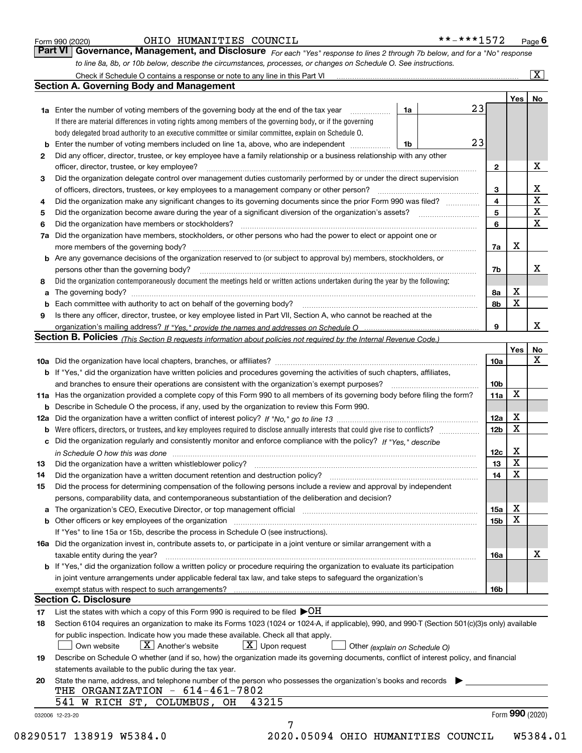Form 990 (2020) OHIO HUMANITIES COUNCIL **-***1572 Page 6

## Part VI Governance, Management, and Disclosure

*For each "Yes" response to lines 2 through 7b below, and for a "No" response to line 8a, 8b, or 10b below, describe the circumstances, processes, or changes on Schedule O. See instructions.*

Check if Schedule O contains a response or note to any line in this Part VI [X]

### Section A. Governing Body and Management

| | | | | Yes | No |
|---|---|---|---|---|---|
| **1a** | Enter the number of voting members of the governing body at the end of the tax year. If there are material differences in voting rights among members of the governing body, or if the governing body delegated broad authority to an executive committee or similar committee, explain on Schedule O. | 1a | 23 | | |
| **b** | Enter the number of voting members included on line 1a, above, who are independent | 1b | 23 | | |
| **2** | Did any officer, director, trustee, or key employee have a family relationship or a business relationship with any other officer, director, trustee, or key employee? | 2 | | | X |
| **3** | Did the organization delegate control over management duties customarily performed by or under the direct supervision of officers, directors, trustees, or key employees to a management company or other person? | 3 | | | X |
| **4** | Did the organization make any significant changes to its governing documents since the prior Form 990 was filed? | 4 | | | X |
| **5** | Did the organization become aware during the year of a significant diversion of the organization's assets? | 5 | | | X |
| **6** | Did the organization have members or stockholders? | 6 | | | X |
| **7a** | Did the organization have members, stockholders, or other persons who had the power to elect or appoint one or more members of the governing body? | 7a | | X | |
| **b** | Are any governance decisions of the organization reserved to (or subject to approval by) members, stockholders, or persons other than the governing body? | 7b | | | X |
| **8** | Did the organization contemporaneously document the meetings held or written actions undertaken during the year by the following: | | | | |
| **a** | The governing body? | 8a | | X | |
| **b** | Each committee with authority to act on behalf of the governing body? | 8b | | X | |
| **9** | Is there any officer, director, trustee, or key employee listed in Part VII, Section A, who cannot be reached at the organization's mailing address? *If "Yes," provide the names and addresses on Schedule O* | 9 | | | X |

### Section B. Policies *(This Section B requests information about policies not required by the Internal Revenue Code.)*

| | | | Yes | No |
|---|---|---|---|---|
| **10a** | Did the organization have local chapters, branches, or affiliates? | 10a | | X |
| **b** | If "Yes," did the organization have written policies and procedures governing the activities of such chapters, affiliates, and branches to ensure their operations are consistent with the organization's exempt purposes? | 10b | | |
| **11a** | Has the organization provided a complete copy of this Form 990 to all members of its governing body before filing the form? | 11a | X | |
| **b** | Describe in Schedule O the process, if any, used by the organization to review this Form 990. | | | |
| **12a** | Did the organization have a written conflict of interest policy? *If "No," go to line 13* | 12a | X | |
| **b** | Were officers, directors, or trustees, and key employees required to disclose annually interests that could give rise to conflicts? | 12b | X | |
| **c** | Did the organization regularly and consistently monitor and enforce compliance with the policy? *If "Yes," describe in Schedule O how this was done* | 12c | X | |
| **13** | Did the organization have a written whistleblower policy? | 13 | X | |
| **14** | Did the organization have a written document retention and destruction policy? | 14 | X | |
| **15** | Did the process for determining compensation of the following persons include a review and approval by independent persons, comparability data, and contemporaneous substantiation of the deliberation and decision? | | | |
| **a** | The organization's CEO, Executive Director, or top management official | 15a | X | |
| **b** | Other officers or key employees of the organization | 15b | X | |
| | If "Yes" to line 15a or 15b, describe the process in Schedule O (see instructions). | | | |
| **16a** | Did the organization invest in, contribute assets to, or participate in a joint venture or similar arrangement with a taxable entity during the year? | 16a | | X |
| **b** | If "Yes," did the organization follow a written policy or procedure requiring the organization to evaluate its participation in joint venture arrangements under applicable federal tax law, and take steps to safeguard the organization's exempt status with respect to such arrangements? | 16b | | |

### Section C. Disclosure

**17** List the states with which a copy of this Form 990 is required to be filed ▶ OH

**18** Section 6104 requires an organization to make its Forms 1023 (1024 or 1024-A, if applicable), 990, and 990-T (Section 501(c)(3)s only) available for public inspection. Indicate how you made these available. Check all that apply.

[ ] Own website [X] Another's website [X] Upon request [ ] Other *(explain on Schedule O)*

**19** Describe on Schedule O whether (and if so, how) the organization made its governing documents, conflict of interest policy, and financial statements available to the public during the tax year.

**20** State the name, address, and telephone number of the person who possesses the organization's books and records ▶

THE ORGANIZATION - 614-461-7802
541 W RICH ST, COLUMBUS, OH 43215

032006 12-23-20 Form 990 (2020)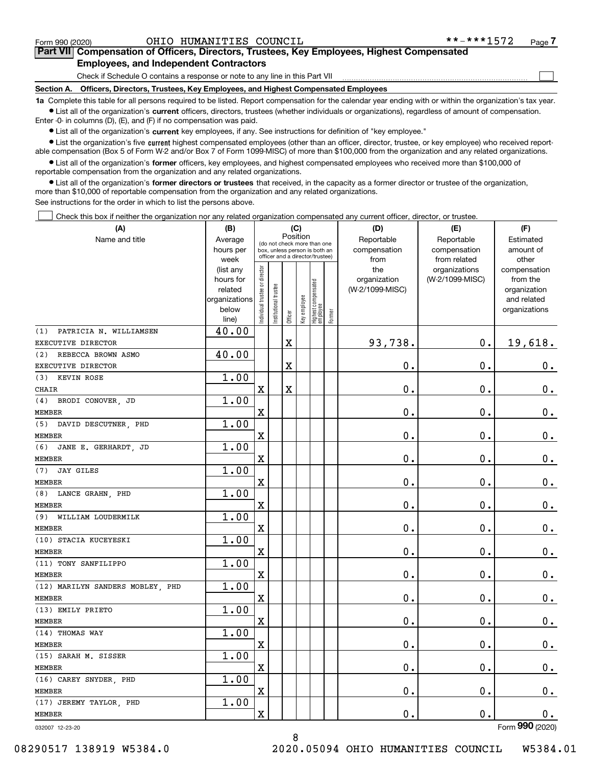Form 990 (2020) OHIO HUMANITIES COUNCIL **-***1572 Page 7

## Part VII Compensation of Officers, Directors, Trustees, Key Employees, Highest Compensated Employees, and Independent Contractors

Check if Schedule O contains a response or note to any line in this Part VII

### Section A. Officers, Directors, Trustees, Key Employees, and Highest Compensated Employees

**1a** Complete this table for all persons required to be listed. Report compensation for the calendar year ending with or within the organization's tax year.

- List all of the organization's **current** officers, directors, trustees (whether individuals or organizations), regardless of amount of compensation. Enter -0- in columns (D), (E), and (F) if no compensation was paid.
- List all of the organization's **current** key employees, if any. See instructions for definition of "key employee."
- List the organization's five **current** highest compensated employees (other than an officer, director, trustee, or key employee) who received reportable compensation (Box 5 of Form W-2 and/or Box 7 of Form 1099-MISC) of more than $100,000 from the organization and any related organizations.
- List all of the organization's **former** officers, key employees, and highest compensated employees who received more than $100,000 of reportable compensation from the organization and any related organizations.
- List all of the organization's **former directors or trustees** that received, in the capacity as a former director or trustee of the organization, more than $10,000 of reportable compensation from the organization and any related organizations.

See instructions for the order in which to list the persons above.

Check this box if neither the organization nor any related organization compensated any current officer, director, or trustee.

| (A) Name and title | (B) Average hours per week (list any hours for related organizations below line) | (C) Position: Individual trustee or director | Institutional trustee | Officer | Key employee | Highest compensated employee | Former | (D) Reportable compensation from the organization (W-2/1099-MISC) | (E) Reportable compensation from related organizations (W-2/1099-MISC) | (F) Estimated amount of other compensation from the organization and related organizations |
|---|---|---|---|---|---|---|---|---|---|---|
| (1) PATRICIA N. WILLIAMSEN<br>EXECUTIVE DIRECTOR | 40.00 | | | X | | | | 93,738. | 0. | 19,618. |
| (2) REBECCA BROWN ASMO<br>EXECUTIVE DIRECTOR | 40.00 | | | X | | | | 0. | 0. | 0. |
| (3) KEVIN ROSE<br>CHAIR | 1.00 | X | | X | | | | 0. | 0. | 0. |
| (4) BRODI CONOVER, JD<br>MEMBER | 1.00 | X | | | | | | 0. | 0. | 0. |
| (5) DAVID DESCUTNER, PHD<br>MEMBER | 1.00 | X | | | | | | 0. | 0. | 0. |
| (6) JANE E. GERHARDT, JD<br>MEMBER | 1.00 | X | | | | | | 0. | 0. | 0. |
| (7) JAY GILES<br>MEMBER | 1.00 | X | | | | | | 0. | 0. | 0. |
| (8) LANCE GRAHN, PHD<br>MEMBER | 1.00 | X | | | | | | 0. | 0. | 0. |
| (9) WILLIAM LOUDERMILK<br>MEMBER | 1.00 | X | | | | | | 0. | 0. | 0. |
| (10) STACIA KUCEYESKI<br>MEMBER | 1.00 | X | | | | | | 0. | 0. | 0. |
| (11) TONY SANFILIPPO<br>MEMBER | 1.00 | X | | | | | | 0. | 0. | 0. |
| (12) MARILYN SANDERS MOBLEY, PHD<br>MEMBER | 1.00 | X | | | | | | 0. | 0. | 0. |
| (13) EMILY PRIETO<br>MEMBER | 1.00 | X | | | | | | 0. | 0. | 0. |
| (14) THOMAS WAY<br>MEMBER | 1.00 | X | | | | | | 0. | 0. | 0. |
| (15) SARAH M. SISSER<br>MEMBER | 1.00 | X | | | | | | 0. | 0. | 0. |
| (16) CAREY SNYDER, PHD<br>MEMBER | 1.00 | X | | | | | | 0. | 0. | 0. |
| (17) JEREMY TAYLOR, PHD<br>MEMBER | 1.00 | X | | | | | | 0. | 0. | 0. |

032007 12-23-20 Form 990 (2020)

08290517 138919 W5384.0 2020.05094 OHIO HUMANITIES COUNCIL W5384.01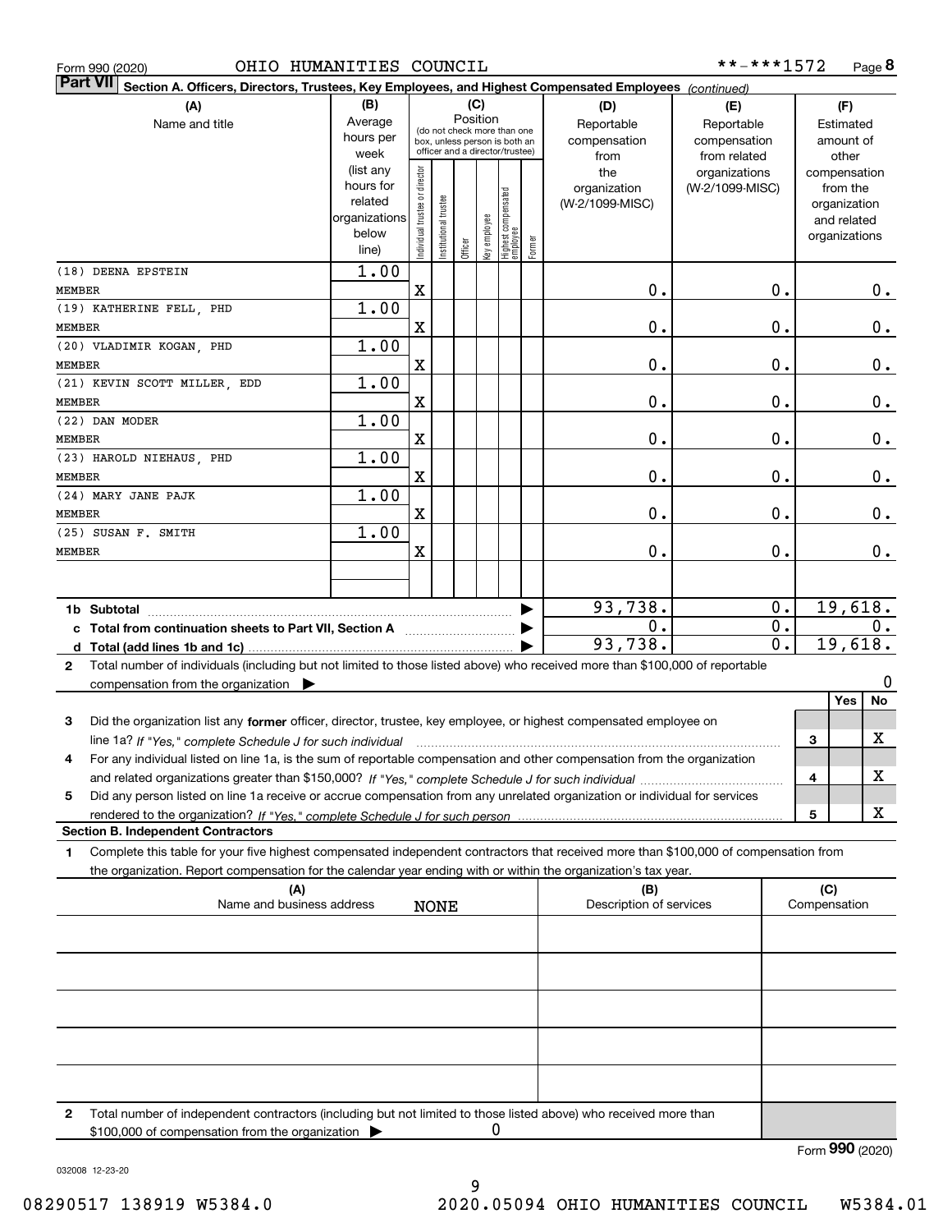Form 990 (2020) OHIO HUMANITIES COUNCIL **-***1572 Page 8

**Part VII Section A. Officers, Directors, Trustees, Key Employees, and Highest Compensated Employees** *(continued)*

| (A) Name and title | (B) Average hours per week (list any hours for related organizations below line) | (C) Position: Individual trustee or director | Institutional trustee | Officer | Key employee | Highest compensated employee | Former | (D) Reportable compensation from the organization (W-2/1099-MISC) | (E) Reportable compensation from related organizations (W-2/1099-MISC) | (F) Estimated amount of other compensation from the organization and related organizations |
|---|---|---|---|---|---|---|---|---|---|---|
| (18) DEENA EPSTEIN<br>MEMBER | 1.00 | X | | | | | | 0. | 0. | 0. |
| (19) KATHERINE FELL, PHD<br>MEMBER | 1.00 | X | | | | | | 0. | 0. | 0. |
| (20) VLADIMIR KOGAN, PHD<br>MEMBER | 1.00 | X | | | | | | 0. | 0. | 0. |
| (21) KEVIN SCOTT MILLER, EDD<br>MEMBER | 1.00 | X | | | | | | 0. | 0. | 0. |
| (22) DAN MODER<br>MEMBER | 1.00 | X | | | | | | 0. | 0. | 0. |
| (23) HAROLD NIEHAUS, PHD<br>MEMBER | 1.00 | X | | | | | | 0. | 0. | 0. |
| (24) MARY JANE PAJK<br>MEMBER | 1.00 | X | | | | | | 0. | 0. | 0. |
| (25) SUSAN F. SMITH<br>MEMBER | 1.00 | X | | | | | | 0. | 0. | 0. |
| 1b Subtotal | | | | | | | | 93,738. | 0. | 19,618. |
| c Total from continuation sheets to Part VII, Section A | | | | | | | | 0. | 0. | 0. |
| d Total (add lines 1b and 1c) | | | | | | | | 93,738. | 0. | 19,618. |

2 Total number of individuals (including but not limited to those listed above) who received more than $100,000 of reportable compensation from the organization ▶ 0

| | | Yes | No |
|---|---|---|---|
| 3 Did the organization list any **former** officer, director, trustee, key employee, or highest compensated employee on line 1a? *If "Yes," complete Schedule J for such individual* | 3 | | X |
| 4 For any individual listed on line 1a, is the sum of reportable compensation and other compensation from the organization and related organizations greater than $150,000? *If "Yes," complete Schedule J for such individual* | 4 | | X |
| 5 Did any person listed on line 1a receive or accrue compensation from any unrelated organization or individual for services rendered to the organization? *If "Yes," complete Schedule J for such person* | 5 | | X |

**Section B. Independent Contractors**

1 Complete this table for your five highest compensated independent contractors that received more than $100,000 of compensation from the organization. Report compensation for the calendar year ending with or within the organization's tax year.

| (A) Name and business address | (B) Description of services | (C) Compensation |
|---|---|---|
| NONE | | |
| | | |
| | | |
| | | |
| | | |

2 Total number of independent contractors (including but not limited to those listed above) who received more than $100,000 of compensation from the organization ▶ 0

Form **990** (2020)

032008 12-23-20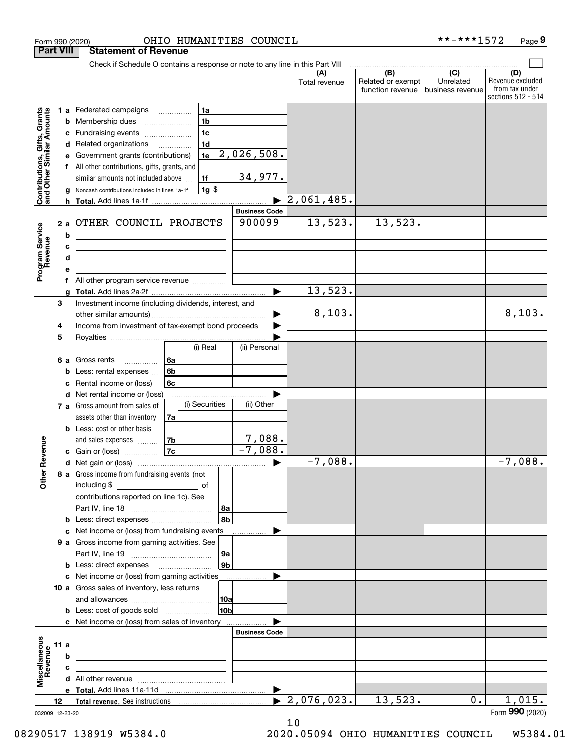Form 990 (2020) OHIO HUMANITIES COUNCIL **-***1572 Page 9

## Part VIII Statement of Revenue

Check if Schedule O contains a response or note to any line in this Part VIII

| | | | (A) Total revenue | (B) Related or exempt function revenue | (C) Unrelated business revenue | (D) Revenue excluded from tax under sections 512 - 514 |
|---|---|---|---|---|---|---|
| **Contributions, Gifts, Grants and Other Similar Amounts** | 1a Federated campaigns | 1a | | | | |
| | b Membership dues | 1b | | | | |
| | c Fundraising events | 1c | | | | |
| | d Related organizations | 1d | | | | |
| | e Government grants (contributions) | 1e 2,026,508. | | | | |
| | f All other contributions, gifts, grants, and similar amounts not included above | 1f 34,977. | | | | |
| | g Noncash contributions included in lines 1a-1f | 1g $ | | | | |
| | h **Total.** Add lines 1a-1f | | 2,061,485. | | | |
| **Program Service Revenue** | | **Business Code** | | | | |
| | 2a OTHER COUNCIL PROJECTS | 900099 | 13,523. | 13,523. | | |
| | b | | | | | |
| | c | | | | | |
| | d | | | | | |
| | e | | | | | |
| | f All other program service revenue | | | | | |
| | g **Total.** Add lines 2a-2f | | 13,523. | | | |
| **Other Revenue** | 3 Investment income (including dividends, interest, and other similar amounts) | | 8,103. | | | 8,103. |
| | 4 Income from investment of tax-exempt bond proceeds | | | | | |
| | 5 Royalties | | | | | |
| | 6a Gross rents — 6a (i) Real / (ii) Personal | | | | | |
| | b Less: rental expenses — 6b | | | | | |
| | c Rental income or (loss) — 6c | | | | | |
| | d Net rental income or (loss) | | | | | |
| | 7a Gross amount from sales of assets other than inventory — 7a (i) Securities / (ii) Other | | | | | |
| | b Less: cost or other basis and sales expenses — 7b (ii) 7,088. | | | | | |
| | c Gain or (loss) — 7c (ii) -7,088. | | | | | |
| | d Net gain or (loss) | | -7,088. | | | -7,088. |
| | 8a Gross income from fundraising events (not including $ ___ of contributions reported on line 1c). See Part IV, line 18 | 8a | | | | |
| | b Less: direct expenses | 8b | | | | |
| | c Net income or (loss) from fundraising events | | | | | |
| | 9a Gross income from gaming activities. See Part IV, line 19 | 9a | | | | |
| | b Less: direct expenses | 9b | | | | |
| | c Net income or (loss) from gaming activities | | | | | |
| | 10a Gross sales of inventory, less returns and allowances | 10a | | | | |
| | b Less: cost of goods sold | 10b | | | | |
| | c Net income or (loss) from sales of inventory | | | | | |
| **Miscellaneous Revenue** | | **Business Code** | | | | |
| | 11a | | | | | |
| | b | | | | | |
| | c | | | | | |
| | d All other revenue | | | | | |
| | e **Total.** Add lines 11a-11d | | | | | |
| | 12 **Total revenue.** See instructions | | 2,076,023. | 13,523. | 0. | 1,015. |

032009 12-23-20 Form **990** (2020)

08290517 138919 W5384.0 2020.05094 OHIO HUMANITIES COUNCIL W5384.01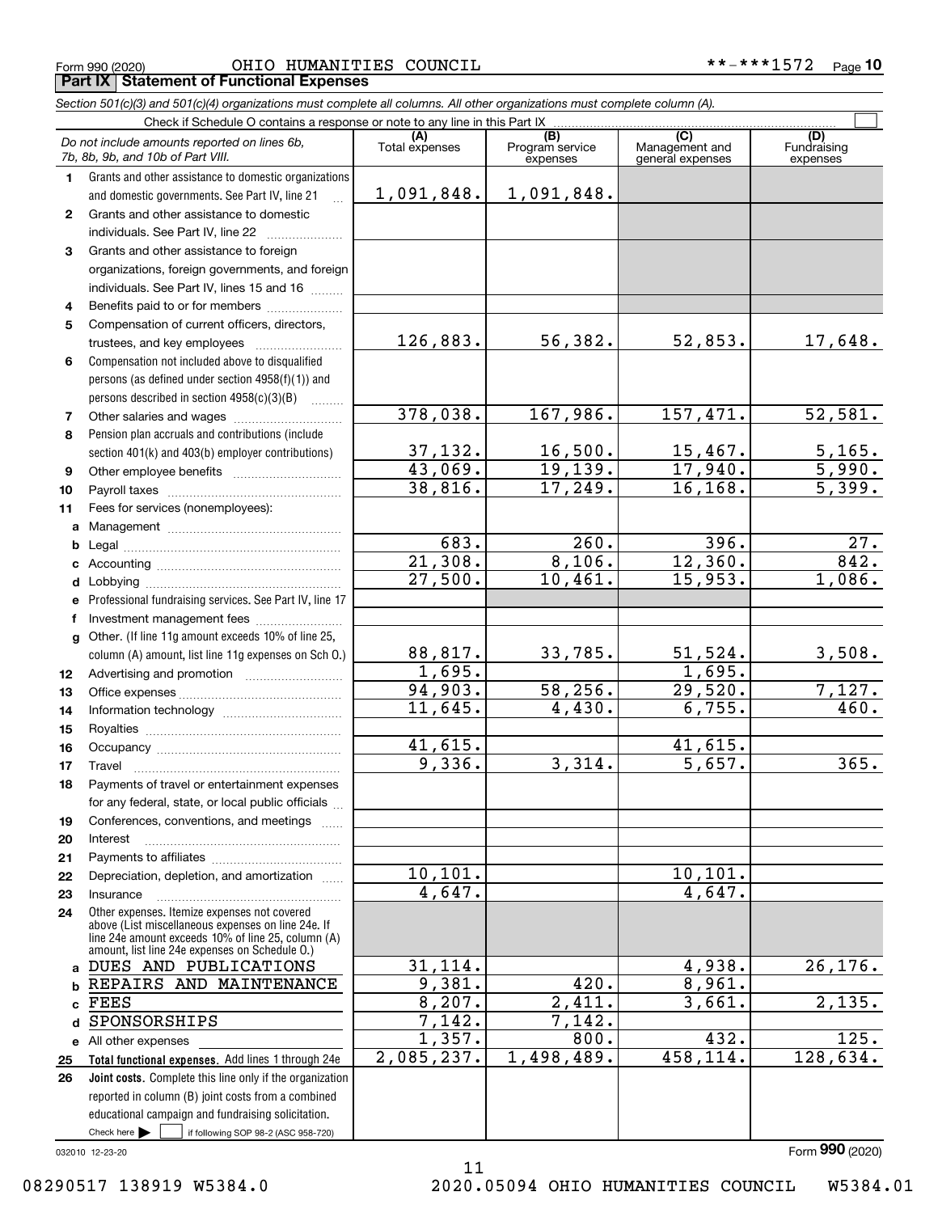Form 990 (2020) OHIO HUMANITIES COUNCIL **-***1572 Page 10

**Part IX Statement of Functional Expenses**

*Section 501(c)(3) and 501(c)(4) organizations must complete all columns. All other organizations must complete column (A).*

Check if Schedule O contains a response or note to any line in this Part IX

| *Do not include amounts reported on lines 6b, 7b, 8b, 9b, and 10b of Part VIII.* | (A) Total expenses | (B) Program service expenses | (C) Management and general expenses | (D) Fundraising expenses |
|---|---|---|---|---|
| 1 Grants and other assistance to domestic organizations and domestic governments. See Part IV, line 21 | 1,091,848. | 1,091,848. | | |
| 2 Grants and other assistance to domestic individuals. See Part IV, line 22 | | | | |
| 3 Grants and other assistance to foreign organizations, foreign governments, and foreign individuals. See Part IV, lines 15 and 16 | | | | |
| 4 Benefits paid to or for members | | | | |
| 5 Compensation of current officers, directors, trustees, and key employees | 126,883. | 56,382. | 52,853. | 17,648. |
| 6 Compensation not included above to disqualified persons (as defined under section 4958(f)(1)) and persons described in section 4958(c)(3)(B) | | | | |
| 7 Other salaries and wages | 378,038. | 167,986. | 157,471. | 52,581. |
| 8 Pension plan accruals and contributions (include section 401(k) and 403(b) employer contributions) | 37,132. | 16,500. | 15,467. | 5,165. |
| 9 Other employee benefits | 43,069. | 19,139. | 17,940. | 5,990. |
| 10 Payroll taxes | 38,816. | 17,249. | 16,168. | 5,399. |
| 11 Fees for services (nonemployees): | | | | |
| a Management | | | | |
| b Legal | 683. | 260. | 396. | 27. |
| c Accounting | 21,308. | 8,106. | 12,360. | 842. |
| d Lobbying | 27,500. | 10,461. | 15,953. | 1,086. |
| e Professional fundraising services. See Part IV, line 17 | | | | |
| f Investment management fees | | | | |
| g Other. (If line 11g amount exceeds 10% of line 25, column (A) amount, list line 11g expenses on Sch O.) | 88,817. | 33,785. | 51,524. | 3,508. |
| 12 Advertising and promotion | 1,695. | | 1,695. | |
| 13 Office expenses | 94,903. | 58,256. | 29,520. | 7,127. |
| 14 Information technology | 11,645. | 4,430. | 6,755. | 460. |
| 15 Royalties | | | | |
| 16 Occupancy | 41,615. | | 41,615. | |
| 17 Travel | 9,336. | 3,314. | 5,657. | 365. |
| 18 Payments of travel or entertainment expenses for any federal, state, or local public officials | | | | |
| 19 Conferences, conventions, and meetings | | | | |
| 20 Interest | | | | |
| 21 Payments to affiliates | | | | |
| 22 Depreciation, depletion, and amortization | 10,101. | | 10,101. | |
| 23 Insurance | 4,647. | | 4,647. | |
| 24 Other expenses. Itemize expenses not covered above (List miscellaneous expenses on line 24e. If line 24e amount exceeds 10% of line 25, column (A) amount, list line 24e expenses on Schedule O.) | | | | |
| a DUES AND PUBLICATIONS | 31,114. | | 4,938. | 26,176. |
| b REPAIRS AND MAINTENANCE | 9,381. | 420. | 8,961. | |
| c FEES | 8,207. | 2,411. | 3,661. | 2,135. |
| d SPONSORSHIPS | 7,142. | 7,142. | | |
| e All other expenses | 1,357. | 800. | 432. | 125. |
| 25 **Total functional expenses.** Add lines 1 through 24e | 2,085,237. | 1,498,489. | 458,114. | 128,634. |
| 26 **Joint costs.** Complete this line only if the organization reported in column (B) joint costs from a combined educational campaign and fundraising solicitation. Check here ☐ if following SOP 98-2 (ASC 958-720) | | | | |

032010 12-23-20 Form **990** (2020)

08290517 138919 W5384.0 2020.05094 OHIO HUMANITIES COUNCIL W5384.01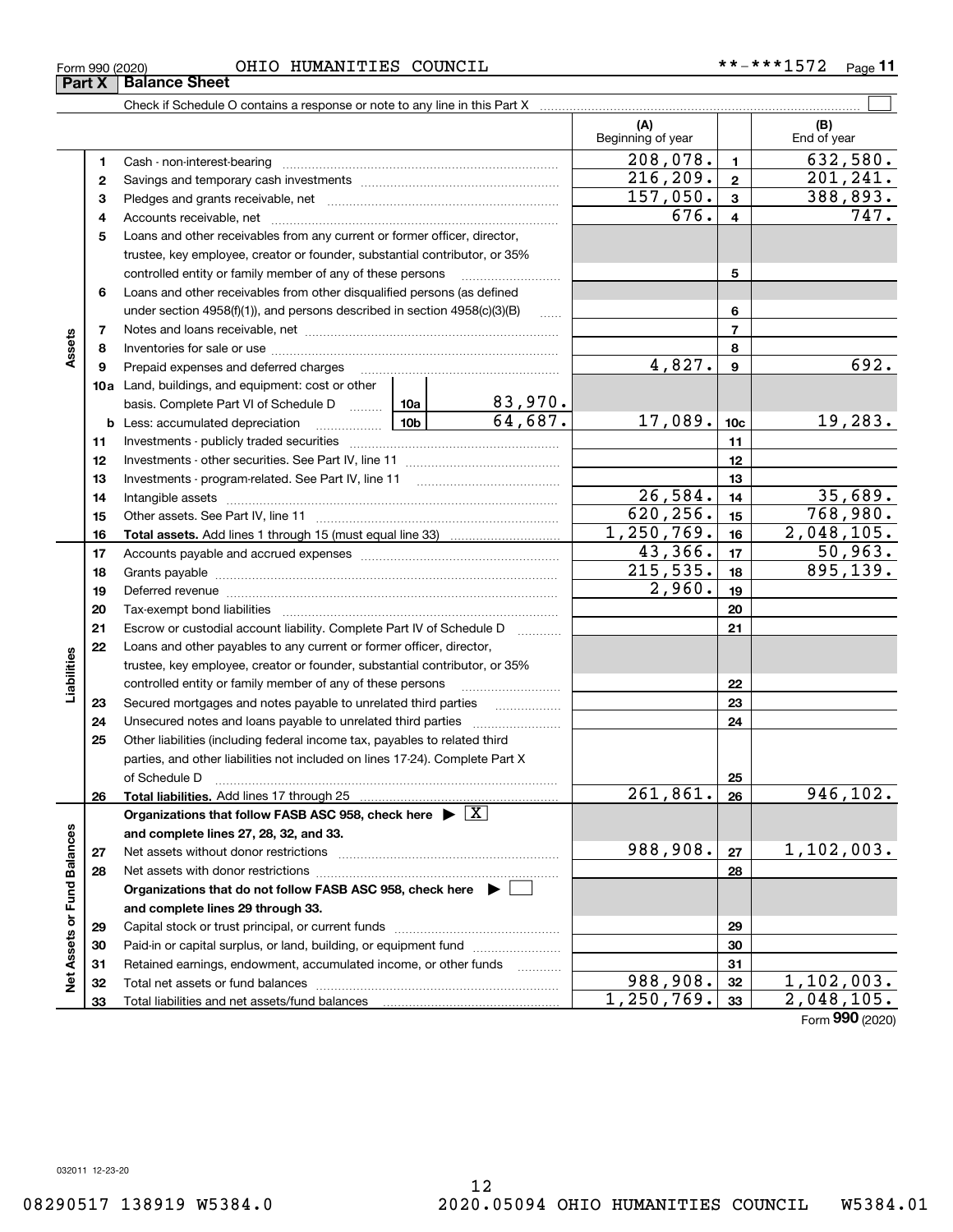Form 990 (2020) OHIO HUMANITIES COUNCIL **-***1572 Page 11

## Part X Balance Sheet

Check if Schedule O contains a response or note to any line in this Part X

| | | | (A) Beginning of year | | (B) End of year |
|---|---|---|---|---|---|
| Assets | 1 | Cash - non-interest-bearing | 208,078. | 1 | 632,580. |
| | 2 | Savings and temporary cash investments | 216,209. | 2 | 201,241. |
| | 3 | Pledges and grants receivable, net | 157,050. | 3 | 388,893. |
| | 4 | Accounts receivable, net | 676. | 4 | 747. |
| | 5 | Loans and other receivables from any current or former officer, director, trustee, key employee, creator or founder, substantial contributor, or 35% controlled entity or family member of any of these persons | | 5 | |
| | 6 | Loans and other receivables from other disqualified persons (as defined under section 4958(f)(1)), and persons described in section 4958(c)(3)(B) | | 6 | |
| | 7 | Notes and loans receivable, net | | 7 | |
| | 8 | Inventories for sale or use | | 8 | |
| | 9 | Prepaid expenses and deferred charges | 4,827. | 9 | 692. |
| | 10a | Land, buildings, and equipment: cost or other basis. Complete Part VI of Schedule D 10a 83,970. | | | |
| | b | Less: accumulated depreciation 10b 64,687. | 17,089. | 10c | 19,283. |
| | 11 | Investments - publicly traded securities | | 11 | |
| | 12 | Investments - other securities. See Part IV, line 11 | | 12 | |
| | 13 | Investments - program-related. See Part IV, line 11 | | 13 | |
| | 14 | Intangible assets | 26,584. | 14 | 35,689. |
| | 15 | Other assets. See Part IV, line 11 | 620,256. | 15 | 768,980. |
| | 16 | **Total assets.** Add lines 1 through 15 (must equal line 33) | 1,250,769. | 16 | 2,048,105. |
| Liabilities | 17 | Accounts payable and accrued expenses | 43,366. | 17 | 50,963. |
| | 18 | Grants payable | 215,535. | 18 | 895,139. |
| | 19 | Deferred revenue | 2,960. | 19 | |
| | 20 | Tax-exempt bond liabilities | | 20 | |
| | 21 | Escrow or custodial account liability. Complete Part IV of Schedule D | | 21 | |
| | 22 | Loans and other payables to any current or former officer, director, trustee, key employee, creator or founder, substantial contributor, or 35% controlled entity or family member of any of these persons | | 22 | |
| | 23 | Secured mortgages and notes payable to unrelated third parties | | 23 | |
| | 24 | Unsecured notes and loans payable to unrelated third parties | | 24 | |
| | 25 | Other liabilities (including federal income tax, payables to related third parties, and other liabilities not included on lines 17-24). Complete Part X of Schedule D | | 25 | |
| | 26 | **Total liabilities.** Add lines 17 through 25 | 261,861. | 26 | 946,102. |
| Net Assets or Fund Balances | | **Organizations that follow FASB ASC 958, check here** ▶ [X] **and complete lines 27, 28, 32, and 33.** | | | |
| | 27 | Net assets without donor restrictions | 988,908. | 27 | 1,102,003. |
| | 28 | Net assets with donor restrictions | | 28 | |
| | | **Organizations that do not follow FASB ASC 958, check here** ▶ [ ] **and complete lines 29 through 33.** | | | |
| | 29 | Capital stock or trust principal, or current funds | | 29 | |
| | 30 | Paid-in or capital surplus, or land, building, or equipment fund | | 30 | |
| | 31 | Retained earnings, endowment, accumulated income, or other funds | | 31 | |
| | 32 | Total net assets or fund balances | 988,908. | 32 | 1,102,003. |
| | 33 | Total liabilities and net assets/fund balances | 1,250,769. | 33 | 2,048,105. |

Form 990 (2020)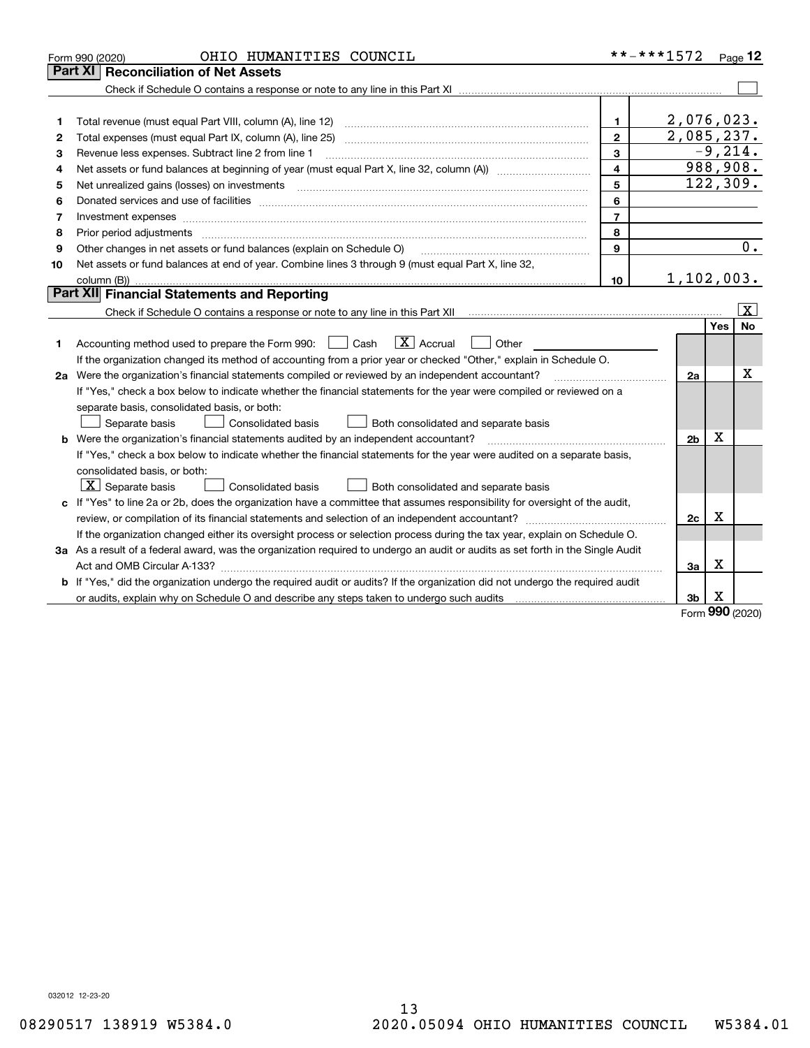Form 990 (2020) OHIO HUMANITIES COUNCIL **-***1572 Page 12

## Part XI Reconciliation of Net Assets

Check if Schedule O contains a response or note to any line in this Part XI ☐

| | | | |
|---|---|---|---|
| 1 | Total revenue (must equal Part VIII, column (A), line 12) | 1 | 2,076,023. |
| 2 | Total expenses (must equal Part IX, column (A), line 25) | 2 | 2,085,237. |
| 3 | Revenue less expenses. Subtract line 2 from line 1 | 3 | -9,214. |
| 4 | Net assets or fund balances at beginning of year (must equal Part X, line 32, column (A)) | 4 | 988,908. |
| 5 | Net unrealized gains (losses) on investments | 5 | 122,309. |
| 6 | Donated services and use of facilities | 6 | |
| 7 | Investment expenses | 7 | |
| 8 | Prior period adjustments | 8 | |
| 9 | Other changes in net assets or fund balances (explain on Schedule O) | 9 | 0. |
| 10 | Net assets or fund balances at end of year. Combine lines 3 through 9 (must equal Part X, line 32, column (B)) | 10 | 1,102,003. |

## Part XII Financial Statements and Reporting

Check if Schedule O contains a response or note to any line in this Part XII ☒

| | | | Yes | No |
|---|---|---|---|---|
| 1 | Accounting method used to prepare the Form 990: ☐ Cash ☒ Accrual ☐ Other<br>If the organization changed its method of accounting from a prior year or checked "Other," explain in Schedule O. | | | |
| 2a | Were the organization's financial statements compiled or reviewed by an independent accountant?<br>If "Yes," check a box below to indicate whether the financial statements for the year were compiled or reviewed on a separate basis, consolidated basis, or both:<br>☐ Separate basis ☐ Consolidated basis ☐ Both consolidated and separate basis | 2a | | X |
| b | Were the organization's financial statements audited by an independent accountant?<br>If "Yes," check a box below to indicate whether the financial statements for the year were audited on a separate basis, consolidated basis, or both:<br>☒ Separate basis ☐ Consolidated basis ☐ Both consolidated and separate basis | 2b | X | |
| c | If "Yes" to line 2a or 2b, does the organization have a committee that assumes responsibility for oversight of the audit, review, or compilation of its financial statements and selection of an independent accountant?<br>If the organization changed either its oversight process or selection process during the tax year, explain on Schedule O. | 2c | X | |
| 3a | As a result of a federal award, was the organization required to undergo an audit or audits as set forth in the Single Audit Act and OMB Circular A-133? | 3a | X | |
| b | If "Yes," did the organization undergo the required audit or audits? If the organization did not undergo the required audit or audits, explain why on Schedule O and describe any steps taken to undergo such audits | 3b | X | |

Form 990 (2020)

032012 12-23-20

08290517 138919 W5384.0 2020.05094 OHIO HUMANITIES COUNCIL W5384.01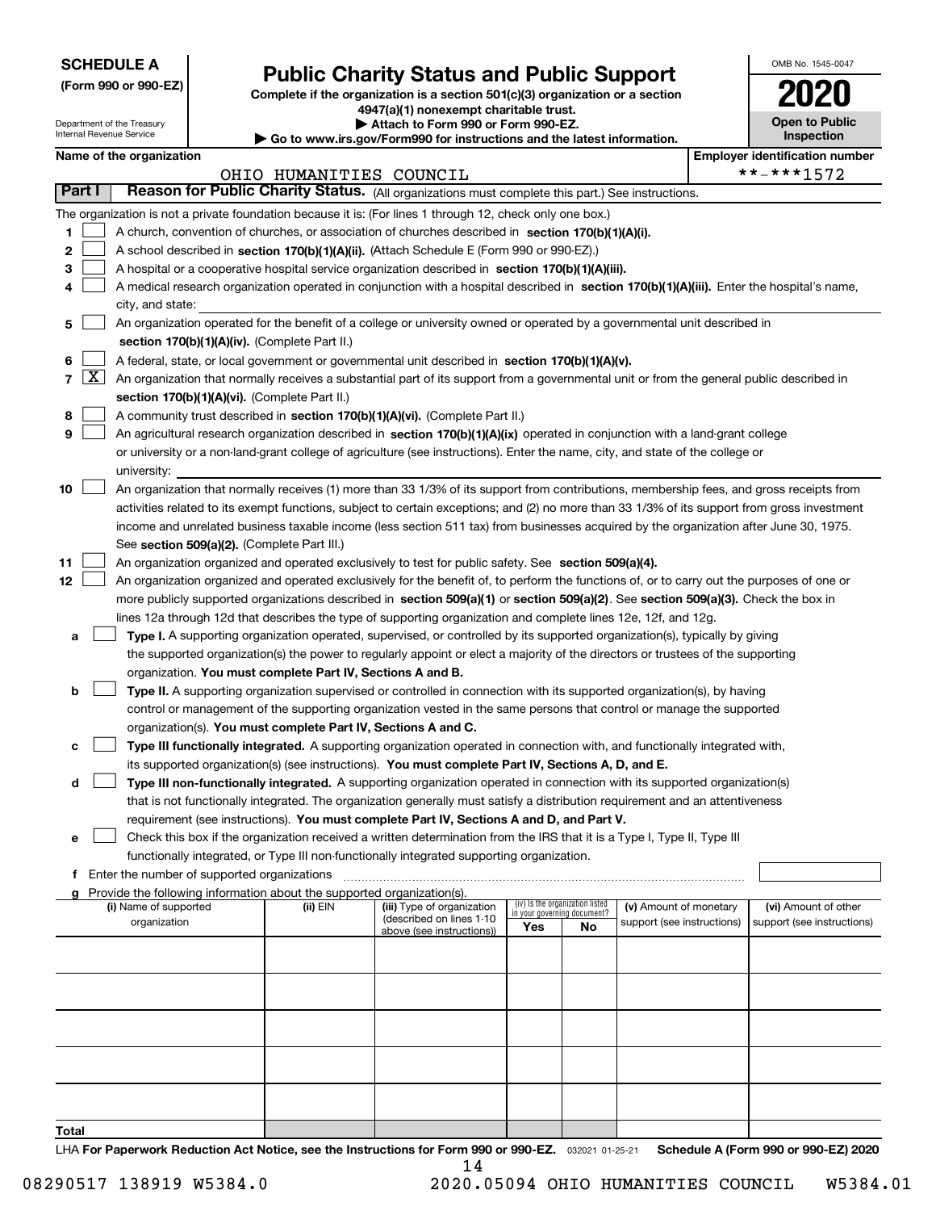**SCHEDULE A**
**(Form 990 or 990-EZ)**

Department of the Treasury
Internal Revenue Service

# Public Charity Status and Public Support

**Complete if the organization is a section 501(c)(3) organization or a section 4947(a)(1) nonexempt charitable trust.**
**▶ Attach to Form 990 or Form 990-EZ.**
**▶ Go to www.irs.gov/Form990 for instructions and the latest information.**

OMB No. 1545-0047

**2020**

**Open to Public Inspection**

**Name of the organization**: OHIO HUMANITIES COUNCIL

**Employer identification number**: **-***1572

**Part I** **Reason for Public Charity Status.** (All organizations must complete this part.) See instructions.

The organization is not a private foundation because it is: (For lines 1 through 12, check only one box.)

1. [ ] A church, convention of churches, or association of churches described in **section 170(b)(1)(A)(i).**
2. [ ] A school described in **section 170(b)(1)(A)(ii).** (Attach Schedule E (Form 990 or 990-EZ).)
3. [ ] A hospital or a cooperative hospital service organization described in **section 170(b)(1)(A)(iii).**
4. [ ] A medical research organization operated in conjunction with a hospital described in **section 170(b)(1)(A)(iii).** Enter the hospital's name, city, and state:
5. [ ] An organization operated for the benefit of a college or university owned or operated by a governmental unit described in **section 170(b)(1)(A)(iv).** (Complete Part II.)
6. [ ] A federal, state, or local government or governmental unit described in **section 170(b)(1)(A)(v).**
7. [X] An organization that normally receives a substantial part of its support from a governmental unit or from the general public described in **section 170(b)(1)(A)(vi).** (Complete Part II.)
8. [ ] A community trust described in **section 170(b)(1)(A)(vi).** (Complete Part II.)
9. [ ] An agricultural research organization described in **section 170(b)(1)(A)(ix)** operated in conjunction with a land-grant college or university or a non-land-grant college of agriculture (see instructions). Enter the name, city, and state of the college or university:
10. [ ] An organization that normally receives (1) more than 33 1/3% of its support from contributions, membership fees, and gross receipts from activities related to its exempt functions, subject to certain exceptions; and (2) no more than 33 1/3% of its support from gross investment income and unrelated business taxable income (less section 511 tax) from businesses acquired by the organization after June 30, 1975. See **section 509(a)(2).** (Complete Part III.)
11. [ ] An organization organized and operated exclusively to test for public safety. See **section 509(a)(4).**
12. [ ] An organization organized and operated exclusively for the benefit of, to perform the functions of, or to carry out the purposes of one or more publicly supported organizations described in **section 509(a)(1)** or **section 509(a)(2).** See **section 509(a)(3).** Check the box in lines 12a through 12d that describes the type of supporting organization and complete lines 12e, 12f, and 12g.
   - **a** [ ] **Type I.** A supporting organization operated, supervised, or controlled by its supported organization(s), typically by giving the supported organization(s) the power to regularly appoint or elect a majority of the directors or trustees of the supporting organization. **You must complete Part IV, Sections A and B.**
   - **b** [ ] **Type II.** A supporting organization supervised or controlled in connection with its supported organization(s), by having control or management of the supporting organization vested in the same persons that control or manage the supported organization(s). **You must complete Part IV, Sections A and C.**
   - **c** [ ] **Type III functionally integrated.** A supporting organization operated in connection with, and functionally integrated with, its supported organization(s) (see instructions). **You must complete Part IV, Sections A, D, and E.**
   - **d** [ ] **Type III non-functionally integrated.** A supporting organization operated in connection with its supported organization(s) that is not functionally integrated. The organization generally must satisfy a distribution requirement and an attentiveness requirement (see instructions). **You must complete Part IV, Sections A and D, and Part V.**
   - **e** [ ] Check this box if the organization received a written determination from the IRS that it is a Type I, Type II, Type III functionally integrated, or Type III non-functionally integrated supporting organization.
   - **f** Enter the number of supported organizations
   - **g** Provide the following information about the supported organization(s).

| (i) Name of supported organization | (ii) EIN | (iii) Type of organization (described on lines 1-10 above (see instructions)) | (iv) Is the organization listed in your governing document? Yes | No | (v) Amount of monetary support (see instructions) | (vi) Amount of other support (see instructions) |
|---|---|---|---|---|---|---|
| | | | | | | |
| | | | | | | |
| | | | | | | |
| | | | | | | |
| | | | | | | |
| **Total** | | | | | | |

LHA **For Paperwork Reduction Act Notice, see the Instructions for Form 990 or 990-EZ.** 032021 01-25-21 **Schedule A (Form 990 or 990-EZ) 2020**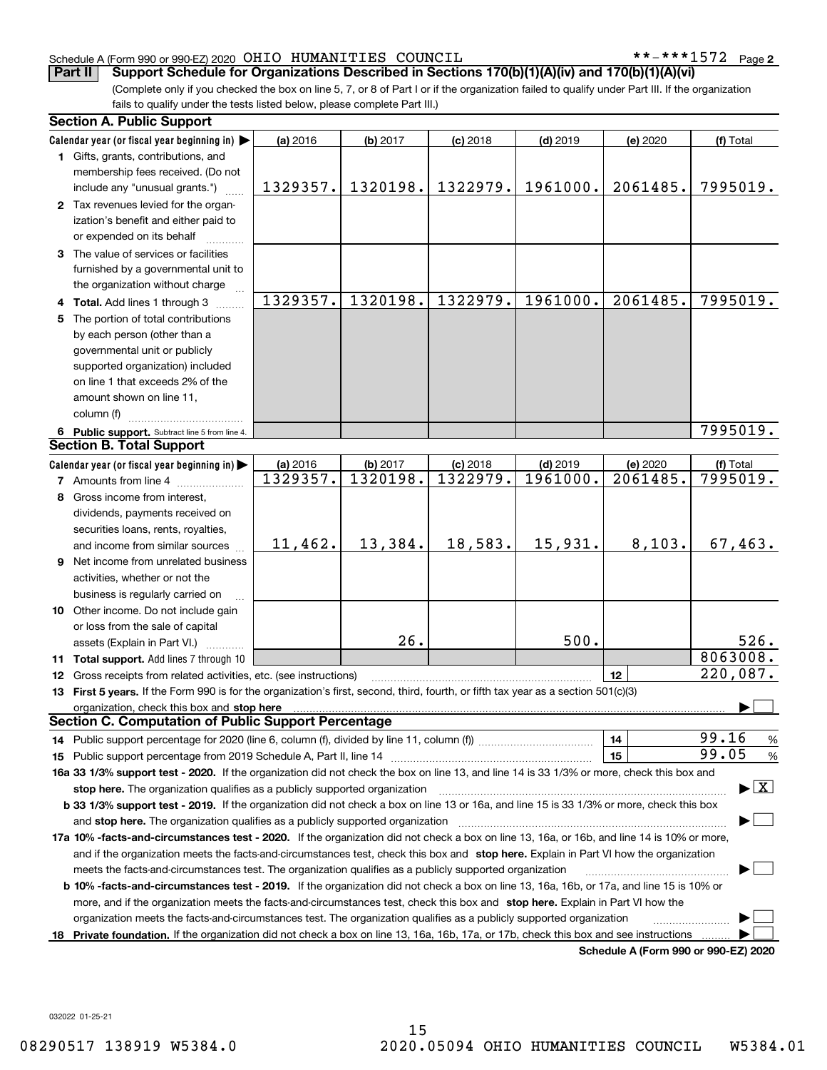Schedule A (Form 990 or 990-EZ) 2020 OHIO HUMANITIES COUNCIL **-***1572 Page 2

**Part II** **Support Schedule for Organizations Described in Sections 170(b)(1)(A)(iv) and 170(b)(1)(A)(vi)**

(Complete only if you checked the box on line 5, 7, or 8 of Part I or if the organization failed to qualify under Part III. If the organization fails to qualify under the tests listed below, please complete Part III.)

## Section A. Public Support

| Calendar year (or fiscal year beginning in) ▶ | (a) 2016 | (b) 2017 | (c) 2018 | (d) 2019 | (e) 2020 | (f) Total |
|---|---|---|---|---|---|---|
| **1** Gifts, grants, contributions, and membership fees received. (Do not include any "unusual grants.") | 1329357. | 1320198. | 1322979. | 1961000. | 2061485. | 7995019. |
| **2** Tax revenues levied for the organization's benefit and either paid to or expended on its behalf | | | | | | |
| **3** The value of services or facilities furnished by a governmental unit to the organization without charge | | | | | | |
| **4** **Total.** Add lines 1 through 3 | 1329357. | 1320198. | 1322979. | 1961000. | 2061485. | 7995019. |
| **5** The portion of total contributions by each person (other than a governmental unit or publicly supported organization) included on line 1 that exceeds 2% of the amount shown on line 11, column (f) | | | | | | |
| **6** **Public support.** Subtract line 5 from line 4. | | | | | | 7995019. |

## Section B. Total Support

| Calendar year (or fiscal year beginning in) ▶ | (a) 2016 | (b) 2017 | (c) 2018 | (d) 2019 | (e) 2020 | (f) Total |
|---|---|---|---|---|---|---|
| **7** Amounts from line 4 | 1329357. | 1320198. | 1322979. | 1961000. | 2061485. | 7995019. |
| **8** Gross income from interest, dividends, payments received on securities loans, rents, royalties, and income from similar sources | 11,462. | 13,384. | 18,583. | 15,931. | 8,103. | 67,463. |
| **9** Net income from unrelated business activities, whether or not the business is regularly carried on | | | | | | |
| **10** Other income. Do not include gain or loss from the sale of capital assets (Explain in Part VI.) | | 26. | | 500. | | 526. |
| **11** **Total support.** Add lines 7 through 10 | | | | | | 8063008. |
| **12** Gross receipts from related activities, etc. (see instructions) | | | | | **12** | 220,087. |

**13** **First 5 years.** If the Form 990 is for the organization's first, second, third, fourth, or fifth tax year as a section 501(c)(3) organization, check this box and **stop here** ▶ ☐

## Section C. Computation of Public Support Percentage

**14** Public support percentage for 2020 (line 6, column (f), divided by line 11, column (f)) **14** 99.16 %

**15** Public support percentage from 2019 Schedule A, Part II, line 14 **15** 99.05 %

**16a 33 1/3% support test - 2020.** If the organization did not check the box on line 13, and line 14 is 33 1/3% or more, check this box and **stop here.** The organization qualifies as a publicly supported organization ▶ ☒

**b 33 1/3% support test - 2019.** If the organization did not check a box on line 13 or 16a, and line 15 is 33 1/3% or more, check this box and **stop here.** The organization qualifies as a publicly supported organization ▶ ☐

**17a 10% -facts-and-circumstances test - 2020.** If the organization did not check a box on line 13, 16a, or 16b, and line 14 is 10% or more, and if the organization meets the facts-and-circumstances test, check this box and **stop here.** Explain in Part VI how the organization meets the facts-and-circumstances test. The organization qualifies as a publicly supported organization ▶ ☐

**b 10% -facts-and-circumstances test - 2019.** If the organization did not check a box on line 13, 16a, 16b, or 17a, and line 15 is 10% or more, and if the organization meets the facts-and-circumstances test, check this box and **stop here.** Explain in Part VI how the organization meets the facts-and-circumstances test. The organization qualifies as a publicly supported organization ▶ ☐

**18** **Private foundation.** If the organization did not check a box on line 13, 16a, 16b, 17a, or 17b, check this box and see instructions ▶ ☐

**Schedule A (Form 990 or 990-EZ) 2020**

032022 01-25-21

08290517 138919 W5384.0 2020.05094 OHIO HUMANITIES COUNCIL W5384.01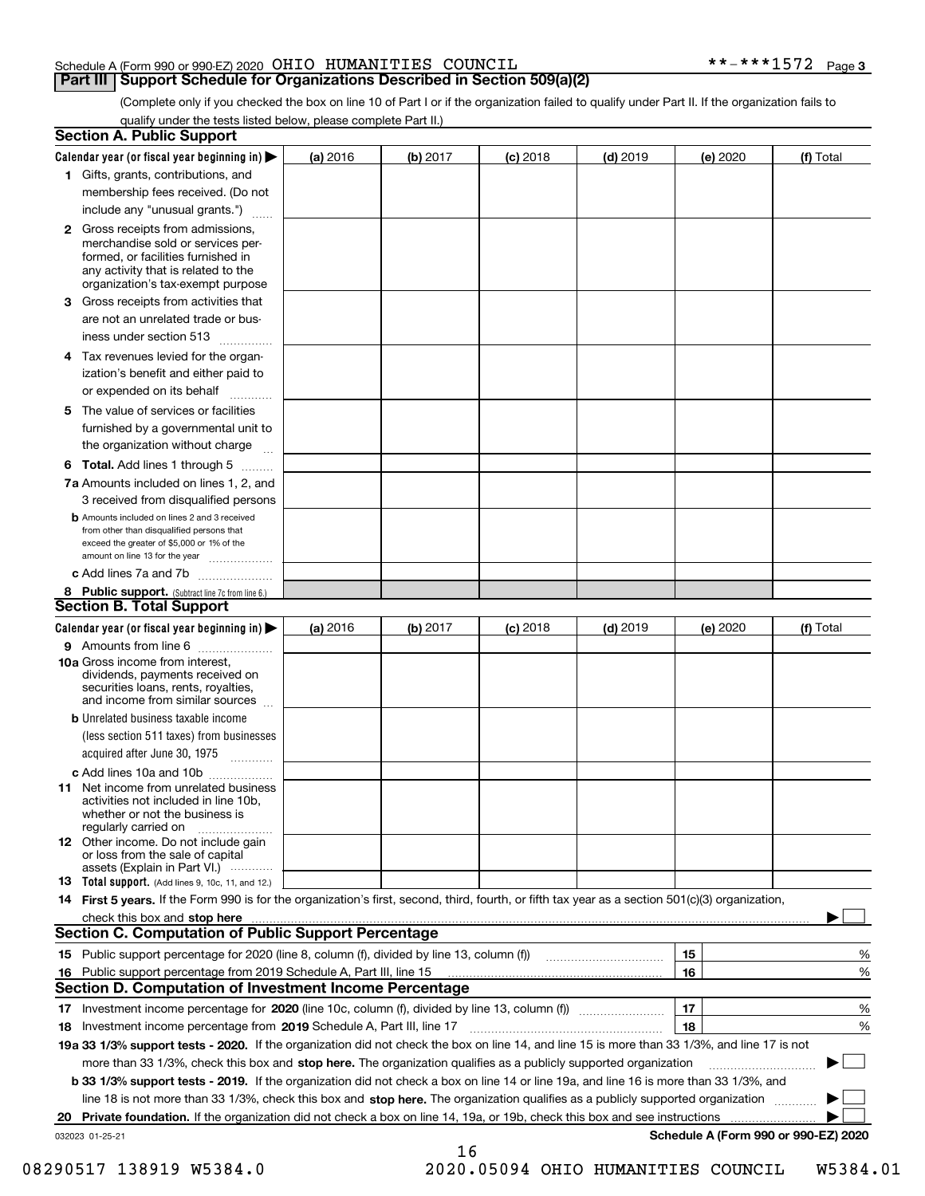Schedule A (Form 990 or 990-EZ) 2020 OHIO HUMANITIES COUNCIL **-***1572 Page 3

## Part III Support Schedule for Organizations Described in Section 509(a)(2)

(Complete only if you checked the box on line 10 of Part I or if the organization failed to qualify under Part II. If the organization fails to qualify under the tests listed below, please complete Part II.)

### Section A. Public Support

| Calendar year (or fiscal year beginning in) ▶ | (a) 2016 | (b) 2017 | (c) 2018 | (d) 2019 | (e) 2020 | (f) Total |
|---|---|---|---|---|---|---|
| 1 Gifts, grants, contributions, and membership fees received. (Do not include any "unusual grants.") | | | | | | |
| 2 Gross receipts from admissions, merchandise sold or services performed, or facilities furnished in any activity that is related to the organization's tax-exempt purpose | | | | | | |
| 3 Gross receipts from activities that are not an unrelated trade or business under section 513 | | | | | | |
| 4 Tax revenues levied for the organization's benefit and either paid to or expended on its behalf | | | | | | |
| 5 The value of services or facilities furnished by a governmental unit to the organization without charge | | | | | | |
| 6 Total. Add lines 1 through 5 | | | | | | |
| 7a Amounts included on lines 1, 2, and 3 received from disqualified persons | | | | | | |
| b Amounts included on lines 2 and 3 received from other than disqualified persons that exceed the greater of $5,000 or 1% of the amount on line 13 for the year | | | | | | |
| c Add lines 7a and 7b | | | | | | |
| 8 Public support. (Subtract line 7c from line 6.) | | | | | | |

### Section B. Total Support

| Calendar year (or fiscal year beginning in) ▶ | (a) 2016 | (b) 2017 | (c) 2018 | (d) 2019 | (e) 2020 | (f) Total |
|---|---|---|---|---|---|---|
| 9 Amounts from line 6 | | | | | | |
| 10a Gross income from interest, dividends, payments received on securities loans, rents, royalties, and income from similar sources | | | | | | |
| b Unrelated business taxable income (less section 511 taxes) from businesses acquired after June 30, 1975 | | | | | | |
| c Add lines 10a and 10b | | | | | | |
| 11 Net income from unrelated business activities not included in line 10b, whether or not the business is regularly carried on | | | | | | |
| 12 Other income. Do not include gain or loss from the sale of capital assets (Explain in Part VI.) | | | | | | |
| 13 Total support. (Add lines 9, 10c, 11, and 12.) | | | | | | |

**14 First 5 years.** If the Form 990 is for the organization's first, second, third, fourth, or fifth tax year as a section 501(c)(3) organization, check this box and **stop here** ▶ ☐

### Section C. Computation of Public Support Percentage

| | | | |
|---|---|---|---|
| 15 | Public support percentage for 2020 (line 8, column (f), divided by line 13, column (f)) | 15 | % |
| 16 | Public support percentage from 2019 Schedule A, Part III, line 15 | 16 | % |

### Section D. Computation of Investment Income Percentage

| | | | |
|---|---|---|---|
| 17 | Investment income percentage for **2020** (line 10c, column (f), divided by line 13, column (f)) | 17 | % |
| 18 | Investment income percentage from **2019** Schedule A, Part III, line 17 | 18 | % |

**19a 33 1/3% support tests - 2020.** If the organization did not check the box on line 14, and line 15 is more than 33 1/3%, and line 17 is not more than 33 1/3%, check this box and **stop here.** The organization qualifies as a publicly supported organization ▶ ☐

**b 33 1/3% support tests - 2019.** If the organization did not check a box on line 14 or line 19a, and line 16 is more than 33 1/3%, and line 18 is not more than 33 1/3%, check this box and **stop here.** The organization qualifies as a publicly supported organization ▶ ☐

**20 Private foundation.** If the organization did not check a box on line 14, 19a, or 19b, check this box and see instructions ▶ ☐

032023 01-25-21 **Schedule A (Form 990 or 990-EZ) 2020**

08290517 138919 W5384.0 2020.05094 OHIO HUMANITIES COUNCIL W5384.01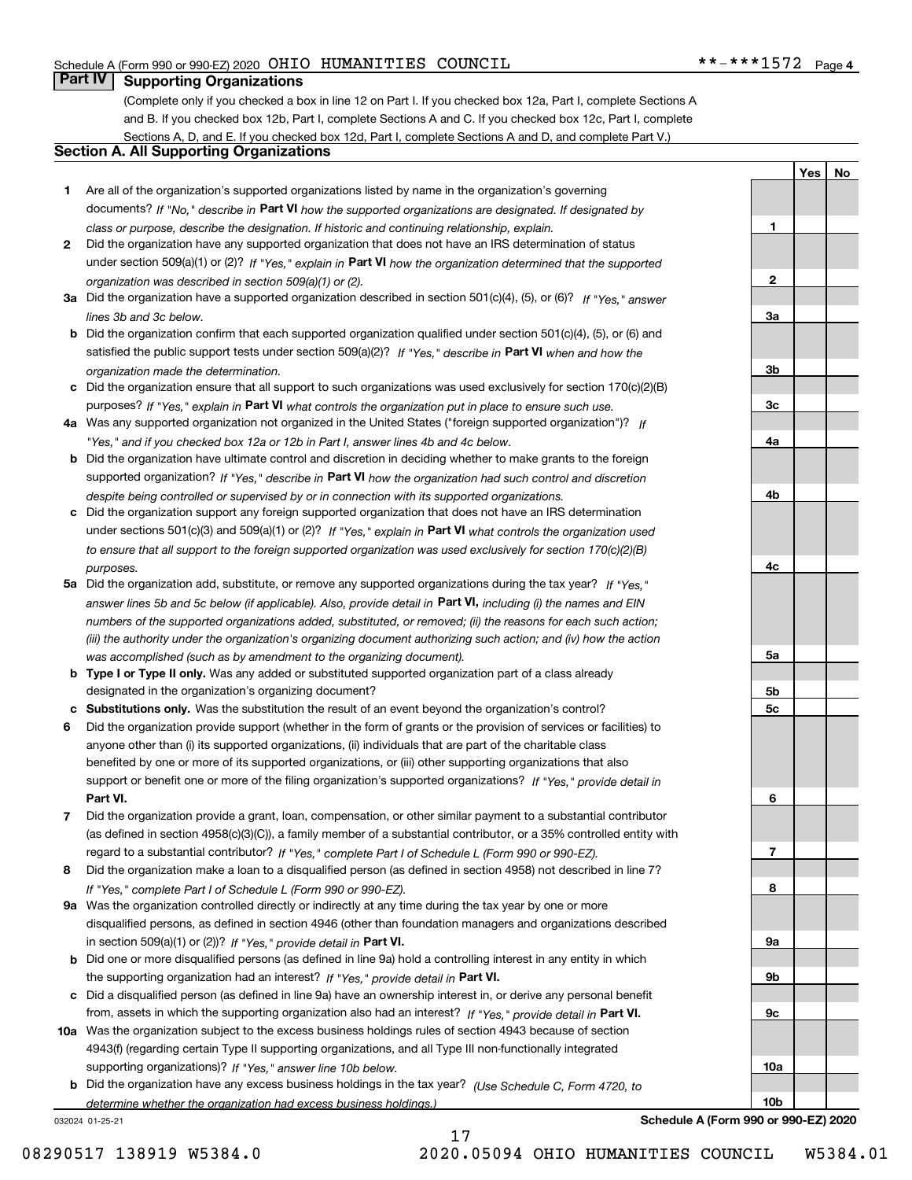Schedule A (Form 990 or 990-EZ) 2020 OHIO HUMANITIES COUNCIL **-***1572 Page 4

## Part IV Supporting Organizations

(Complete only if you checked a box in line 12 on Part I. If you checked box 12a, Part I, complete Sections A and B. If you checked box 12b, Part I, complete Sections A and C. If you checked box 12c, Part I, complete Sections A, D, and E. If you checked box 12d, Part I, complete Sections A and D, and complete Part V.)

### Section A. All Supporting Organizations

| | | | Yes | No |
|---|---|---|---|---|
| **1** | Are all of the organization's supported organizations listed by name in the organization's governing documents? *If "No," describe in* **Part VI** *how the supported organizations are designated. If designated by class or purpose, describe the designation. If historic and continuing relationship, explain.* | **1** | | |
| **2** | Did the organization have any supported organization that does not have an IRS determination of status under section 509(a)(1) or (2)? *If "Yes," explain in* **Part VI** *how the organization determined that the supported organization was described in section 509(a)(1) or (2).* | **2** | | |
| **3a** | Did the organization have a supported organization described in section 501(c)(4), (5), or (6)? *If "Yes," answer lines 3b and 3c below.* | **3a** | | |
| **b** | Did the organization confirm that each supported organization qualified under section 501(c)(4), (5), or (6) and satisfied the public support tests under section 509(a)(2)? *If "Yes," describe in* **Part VI** *when and how the organization made the determination.* | **3b** | | |
| **c** | Did the organization ensure that all support to such organizations was used exclusively for section 170(c)(2)(B) purposes? *If "Yes," explain in* **Part VI** *what controls the organization put in place to ensure such use.* | **3c** | | |
| **4a** | Was any supported organization not organized in the United States ("foreign supported organization")? *If "Yes," and if you checked box 12a or 12b in Part I, answer lines 4b and 4c below.* | **4a** | | |
| **b** | Did the organization have ultimate control and discretion in deciding whether to make grants to the foreign supported organization? *If "Yes," describe in* **Part VI** *how the organization had such control and discretion despite being controlled or supervised by or in connection with its supported organizations.* | **4b** | | |
| **c** | Did the organization support any foreign supported organization that does not have an IRS determination under sections 501(c)(3) and 509(a)(1) or (2)? *If "Yes," explain in* **Part VI** *what controls the organization used to ensure that all support to the foreign supported organization was used exclusively for section 170(c)(2)(B) purposes.* | **4c** | | |
| **5a** | Did the organization add, substitute, or remove any supported organizations during the tax year? *If "Yes," answer lines 5b and 5c below (if applicable). Also, provide detail in* **Part VI,** *including (i) the names and EIN numbers of the supported organizations added, substituted, or removed; (ii) the reasons for each such action; (iii) the authority under the organization's organizing document authorizing such action; and (iv) how the action was accomplished (such as by amendment to the organizing document).* | **5a** | | |
| **b** | **Type I or Type II only.** Was any added or substituted supported organization part of a class already designated in the organization's organizing document? | **5b** | | |
| **c** | **Substitutions only.** Was the substitution the result of an event beyond the organization's control? | **5c** | | |
| **6** | Did the organization provide support (whether in the form of grants or the provision of services or facilities) to anyone other than (i) its supported organizations, (ii) individuals that are part of the charitable class benefited by one or more of its supported organizations, or (iii) other supporting organizations that also support or benefit one or more of the filing organization's supported organizations? *If "Yes," provide detail in* **Part VI.** | **6** | | |
| **7** | Did the organization provide a grant, loan, compensation, or other similar payment to a substantial contributor (as defined in section 4958(c)(3)(C)), a family member of a substantial contributor, or a 35% controlled entity with regard to a substantial contributor? *If "Yes," complete Part I of Schedule L (Form 990 or 990-EZ).* | **7** | | |
| **8** | Did the organization make a loan to a disqualified person (as defined in section 4958) not described in line 7? *If "Yes," complete Part I of Schedule L (Form 990 or 990-EZ).* | **8** | | |
| **9a** | Was the organization controlled directly or indirectly at any time during the tax year by one or more disqualified persons, as defined in section 4946 (other than foundation managers and organizations described in section 509(a)(1) or (2))? *If "Yes," provide detail in* **Part VI.** | **9a** | | |
| **b** | Did one or more disqualified persons (as defined in line 9a) hold a controlling interest in any entity in which the supporting organization had an interest? *If "Yes," provide detail in* **Part VI.** | **9b** | | |
| **c** | Did a disqualified person (as defined in line 9a) have an ownership interest in, or derive any personal benefit from, assets in which the supporting organization also had an interest? *If "Yes," provide detail in* **Part VI.** | **9c** | | |
| **10a** | Was the organization subject to the excess business holdings rules of section 4943 because of section 4943(f) (regarding certain Type II supporting organizations, and all Type III non-functionally integrated supporting organizations)? *If "Yes," answer line 10b below.* | **10a** | | |
| **b** | Did the organization have any excess business holdings in the tax year? *(Use Schedule C, Form 4720, to determine whether the organization had excess business holdings.)* | **10b** | | |

032024 01-25-21 **Schedule A (Form 990 or 990-EZ) 2020**

08290517 138919 W5384.0 2020.05094 OHIO HUMANITIES COUNCIL W5384.01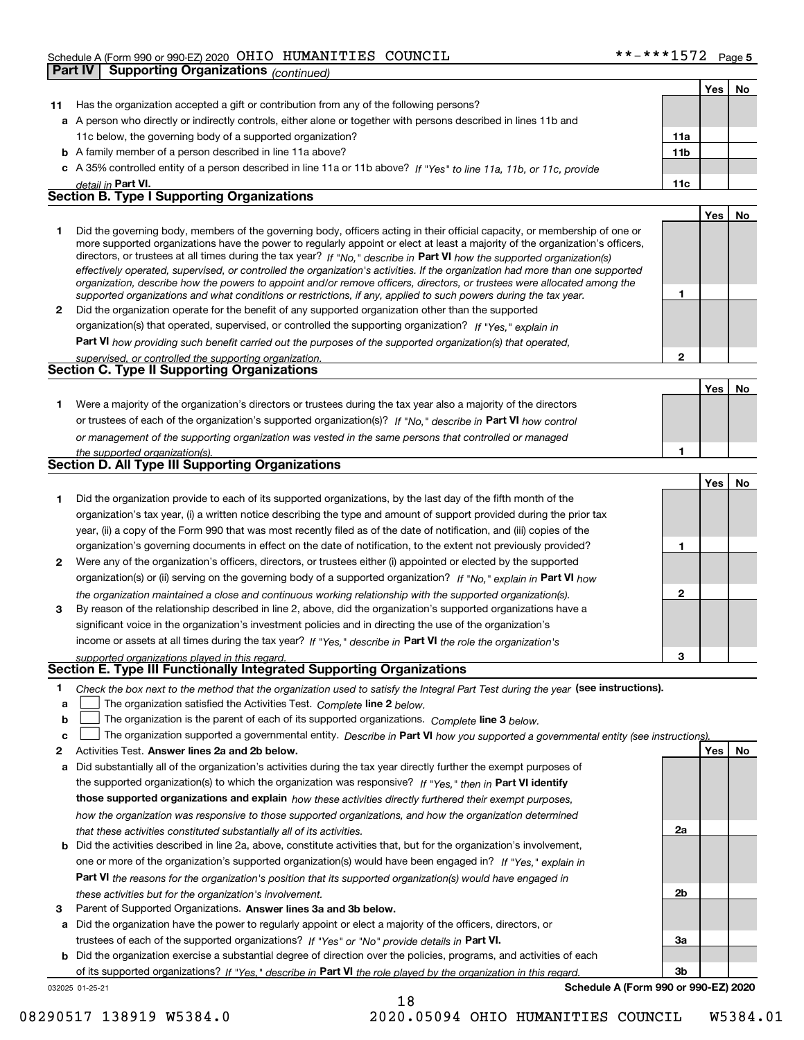Schedule A (Form 990 or 990-EZ) 2020 OHIO HUMANITIES COUNCIL **-***1572 Page 5

**Part IV | Supporting Organizations** *(continued)*

| | | | Yes | No |
|---|---|---|---|---|
| **11** | Has the organization accepted a gift or contribution from any of the following persons? | | | |
| **a** | A person who directly or indirectly controls, either alone or together with persons described in lines 11b and 11c below, the governing body of a supported organization? | **11a** | | |
| **b** | A family member of a person described in line 11a above? | **11b** | | |
| **c** | A 35% controlled entity of a person described in line 11a or 11b above? *If "Yes" to line 11a, 11b, or 11c, provide detail in* **Part VI.** | **11c** | | |

## Section B. Type I Supporting Organizations

| | | | Yes | No |
|---|---|---|---|---|
| **1** | Did the governing body, members of the governing body, officers acting in their official capacity, or membership of one or more supported organizations have the power to regularly appoint or elect at least a majority of the organization's officers, directors, or trustees at all times during the tax year? *If "No," describe in* **Part VI** *how the supported organization(s) effectively operated, supervised, or controlled the organization's activities. If the organization had more than one supported organization, describe how the powers to appoint and/or remove officers, directors, or trustees were allocated among the supported organizations and what conditions or restrictions, if any, applied to such powers during the tax year.* | **1** | | |
| **2** | Did the organization operate for the benefit of any supported organization other than the supported organization(s) that operated, supervised, or controlled the supporting organization? *If "Yes," explain in* **Part VI** *how providing such benefit carried out the purposes of the supported organization(s) that operated, supervised, or controlled the supporting organization.* | **2** | | |

## Section C. Type II Supporting Organizations

| | | | Yes | No |
|---|---|---|---|---|
| **1** | Were a majority of the organization's directors or trustees during the tax year also a majority of the directors or trustees of each of the organization's supported organization(s)? *If "No," describe in* **Part VI** *how control or management of the supporting organization was vested in the same persons that controlled or managed the supported organization(s).* | **1** | | |

## Section D. All Type III Supporting Organizations

| | | | Yes | No |
|---|---|---|---|---|
| **1** | Did the organization provide to each of its supported organizations, by the last day of the fifth month of the organization's tax year, (i) a written notice describing the type and amount of support provided during the prior tax year, (ii) a copy of the Form 990 that was most recently filed as of the date of notification, and (iii) copies of the organization's governing documents in effect on the date of notification, to the extent not previously provided? | **1** | | |
| **2** | Were any of the organization's officers, directors, or trustees either (i) appointed or elected by the supported organization(s) or (ii) serving on the governing body of a supported organization? *If "No," explain in* **Part VI** *how the organization maintained a close and continuous working relationship with the supported organization(s).* | **2** | | |
| **3** | By reason of the relationship described in line 2, above, did the organization's supported organizations have a significant voice in the organization's investment policies and in directing the use of the organization's income or assets at all times during the tax year? *If "Yes," describe in* **Part VI** *the role the organization's supported organizations played in this regard.* | **3** | | |

## Section E. Type III Functionally Integrated Supporting Organizations

**1** *Check the box next to the method that the organization used to satisfy the Integral Part Test during the year* **(see instructions).**

**a** ☐ The organization satisfied the Activities Test. *Complete* **line 2** *below.*

**b** ☐ The organization is the parent of each of its supported organizations. *Complete* **line 3** *below.*

**c** ☐ The organization supported a governmental entity. *Describe in* **Part VI** *how you supported a governmental entity (see instructions).*

| | | | Yes | No |
|---|---|---|---|---|
| **2** | Activities Test. **Answer lines 2a and 2b below.** | | | |
| **a** | Did substantially all of the organization's activities during the tax year directly further the exempt purposes of the supported organization(s) to which the organization was responsive? *If "Yes," then in* **Part VI identify those supported organizations and explain** *how these activities directly furthered their exempt purposes, how the organization was responsive to those supported organizations, and how the organization determined that these activities constituted substantially all of its activities.* | **2a** | | |
| **b** | Did the activities described in line 2a, above, constitute activities that, but for the organization's involvement, one or more of the organization's supported organization(s) would have been engaged in? *If "Yes," explain in* **Part VI** *the reasons for the organization's position that its supported organization(s) would have engaged in these activities but for the organization's involvement.* | **2b** | | |
| **3** | Parent of Supported Organizations. **Answer lines 3a and 3b below.** | | | |
| **a** | Did the organization have the power to regularly appoint or elect a majority of the officers, directors, or trustees of each of the supported organizations? *If "Yes" or "No" provide details in* **Part VI.** | **3a** | | |
| **b** | Did the organization exercise a substantial degree of direction over the policies, programs, and activities of each of its supported organizations? *If "Yes," describe in* **Part VI** *the role played by the organization in this regard.* | **3b** | | |

032025 01-25-21 **Schedule A (Form 990 or 990-EZ) 2020**

08290517 138919 W5384.0 2020.05094 OHIO HUMANITIES COUNCIL W5384.01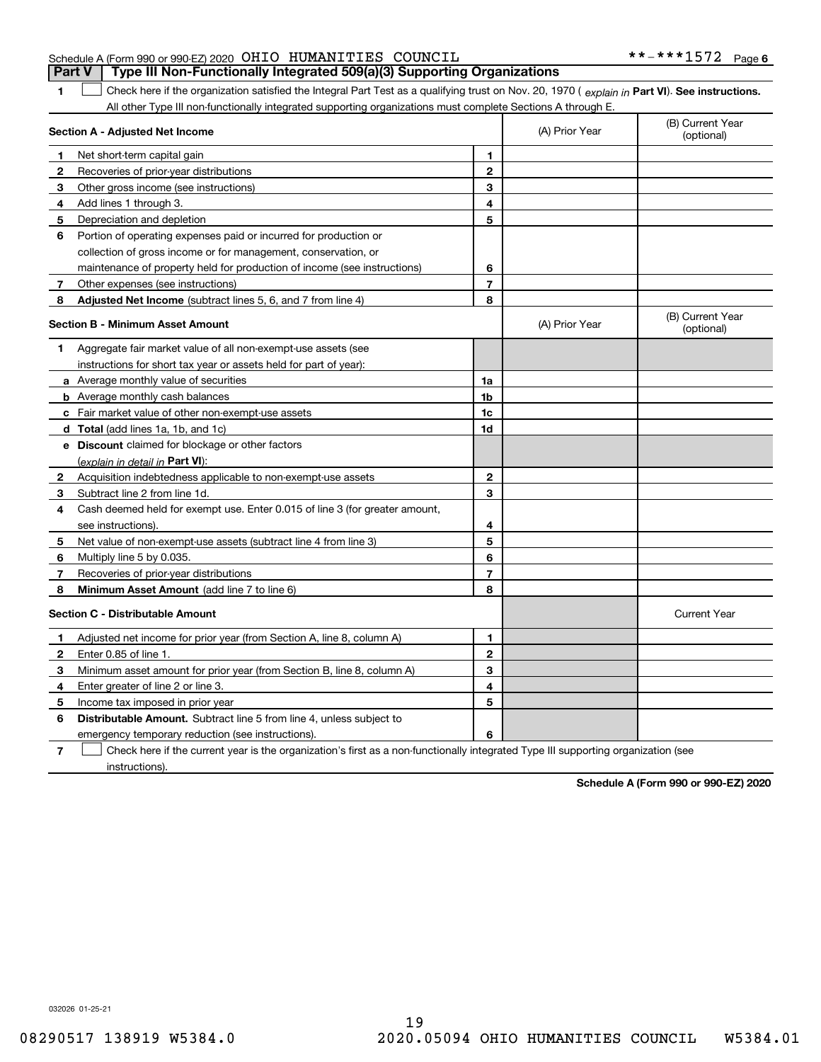Schedule A (Form 990 or 990-EZ) 2020 OHIO HUMANITIES COUNCIL **-***1572 Page 6

## Part V Type III Non-Functionally Integrated 509(a)(3) Supporting Organizations

1 ☐ Check here if the organization satisfied the Integral Part Test as a qualifying trust on Nov. 20, 1970 ( *explain in* **Part VI**). **See instructions.** All other Type III non-functionally integrated supporting organizations must complete Sections A through E.

| Section A - Adjusted Net Income | | (A) Prior Year | (B) Current Year (optional) |
|---|---|---|---|
| 1 Net short-term capital gain | 1 | | |
| 2 Recoveries of prior-year distributions | 2 | | |
| 3 Other gross income (see instructions) | 3 | | |
| 4 Add lines 1 through 3. | 4 | | |
| 5 Depreciation and depletion | 5 | | |
| 6 Portion of operating expenses paid or incurred for production or collection of gross income or for management, conservation, or maintenance of property held for production of income (see instructions) | 6 | | |
| 7 Other expenses (see instructions) | 7 | | |
| 8 **Adjusted Net Income** (subtract lines 5, 6, and 7 from line 4) | 8 | | |

| Section B - Minimum Asset Amount | | (A) Prior Year | (B) Current Year (optional) |
|---|---|---|---|
| 1 Aggregate fair market value of all non-exempt-use assets (see instructions for short tax year or assets held for part of year): | | | |
| a Average monthly value of securities | 1a | | |
| b Average monthly cash balances | 1b | | |
| c Fair market value of other non-exempt-use assets | 1c | | |
| d **Total** (add lines 1a, 1b, and 1c) | 1d | | |
| e **Discount** claimed for blockage or other factors (*explain in detail in* **Part VI**): | | | |
| 2 Acquisition indebtedness applicable to non-exempt-use assets | 2 | | |
| 3 Subtract line 2 from line 1d. | 3 | | |
| 4 Cash deemed held for exempt use. Enter 0.015 of line 3 (for greater amount, see instructions). | 4 | | |
| 5 Net value of non-exempt-use assets (subtract line 4 from line 3) | 5 | | |
| 6 Multiply line 5 by 0.035. | 6 | | |
| 7 Recoveries of prior-year distributions | 7 | | |
| 8 **Minimum Asset Amount** (add line 7 to line 6) | 8 | | |

| Section C - Distributable Amount | | | Current Year |
|---|---|---|---|
| 1 Adjusted net income for prior year (from Section A, line 8, column A) | 1 | | |
| 2 Enter 0.85 of line 1. | 2 | | |
| 3 Minimum asset amount for prior year (from Section B, line 8, column A) | 3 | | |
| 4 Enter greater of line 2 or line 3. | 4 | | |
| 5 Income tax imposed in prior year | 5 | | |
| 6 **Distributable Amount.** Subtract line 5 from line 4, unless subject to emergency temporary reduction (see instructions). | 6 | | |

7 ☐ Check here if the current year is the organization's first as a non-functionally integrated Type III supporting organization (see instructions).

**Schedule A (Form 990 or 990-EZ) 2020**

032026 01-25-21

08290517 138919 W5384.0 2020.05094 OHIO HUMANITIES COUNCIL W5384.01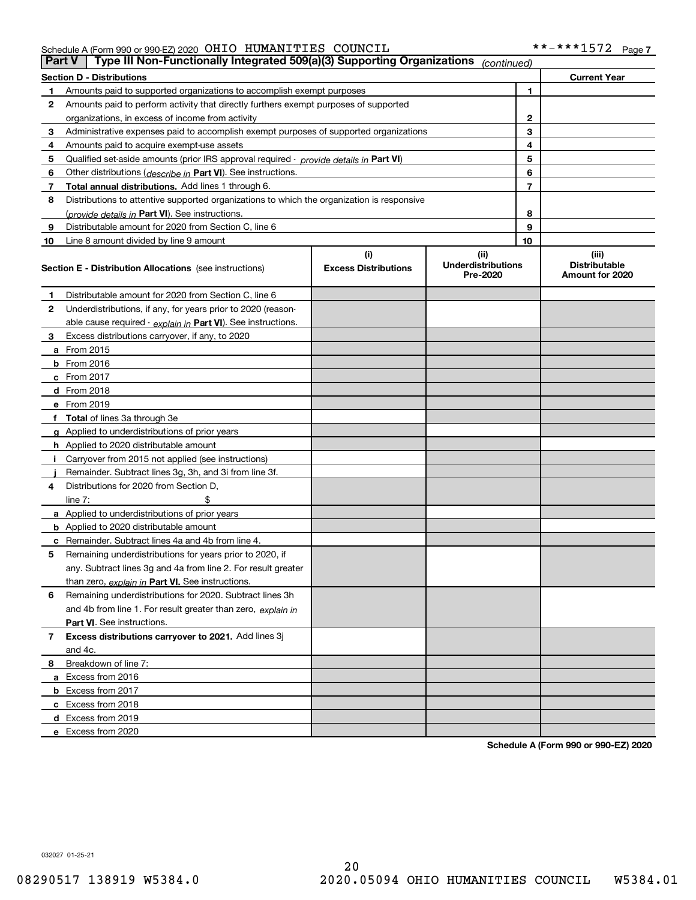Schedule A (Form 990 or 990-EZ) 2020 OHIO HUMANITIES COUNCIL **-***1572 Page 7

## Part V | Type III Non-Functionally Integrated 509(a)(3) Supporting Organizations *(continued)*

| Section D - Distributions | | Current Year |
|---|---|---|
| 1 Amounts paid to supported organizations to accomplish exempt purposes | 1 | |
| 2 Amounts paid to perform activity that directly furthers exempt purposes of supported organizations, in excess of income from activity | 2 | |
| 3 Administrative expenses paid to accomplish exempt purposes of supported organizations | 3 | |
| 4 Amounts paid to acquire exempt-use assets | 4 | |
| 5 Qualified set-aside amounts (prior IRS approval required - *provide details in* **Part VI**) | 5 | |
| 6 Other distributions (*describe in* **Part VI**). See instructions. | 6 | |
| 7 **Total annual distributions.** Add lines 1 through 6. | 7 | |
| 8 Distributions to attentive supported organizations to which the organization is responsive (*provide details in* **Part VI**). See instructions. | 8 | |
| 9 Distributable amount for 2020 from Section C, line 6 | 9 | |
| 10 Line 8 amount divided by line 9 amount | 10 | |

| Section E - Distribution Allocations (see instructions) | (i) Excess Distributions | (ii) Underdistributions Pre-2020 | (iii) Distributable Amount for 2020 |
|---|---|---|---|
| 1 Distributable amount for 2020 from Section C, line 6 | | | |
| 2 Underdistributions, if any, for years prior to 2020 (reasonable cause required - *explain in* **Part VI**). See instructions. | | | |
| 3 Excess distributions carryover, if any, to 2020 | | | |
| a From 2015 | | | |
| b From 2016 | | | |
| c From 2017 | | | |
| d From 2018 | | | |
| e From 2019 | | | |
| f **Total** of lines 3a through 3e | | | |
| g Applied to underdistributions of prior years | | | |
| h Applied to 2020 distributable amount | | | |
| i Carryover from 2015 not applied (see instructions) | | | |
| j Remainder. Subtract lines 3g, 3h, and 3i from line 3f. | | | |
| 4 Distributions for 2020 from Section D, line 7: $ | | | |
| a Applied to underdistributions of prior years | | | |
| b Applied to 2020 distributable amount | | | |
| c Remainder. Subtract lines 4a and 4b from line 4. | | | |
| 5 Remaining underdistributions for years prior to 2020, if any. Subtract lines 3g and 4a from line 2. For result greater than zero, *explain in* **Part VI.** See instructions. | | | |
| 6 Remaining underdistributions for 2020. Subtract lines 3h and 4b from line 1. For result greater than zero, *explain in* **Part VI**. See instructions. | | | |
| 7 **Excess distributions carryover to 2021.** Add lines 3j and 4c. | | | |
| 8 Breakdown of line 7: | | | |
| a Excess from 2016 | | | |
| b Excess from 2017 | | | |
| c Excess from 2018 | | | |
| d Excess from 2019 | | | |
| e Excess from 2020 | | | |

**Schedule A (Form 990 or 990-EZ) 2020**

032027 01-25-21

08290517 138919 W5384.0 2020.05094 OHIO HUMANITIES COUNCIL W5384.01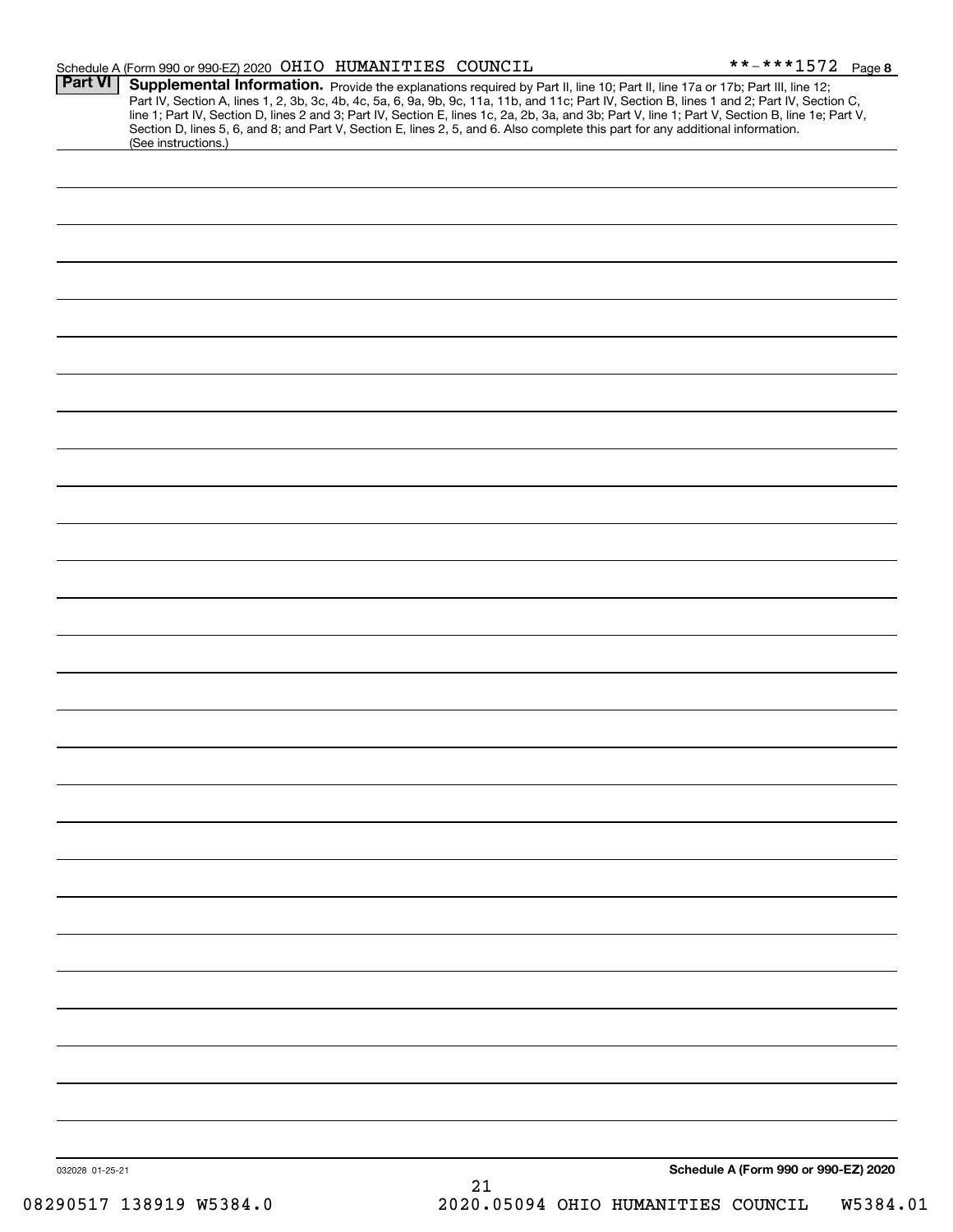Schedule A (Form 990 or 990-EZ) 2020 OHIO HUMANITIES COUNCIL **-***1572 Page 8

**Part VI** **Supplemental Information.** Provide the explanations required by Part II, line 10; Part II, line 17a or 17b; Part III, line 12; Part IV, Section A, lines 1, 2, 3b, 3c, 4b, 4c, 5a, 6, 9a, 9b, 9c, 11a, 11b, and 11c; Part IV, Section B, lines 1 and 2; Part IV, Section C, line 1; Part IV, Section D, lines 2 and 3; Part IV, Section E, lines 1c, 2a, 2b, 3a, and 3b; Part V, line 1; Part V, Section B, line 1e; Part V, Section D, lines 5, 6, and 8; and Part V, Section E, lines 2, 5, and 6. Also complete this part for any additional information. (See instructions.)

032028 01-25-21

**Schedule A (Form 990 or 990-EZ) 2020**

08290517 138919 W5384.0 2020.05094 OHIO HUMANITIES COUNCIL W5384.01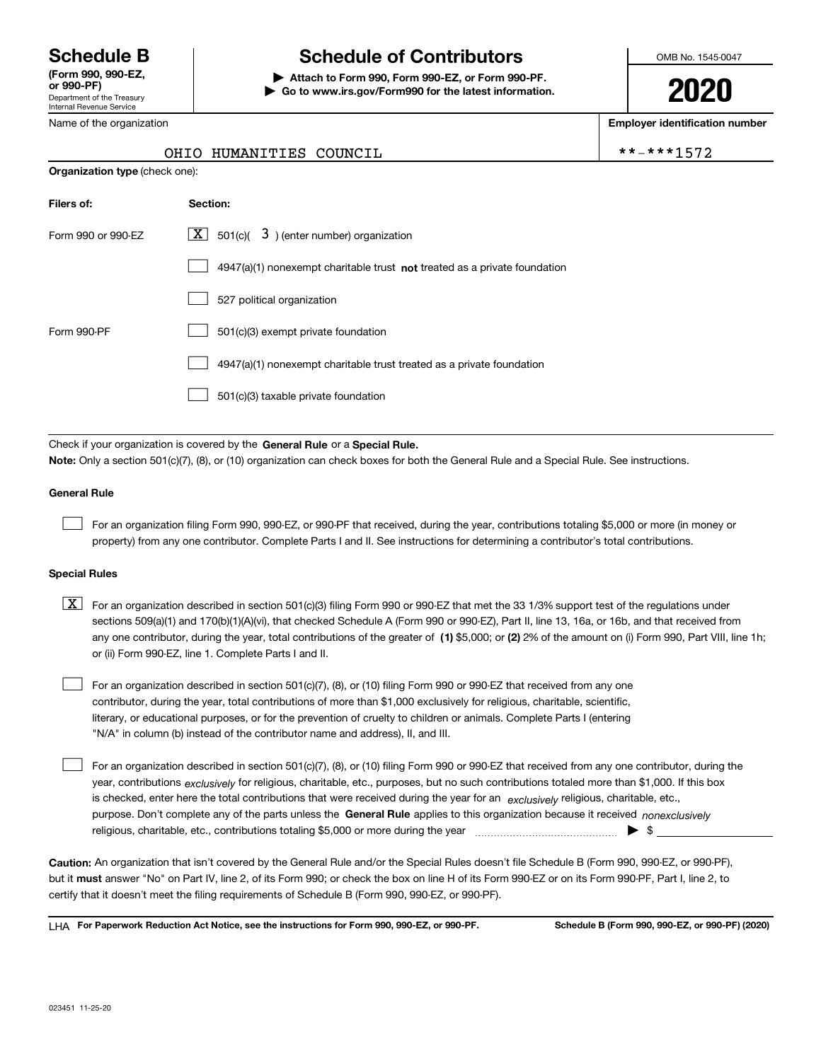**Schedule B**
**(Form 990, 990-EZ, or 990-PF)**
Department of the Treasury
Internal Revenue Service

# Schedule of Contributors

▶ **Attach to Form 990, Form 990-EZ, or Form 990-PF.**
▶ **Go to www.irs.gov/Form990 for the latest information.**

OMB No. 1545-0047

**2020**

Name of the organization: OHIO HUMANITIES COUNCIL

**Employer identification number**: **-***1572

**Organization type** (check one):

| **Filers of:** | **Section:** |
|---|---|
| Form 990 or 990-EZ | [X] 501(c)( 3 ) (enter number) organization |
| | [ ] 4947(a)(1) nonexempt charitable trust **not** treated as a private foundation |
| | [ ] 527 political organization |
| Form 990-PF | [ ] 501(c)(3) exempt private foundation |
| | [ ] 4947(a)(1) nonexempt charitable trust treated as a private foundation |
| | [ ] 501(c)(3) taxable private foundation |

Check if your organization is covered by the **General Rule** or a **Special Rule.**
**Note:** Only a section 501(c)(7), (8), or (10) organization can check boxes for both the General Rule and a Special Rule. See instructions.

**General Rule**

[ ] For an organization filing Form 990, 990-EZ, or 990-PF that received, during the year, contributions totaling $5,000 or more (in money or property) from any one contributor. Complete Parts I and II. See instructions for determining a contributor's total contributions.

**Special Rules**

[X] For an organization described in section 501(c)(3) filing Form 990 or 990-EZ that met the 33 1/3% support test of the regulations under sections 509(a)(1) and 170(b)(1)(A)(vi), that checked Schedule A (Form 990 or 990-EZ), Part II, line 13, 16a, or 16b, and that received from any one contributor, during the year, total contributions of the greater of **(1)** $5,000; or **(2)** 2% of the amount on (i) Form 990, Part VIII, line 1h; or (ii) Form 990-EZ, line 1. Complete Parts I and II.

[ ] For an organization described in section 501(c)(7), (8), or (10) filing Form 990 or 990-EZ that received from any one contributor, during the year, total contributions of more than $1,000 exclusively for religious, charitable, scientific, literary, or educational purposes, or for the prevention of cruelty to children or animals. Complete Parts I (entering "N/A" in column (b) instead of the contributor name and address), II, and III.

[ ] For an organization described in section 501(c)(7), (8), or (10) filing Form 990 or 990-EZ that received from any one contributor, during the year, contributions *exclusively* for religious, charitable, etc., purposes, but no such contributions totaled more than $1,000. If this box is checked, enter here the total contributions that were received during the year for an *exclusively* religious, charitable, etc., purpose. Don't complete any of the parts unless the **General Rule** applies to this organization because it received *nonexclusively* religious, charitable, etc., contributions totaling $5,000 or more during the year ▶ $ \_\_\_\_\_\_\_\_\_\_

**Caution:** An organization that isn't covered by the General Rule and/or the Special Rules doesn't file Schedule B (Form 990, 990-EZ, or 990-PF), but it **must** answer "No" on Part IV, line 2, of its Form 990; or check the box on line H of its Form 990-EZ or on its Form 990-PF, Part I, line 2, to certify that it doesn't meet the filing requirements of Schedule B (Form 990, 990-EZ, or 990-PF).

LHA **For Paperwork Reduction Act Notice, see the instructions for Form 990, 990-EZ, or 990-PF.** **Schedule B (Form 990, 990-EZ, or 990-PF) (2020)**

023451 11-25-20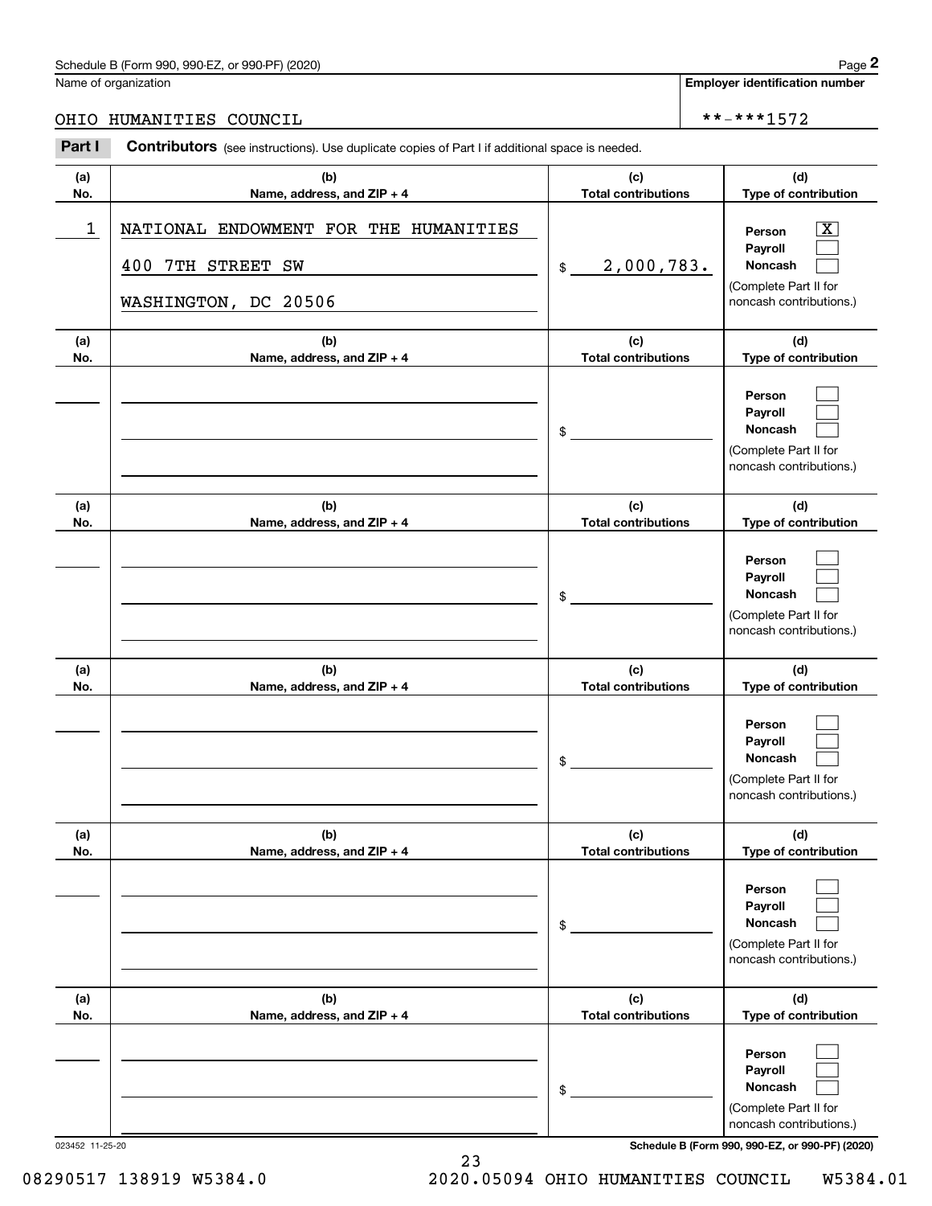Schedule B (Form 990, 990-EZ, or 990-PF) (2020)

Name of organization: OHIO HUMANITIES COUNCIL

Employer identification number: **-***1572

**Part I** **Contributors** (see instructions). Use duplicate copies of Part I if additional space is needed.

| (a) No. | (b) Name, address, and ZIP + 4 | (c) Total contributions | (d) Type of contribution |
|---|---|---|---|
| 1 | NATIONAL ENDOWMENT FOR THE HUMANITIES<br>400 7TH STREET SW<br>WASHINGTON, DC 20506 | $ 2,000,783. | Person [X]<br>Payroll [ ]<br>Noncash [ ]<br>(Complete Part II for noncash contributions.) |
| | | $ | Person [ ]<br>Payroll [ ]<br>Noncash [ ]<br>(Complete Part II for noncash contributions.) |
| | | $ | Person [ ]<br>Payroll [ ]<br>Noncash [ ]<br>(Complete Part II for noncash contributions.) |
| | | $ | Person [ ]<br>Payroll [ ]<br>Noncash [ ]<br>(Complete Part II for noncash contributions.) |
| | | $ | Person [ ]<br>Payroll [ ]<br>Noncash [ ]<br>(Complete Part II for noncash contributions.) |
| | | $ | Person [ ]<br>Payroll [ ]<br>Noncash [ ]<br>(Complete Part II for noncash contributions.) |

023452 11-25-20

Schedule B (Form 990, 990-EZ, or 990-PF) (2020)

08290517 138919 W5384.0 2020.05094 OHIO HUMANITIES COUNCIL W5384.01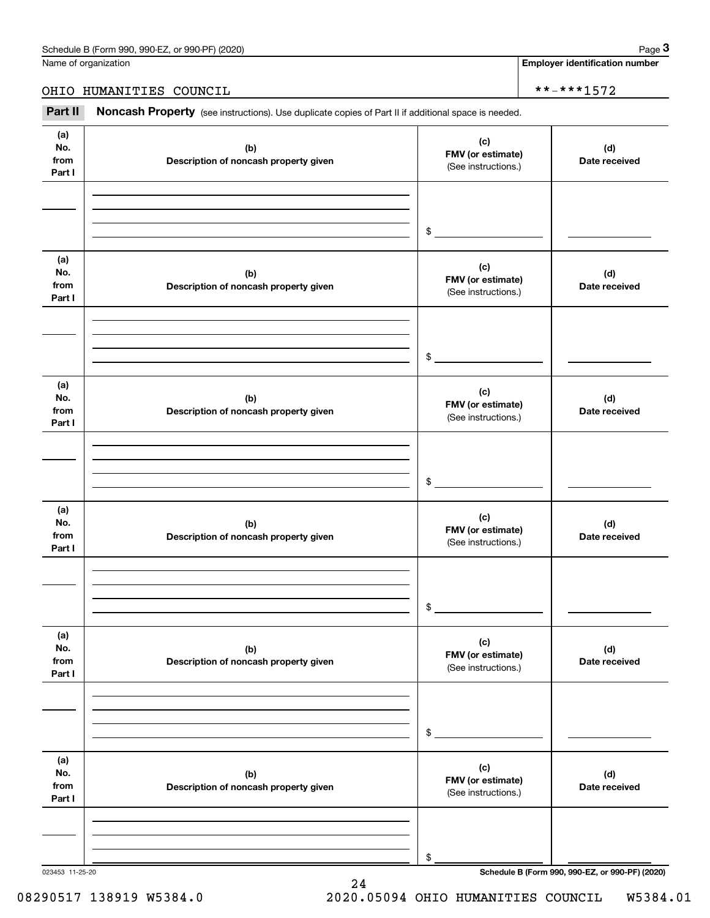Name of organization

OHIO HUMANITIES COUNCIL

**Employer identification number**

**-***1572

**Part II** **Noncash Property** (see instructions). Use duplicate copies of Part II if additional space is needed.

| (a) No. from Part I | (b) Description of noncash property given | (c) FMV (or estimate) (See instructions.) | (d) Date received |
|---|---|---|---|
| | | $ | |

| (a) No. from Part I | (b) Description of noncash property given | (c) FMV (or estimate) (See instructions.) | (d) Date received |
|---|---|---|---|
| | | $ | |

| (a) No. from Part I | (b) Description of noncash property given | (c) FMV (or estimate) (See instructions.) | (d) Date received |
|---|---|---|---|
| | | $ | |

| (a) No. from Part I | (b) Description of noncash property given | (c) FMV (or estimate) (See instructions.) | (d) Date received |
|---|---|---|---|
| | | $ | |

| (a) No. from Part I | (b) Description of noncash property given | (c) FMV (or estimate) (See instructions.) | (d) Date received |
|---|---|---|---|
| | | $ | |

| (a) No. from Part I | (b) Description of noncash property given | (c) FMV (or estimate) (See instructions.) | (d) Date received |
|---|---|---|---|
| | | $ | |

023453 11-25-20

**Schedule B (Form 990, 990-EZ, or 990-PF) (2020)**

08290517 138919 W5384.0 2020.05094 OHIO HUMANITIES COUNCIL W5384.01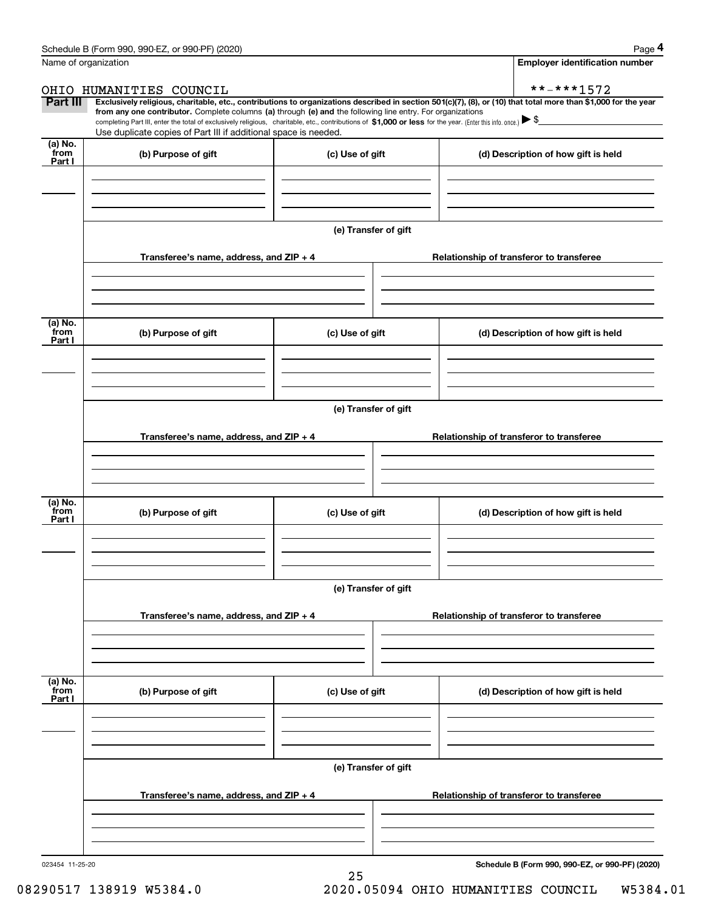Name of organization

OHIO HUMANITIES COUNCIL

Employer identification number

**-***1572

**Part III** **Exclusively religious, charitable, etc., contributions to organizations described in section 501(c)(7), (8), or (10) that total more than $1,000 for the year from any one contributor.** Complete columns **(a)** through **(e) and** the following line entry. For organizations completing Part III, enter the total of exclusively religious, charitable, etc., contributions of **$1,000 or less** for the year. (Enter this info. once.) ▶ $

Use duplicate copies of Part III if additional space is needed.

| (a) No. from Part I | (b) Purpose of gift | (c) Use of gift | (d) Description of how gift is held |
|---|---|---|---|
| | | | |

**(e) Transfer of gift**

| Transferee's name, address, and ZIP + 4 | Relationship of transferor to transferee |
|---|---|
| | |

| (a) No. from Part I | (b) Purpose of gift | (c) Use of gift | (d) Description of how gift is held |
|---|---|---|---|
| | | | |

**(e) Transfer of gift**

| Transferee's name, address, and ZIP + 4 | Relationship of transferor to transferee |
|---|---|
| | |

| (a) No. from Part I | (b) Purpose of gift | (c) Use of gift | (d) Description of how gift is held |
|---|---|---|---|
| | | | |

**(e) Transfer of gift**

| Transferee's name, address, and ZIP + 4 | Relationship of transferor to transferee |
|---|---|
| | |

| (a) No. from Part I | (b) Purpose of gift | (c) Use of gift | (d) Description of how gift is held |
|---|---|---|---|
| | | | |

**(e) Transfer of gift**

| Transferee's name, address, and ZIP + 4 | Relationship of transferor to transferee |
|---|---|
| | |

023454 11-25-20

**Schedule B (Form 990, 990-EZ, or 990-PF) (2020)**

08290517 138919 W5384.0 2020.05094 OHIO HUMANITIES COUNCIL W5384.01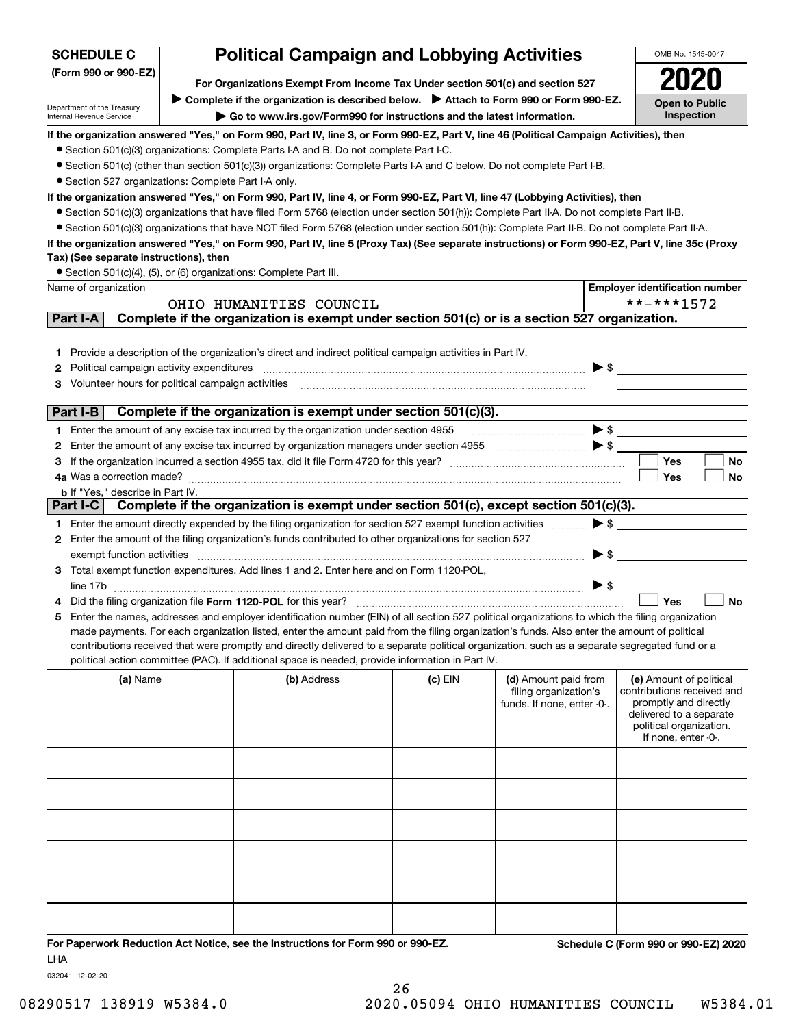**SCHEDULE C**
**(Form 990 or 990-EZ)**

Department of the Treasury
Internal Revenue Service

# Political Campaign and Lobbying Activities

**For Organizations Exempt From Income Tax Under section 501(c) and section 527**

▶ **Complete if the organization is described below.** ▶ **Attach to Form 990 or Form 990-EZ.**

▶ **Go to www.irs.gov/Form990 for instructions and the latest information.**

OMB No. 1545-0047

**2020**

**Open to Public Inspection**

**If the organization answered "Yes," on Form 990, Part IV, line 3, or Form 990-EZ, Part V, line 46 (Political Campaign Activities), then**

- Section 501(c)(3) organizations: Complete Parts I-A and B. Do not complete Part I-C.
- Section 501(c) (other than section 501(c)(3)) organizations: Complete Parts I-A and C below. Do not complete Part I-B.
- Section 527 organizations: Complete Part I-A only.

**If the organization answered "Yes," on Form 990, Part IV, line 4, or Form 990-EZ, Part VI, line 47 (Lobbying Activities), then**

- Section 501(c)(3) organizations that have filed Form 5768 (election under section 501(h)): Complete Part II-A. Do not complete Part II-B.
- Section 501(c)(3) organizations that have NOT filed Form 5768 (election under section 501(h)): Complete Part II-B. Do not complete Part II-A.

**If the organization answered "Yes," on Form 990, Part IV, line 5 (Proxy Tax) (See separate instructions) or Form 990-EZ, Part V, line 35c (Proxy Tax) (See separate instructions), then**

- Section 501(c)(4), (5), or (6) organizations: Complete Part III.

| Name of organization | Employer identification number |
|---|---|
| OHIO HUMANITIES COUNCIL | **-***1572 |

## Part I-A — Complete if the organization is exempt under section 501(c) or is a section 527 organization.

1. Provide a description of the organization's direct and indirect political campaign activities in Part IV.
2. Political campaign activity expenditures ▶ $
3. Volunteer hours for political campaign activities

## Part I-B — Complete if the organization is exempt under section 501(c)(3).

1. Enter the amount of any excise tax incurred by the organization under section 4955 ▶ $
2. Enter the amount of any excise tax incurred by organization managers under section 4955 ▶ $
3. If the organization incurred a section 4955 tax, did it file Form 4720 for this year? ☐ Yes ☐ No
4a. Was a correction made? ☐ Yes ☐ No
b. If "Yes," describe in Part IV.

## Part I-C — Complete if the organization is exempt under section 501(c), except section 501(c)(3).

1. Enter the amount directly expended by the filing organization for section 527 exempt function activities ▶ $
2. Enter the amount of the filing organization's funds contributed to other organizations for section 527 exempt function activities ▶ $
3. Total exempt function expenditures. Add lines 1 and 2. Enter here and on Form 1120-POL, line 17b ▶ $
4. Did the filing organization file **Form 1120-POL** for this year? ☐ Yes ☐ No
5. Enter the names, addresses and employer identification number (EIN) of all section 527 political organizations to which the filing organization made payments. For each organization listed, enter the amount paid from the filing organization's funds. Also enter the amount of political contributions received that were promptly and directly delivered to a separate political organization, such as a separate segregated fund or a political action committee (PAC). If additional space is needed, provide information in Part IV.

| (a) Name | (b) Address | (c) EIN | (d) Amount paid from filing organization's funds. If none, enter -0-. | (e) Amount of political contributions received and promptly and directly delivered to a separate political organization. If none, enter -0-. |
|---|---|---|---|---|
| | | | | |
| | | | | |
| | | | | |
| | | | | |
| | | | | |
| | | | | |

**For Paperwork Reduction Act Notice, see the Instructions for Form 990 or 990-EZ.** **Schedule C (Form 990 or 990-EZ) 2020**

LHA

032041 12-02-20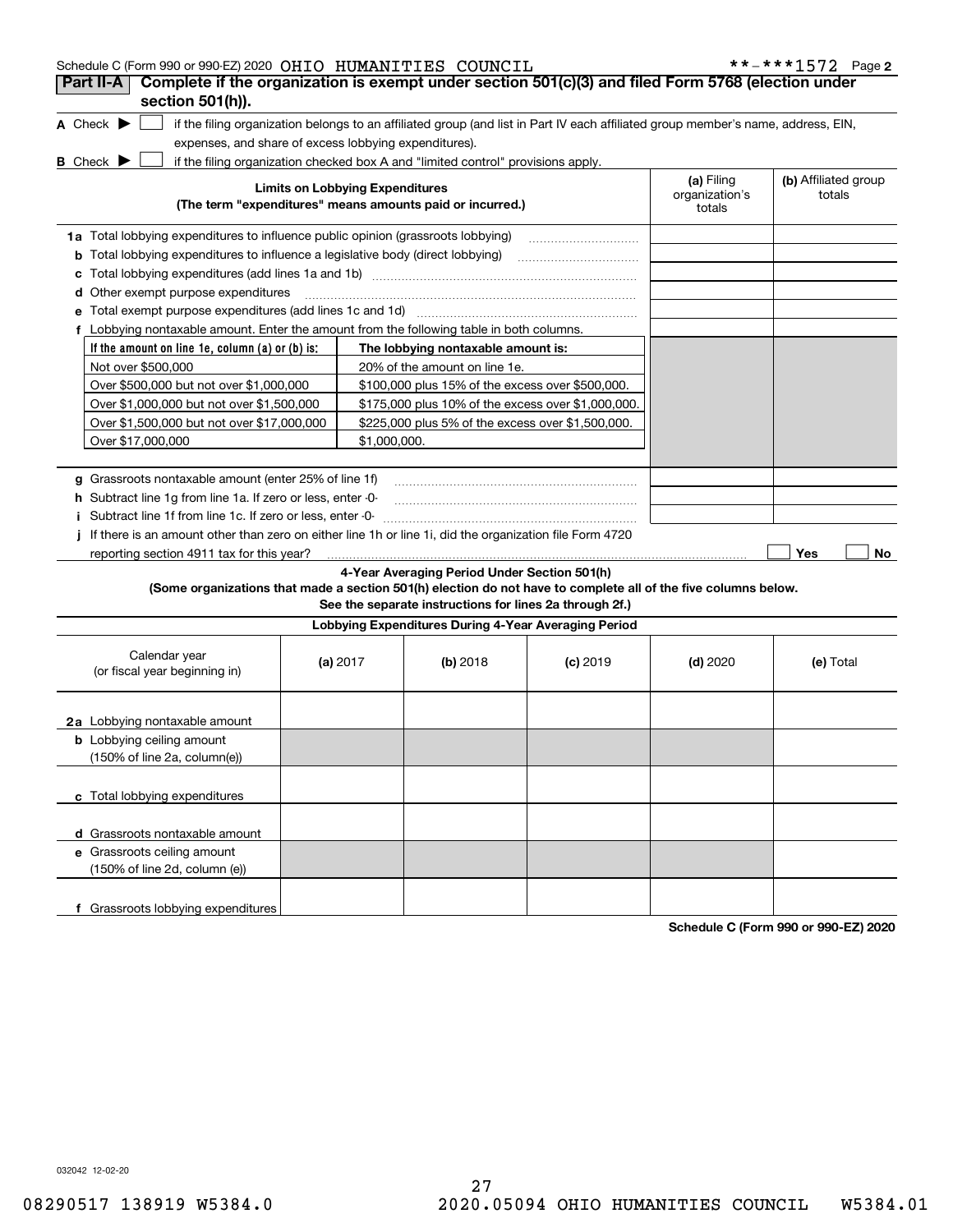Schedule C (Form 990 or 990-EZ) 2020 OHIO HUMANITIES COUNCIL **-***1572 Page 2

**Part II-A Complete if the organization is exempt under section 501(c)(3) and filed Form 5768 (election under section 501(h)).**

**A** Check ▶ ☐ if the filing organization belongs to an affiliated group (and list in Part IV each affiliated group member's name, address, EIN, expenses, and share of excess lobbying expenditures).

**B** Check ▶ ☐ if the filing organization checked box A and "limited control" provisions apply.

| **Limits on Lobbying Expenditures** (The term "expenditures" means amounts paid or incurred.) | **(a)** Filing organization's totals | **(b)** Affiliated group totals |
|---|---|---|
| **1a** Total lobbying expenditures to influence public opinion (grassroots lobbying) | | |
| **b** Total lobbying expenditures to influence a legislative body (direct lobbying) | | |
| **c** Total lobbying expenditures (add lines 1a and 1b) | | |
| **d** Other exempt purpose expenditures | | |
| **e** Total exempt purpose expenditures (add lines 1c and 1d) | | |
| **f** Lobbying nontaxable amount. Enter the amount from the following table in both columns. | | |

| If the amount on line 1e, column (a) or (b) is: | The lobbying nontaxable amount is: |
|---|---|
| Not over $500,000 | 20% of the amount on line 1e. |
| Over $500,000 but not over $1,000,000 | $100,000 plus 15% of the excess over $500,000. |
| Over $1,000,000 but not over $1,500,000 | $175,000 plus 10% of the excess over $1,000,000. |
| Over $1,500,000 but not over $17,000,000 | $225,000 plus 5% of the excess over $1,500,000. |
| Over $17,000,000 | $1,000,000. |

| | (a) | (b) |
|---|---|---|
| **g** Grassroots nontaxable amount (enter 25% of line 1f) | | |
| **h** Subtract line 1g from line 1a. If zero or less, enter -0- | | |
| **i** Subtract line 1f from line 1c. If zero or less, enter -0- | | |

**j** If there is an amount other than zero on either line 1h or line 1i, did the organization file Form 4720 reporting section 4911 tax for this year? ☐ Yes ☐ No

**4-Year Averaging Period Under Section 501(h)**

**(Some organizations that made a section 501(h) election do not have to complete all of the five columns below. See the separate instructions for lines 2a through 2f.)**

| **Lobbying Expenditures During 4-Year Averaging Period** | | | | | |
|---|---|---|---|---|---|
| Calendar year (or fiscal year beginning in) | **(a)** 2017 | **(b)** 2018 | **(c)** 2019 | **(d)** 2020 | **(e)** Total |
| **2a** Lobbying nontaxable amount | | | | | |
| **b** Lobbying ceiling amount (150% of line 2a, column(e)) | | | | | |
| **c** Total lobbying expenditures | | | | | |
| **d** Grassroots nontaxable amount | | | | | |
| **e** Grassroots ceiling amount (150% of line 2d, column (e)) | | | | | |
| **f** Grassroots lobbying expenditures | | | | | |

**Schedule C (Form 990 or 990-EZ) 2020**

032042 12-02-20

08290517 138919 W5384.0 2020.05094 OHIO HUMANITIES COUNCIL W5384.01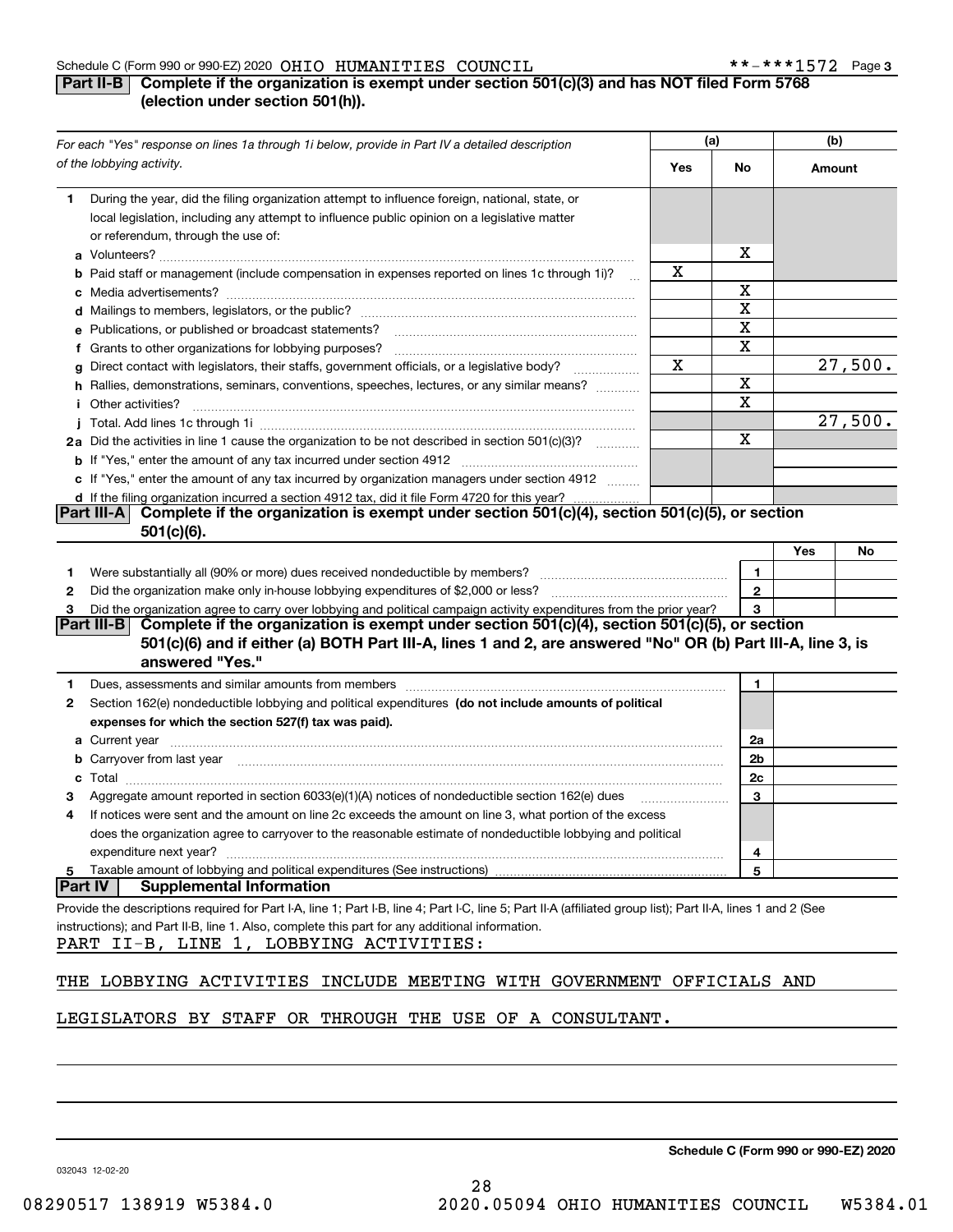Schedule C (Form 990 or 990-EZ) 2020 OHIO HUMANITIES COUNCIL **-***1572 Page 3

## Part II-B Complete if the organization is exempt under section 501(c)(3) and has NOT filed Form 5768 (election under section 501(h)).

| For each "Yes" response on lines 1a through 1i below, provide in Part IV a detailed description of the lobbying activity. | (a) Yes | (a) No | (b) Amount |
|---|---|---|---|
| **1** During the year, did the filing organization attempt to influence foreign, national, state, or local legislation, including any attempt to influence public opinion on a legislative matter or referendum, through the use of: | | | |
| **a** Volunteers? | | X | |
| **b** Paid staff or management (include compensation in expenses reported on lines 1c through 1i)? | X | | |
| **c** Media advertisements? | | X | |
| **d** Mailings to members, legislators, or the public? | | X | |
| **e** Publications, or published or broadcast statements? | | X | |
| **f** Grants to other organizations for lobbying purposes? | | X | |
| **g** Direct contact with legislators, their staffs, government officials, or a legislative body? | X | | 27,500. |
| **h** Rallies, demonstrations, seminars, conventions, speeches, lectures, or any similar means? | | X | |
| **i** Other activities? | | X | |
| **j** Total. Add lines 1c through 1i | | | 27,500. |
| **2a** Did the activities in line 1 cause the organization to be not described in section 501(c)(3)? | | X | |
| **b** If "Yes," enter the amount of any tax incurred under section 4912 | | | |
| **c** If "Yes," enter the amount of any tax incurred by organization managers under section 4912 | | | |
| **d** If the filing organization incurred a section 4912 tax, did it file Form 4720 for this year? | | | |

## Part III-A Complete if the organization is exempt under section 501(c)(4), section 501(c)(5), or section 501(c)(6).

| | | | Yes | No |
|---|---|---|---|---|
| **1** | Were substantially all (90% or more) dues received nondeductible by members? | 1 | | |
| **2** | Did the organization make only in-house lobbying expenditures of $2,000 or less? | 2 | | |
| **3** | Did the organization agree to carry over lobbying and political campaign activity expenditures from the prior year? | 3 | | |

## Part III-B Complete if the organization is exempt under section 501(c)(4), section 501(c)(5), or section 501(c)(6) and if either (a) BOTH Part III-A, lines 1 and 2, are answered "No" OR (b) Part III-A, line 3, is answered "Yes."

| | | | |
|---|---|---|---|
| **1** | Dues, assessments and similar amounts from members | 1 | |
| **2** | Section 162(e) nondeductible lobbying and political expenditures **(do not include amounts of political expenses for which the section 527(f) tax was paid).** | | |
| **a** | Current year | 2a | |
| **b** | Carryover from last year | 2b | |
| **c** | Total | 2c | |
| **3** | Aggregate amount reported in section 6033(e)(1)(A) notices of nondeductible section 162(e) dues | 3 | |
| **4** | If notices were sent and the amount on line 2c exceeds the amount on line 3, what portion of the excess does the organization agree to carryover to the reasonable estimate of nondeductible lobbying and political expenditure next year? | 4 | |
| **5** | Taxable amount of lobbying and political expenditures (See instructions) | 5 | |

## Part IV Supplemental Information

Provide the descriptions required for Part I-A, line 1; Part I-B, line 4; Part I-C, line 5; Part II-A (affiliated group list); Part II-A, lines 1 and 2 (See instructions); and Part II-B, line 1. Also, complete this part for any additional information.

PART II-B, LINE 1, LOBBYING ACTIVITIES:

THE LOBBYING ACTIVITIES INCLUDE MEETING WITH GOVERNMENT OFFICIALS AND LEGISLATORS BY STAFF OR THROUGH THE USE OF A CONSULTANT.

Schedule C (Form 990 or 990-EZ) 2020

032043 12-02-20

08290517 138919 W5384.0 2020.05094 OHIO HUMANITIES COUNCIL W5384.01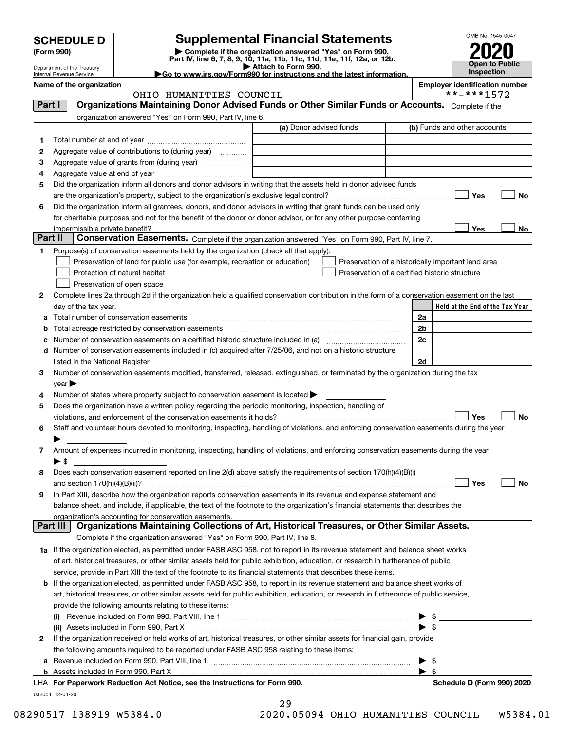# SCHEDULE D (Form 990)

Department of the Treasury
Internal Revenue Service

## Supplemental Financial Statements

▶ Complete if the organization answered "Yes" on Form 990, Part IV, line 6, 7, 8, 9, 10, 11a, 11b, 11c, 11d, 11e, 11f, 12a, or 12b.
▶ Attach to Form 990.
▶Go to www.irs.gov/Form990 for instructions and the latest information.

OMB No. 1545-0047

**2020**

**Open to Public Inspection**

**Name of the organization:** OHIO HUMANITIES COUNCIL

**Employer identification number:** **-***1572

### Part I — Organizations Maintaining Donor Advised Funds or Other Similar Funds or Accounts.
Complete if the organization answered "Yes" on Form 990, Part IV, line 6.

| | | (a) Donor advised funds | (b) Funds and other accounts |
|---|---|---|---|
| 1 | Total number at end of year | | |
| 2 | Aggregate value of contributions to (during year) | | |
| 3 | Aggregate value of grants from (during year) | | |
| 4 | Aggregate value at end of year | | |

5 Did the organization inform all donors and donor advisors in writing that the assets held in donor advised funds are the organization's property, subject to the organization's exclusive legal control? ☐ Yes ☐ No

6 Did the organization inform all grantees, donors, and donor advisors in writing that grant funds can be used only for charitable purposes and not for the benefit of the donor or donor advisor, or for any other purpose conferring impermissible private benefit? ☐ Yes ☐ No

### Part II — Conservation Easements.
Complete if the organization answered "Yes" on Form 990, Part IV, line 7.

1 Purpose(s) of conservation easements held by the organization (check all that apply).
- ☐ Preservation of land for public use (for example, recreation or education)
- ☐ Protection of natural habitat
- ☐ Preservation of open space
- ☐ Preservation of a historically important land area
- ☐ Preservation of a certified historic structure

2 Complete lines 2a through 2d if the organization held a qualified conservation contribution in the form of a conservation easement on the last day of the tax year.

| | | | Held at the End of the Tax Year |
|---|---|---|---|
| a | Total number of conservation easements | 2a | |
| b | Total acreage restricted by conservation easements | 2b | |
| c | Number of conservation easements on a certified historic structure included in (a) | 2c | |
| d | Number of conservation easements included in (c) acquired after 7/25/06, and not on a historic structure listed in the National Register | 2d | |

3 Number of conservation easements modified, transferred, released, extinguished, or terminated by the organization during the tax year ▶

4 Number of states where property subject to conservation easement is located ▶

5 Does the organization have a written policy regarding the periodic monitoring, inspection, handling of violations, and enforcement of the conservation easements it holds? ☐ Yes ☐ No

6 Staff and volunteer hours devoted to monitoring, inspecting, handling of violations, and enforcing conservation easements during the year ▶

7 Amount of expenses incurred in monitoring, inspecting, handling of violations, and enforcing conservation easements during the year ▶ $

8 Does each conservation easement reported on line 2(d) above satisfy the requirements of section 170(h)(4)(B)(i) and section 170(h)(4)(B)(ii)? ☐ Yes ☐ No

9 In Part XIII, describe how the organization reports conservation easements in its revenue and expense statement and balance sheet, and include, if applicable, the text of the footnote to the organization's financial statements that describes the organization's accounting for conservation easements.

### Part III — Organizations Maintaining Collections of Art, Historical Treasures, or Other Similar Assets.
Complete if the organization answered "Yes" on Form 990, Part IV, line 8.

1a If the organization elected, as permitted under FASB ASC 958, not to report in its revenue statement and balance sheet works of art, historical treasures, or other similar assets held for public exhibition, education, or research in furtherance of public service, provide in Part XIII the text of the footnote to its financial statements that describes these items.

b If the organization elected, as permitted under FASB ASC 958, to report in its revenue statement and balance sheet works of art, historical treasures, or other similar assets held for public exhibition, education, or research in furtherance of public service, provide the following amounts relating to these items:

(i) Revenue included on Form 990, Part VIII, line 1 ▶ $

(ii) Assets included in Form 990, Part X ▶ $

2 If the organization received or held works of art, historical treasures, or other similar assets for financial gain, provide the following amounts required to be reported under FASB ASC 958 relating to these items:

a Revenue included on Form 990, Part VIII, line 1 ▶ $

b Assets included in Form 990, Part X ▶ $

LHA For Paperwork Reduction Act Notice, see the Instructions for Form 990. Schedule D (Form 990) 2020

032051 12-01-20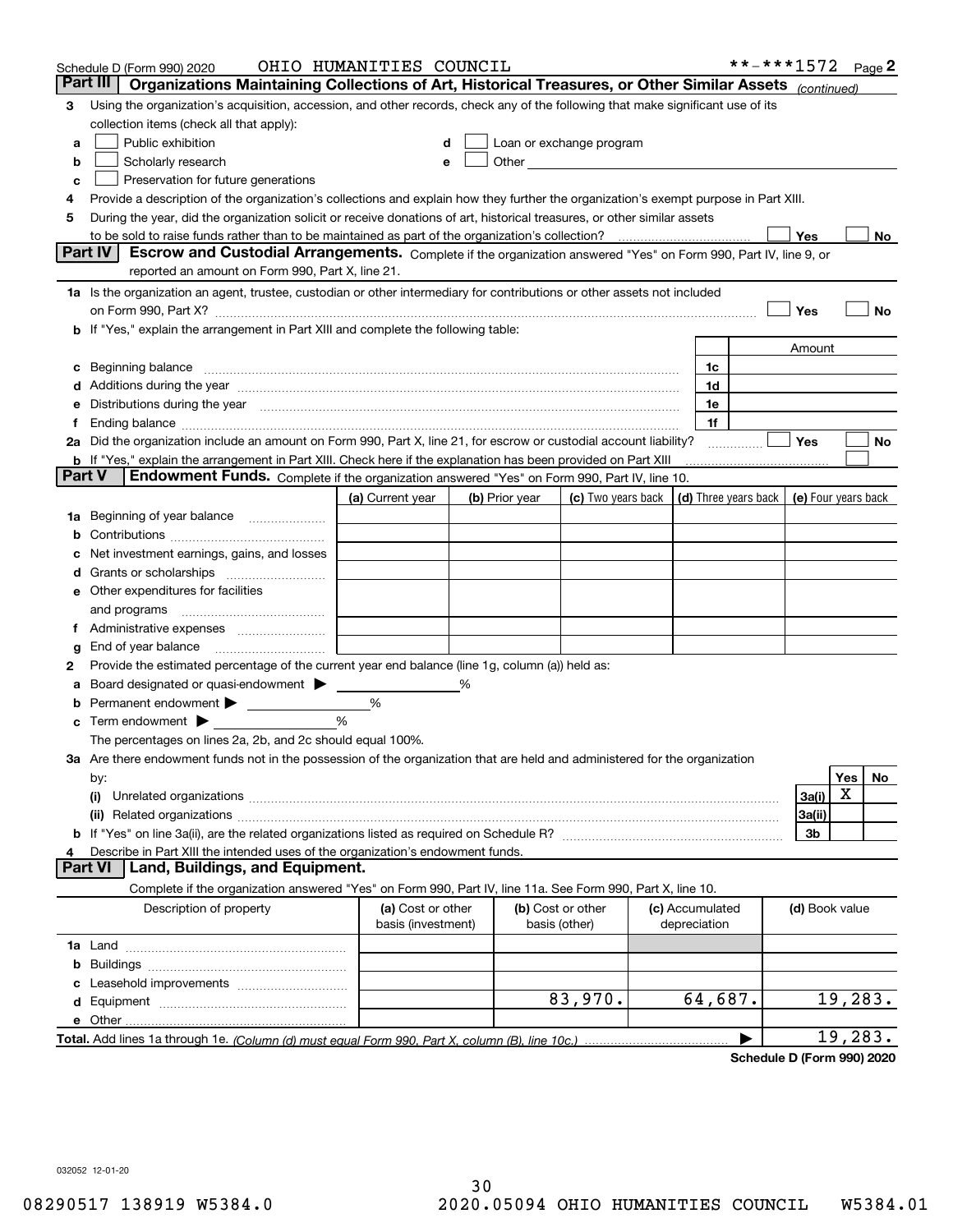Schedule D (Form 990) 2020 OHIO HUMANITIES COUNCIL **-***1572 Page 2

## Part III Organizations Maintaining Collections of Art, Historical Treasures, or Other Similar Assets *(continued)*

3 Using the organization's acquisition, accession, and other records, check any of the following that make significant use of its collection items (check all that apply):

- a ☐ Public exhibition
- b ☐ Scholarly research
- c ☐ Preservation for future generations
- d ☐ Loan or exchange program
- e ☐ Other

4 Provide a description of the organization's collections and explain how they further the organization's exempt purpose in Part XIII.

5 During the year, did the organization solicit or receive donations of art, historical treasures, or other similar assets to be sold to raise funds rather than to be maintained as part of the organization's collection? ☐ Yes ☐ No

## Part IV Escrow and Custodial Arrangements.

Complete if the organization answered "Yes" on Form 990, Part IV, line 9, or reported an amount on Form 990, Part X, line 21.

1a Is the organization an agent, trustee, custodian or other intermediary for contributions or other assets not included on Form 990, Part X? ☐ Yes ☐ No

b If "Yes," explain the arrangement in Part XIII and complete the following table:

| | | Amount |
|---|---|---|
| c Beginning balance | 1c | |
| d Additions during the year | 1d | |
| e Distributions during the year | 1e | |
| f Ending balance | 1f | |

2a Did the organization include an amount on Form 990, Part X, line 21, for escrow or custodial account liability? ☐ Yes ☐ No

b If "Yes," explain the arrangement in Part XIII. Check here if the explanation has been provided on Part XIII ☐

## Part V Endowment Funds.

Complete if the organization answered "Yes" on Form 990, Part IV, line 10.

| | (a) Current year | (b) Prior year | (c) Two years back | (d) Three years back | (e) Four years back |
|---|---|---|---|---|---|
| 1a Beginning of year balance | | | | | |
| b Contributions | | | | | |
| c Net investment earnings, gains, and losses | | | | | |
| d Grants or scholarships | | | | | |
| e Other expenditures for facilities and programs | | | | | |
| f Administrative expenses | | | | | |
| g End of year balance | | | | | |

2 Provide the estimated percentage of the current year end balance (line 1g, column (a)) held as:

- a Board designated or quasi-endowment ▶ ______ %
- b Permanent endowment ▶ ______ %
- c Term endowment ▶ ______ %

The percentages on lines 2a, 2b, and 2c should equal 100%.

3a Are there endowment funds not in the possession of the organization that are held and administered for the organization by:

| | | Yes | No |
|---|---|---|---|
| (i) Unrelated organizations | 3a(i) | X | |
| (ii) Related organizations | 3a(ii) | | |
| b If "Yes" on line 3a(ii), are the related organizations listed as required on Schedule R? | 3b | | |

4 Describe in Part XIII the intended uses of the organization's endowment funds.

## Part VI Land, Buildings, and Equipment.

Complete if the organization answered "Yes" on Form 990, Part IV, line 11a. See Form 990, Part X, line 10.

| Description of property | (a) Cost or other basis (investment) | (b) Cost or other basis (other) | (c) Accumulated depreciation | (d) Book value |
|---|---|---|---|---|
| 1a Land | | | | |
| b Buildings | | | | |
| c Leasehold improvements | | | | |
| d Equipment | | 83,970. | 64,687. | 19,283. |
| e Other | | | | |
| **Total.** Add lines 1a through 1e. *(Column (d) must equal Form 990, Part X, column (B), line 10c.)* | | | ▶ | 19,283. |

**Schedule D (Form 990) 2020**

032052 12-01-20

08290517 138919 W5384.0 2020.05094 OHIO HUMANITIES COUNCIL W5384.01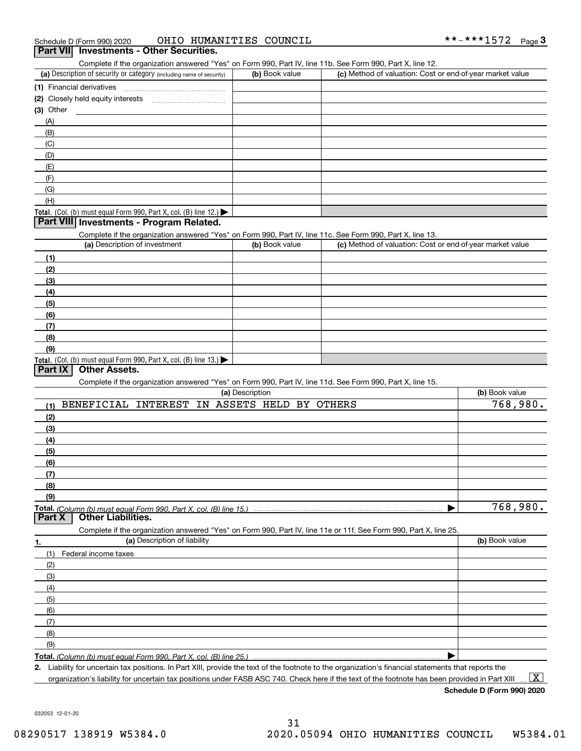Schedule D (Form 990) 2020 OHIO HUMANITIES COUNCIL **-***1572 Page 3

## Part VII Investments - Other Securities.

Complete if the organization answered "Yes" on Form 990, Part IV, line 11b. See Form 990, Part X, line 12.

| (a) Description of security or category (including name of security) | (b) Book value | (c) Method of valuation: Cost or end-of-year market value |
|---|---|---|
| (1) Financial derivatives | | |
| (2) Closely held equity interests | | |
| (3) Other | | |
| (A) | | |
| (B) | | |
| (C) | | |
| (D) | | |
| (E) | | |
| (F) | | |
| (G) | | |
| (H) | | |
| **Total.** (Col. (b) must equal Form 990, Part X, col. (B) line 12.) ▶ | | |

## Part VIII Investments - Program Related.

Complete if the organization answered "Yes" on Form 990, Part IV, line 11c. See Form 990, Part X, line 13.

| (a) Description of investment | (b) Book value | (c) Method of valuation: Cost or end-of-year market value |
|---|---|---|
| (1) | | |
| (2) | | |
| (3) | | |
| (4) | | |
| (5) | | |
| (6) | | |
| (7) | | |
| (8) | | |
| (9) | | |
| **Total.** (Col. (b) must equal Form 990, Part X, col. (B) line 13.) ▶ | | |

## Part IX Other Assets.

Complete if the organization answered "Yes" on Form 990, Part IV, line 11d. See Form 990, Part X, line 15.

| (a) Description | (b) Book value |
|---|---|
| (1) BENEFICIAL INTEREST IN ASSETS HELD BY OTHERS | 768,980. |
| (2) | |
| (3) | |
| (4) | |
| (5) | |
| (6) | |
| (7) | |
| (8) | |
| (9) | |
| **Total.** *(Column (b) must equal Form 990, Part X, col. (B) line 15.)* ▶ | 768,980. |

## Part X Other Liabilities.

Complete if the organization answered "Yes" on Form 990, Part IV, line 11e or 11f. See Form 990, Part X, line 25.

| 1. (a) Description of liability | (b) Book value |
|---|---|
| (1) Federal income taxes | |
| (2) | |
| (3) | |
| (4) | |
| (5) | |
| (6) | |
| (7) | |
| (8) | |
| (9) | |
| **Total.** *(Column (b) must equal Form 990, Part X, col. (B) line 25.)* ▶ | |

2. Liability for uncertain tax positions. In Part XIII, provide the text of the footnote to the organization's financial statements that reports the organization's liability for uncertain tax positions under FASB ASC 740. Check here if the text of the footnote has been provided in Part XIII ... [X]

**Schedule D (Form 990) 2020**

032053 12-01-20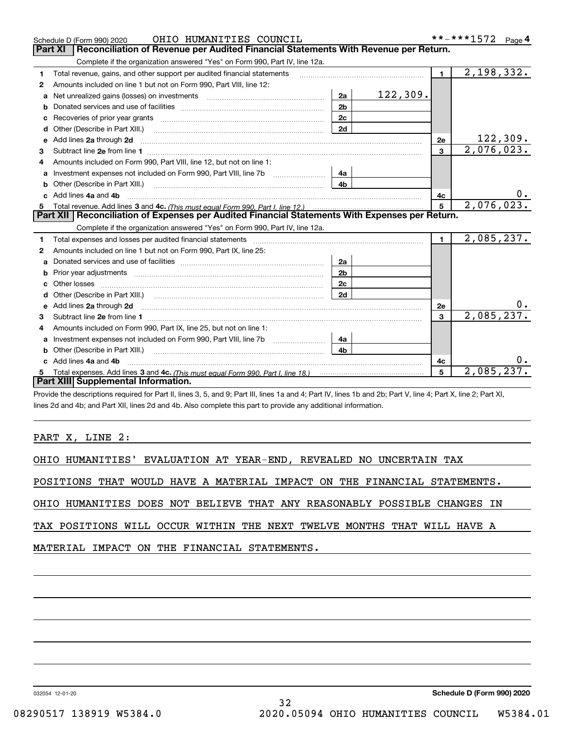Schedule D (Form 990) 2020 OHIO HUMANITIES COUNCIL **-***1572 Page 4

## Part XI Reconciliation of Revenue per Audited Financial Statements With Revenue per Return.

Complete if the organization answered "Yes" on Form 990, Part IV, line 12a.

| | | | | | |
|---|---|---|---|---|---|
| 1 | Total revenue, gains, and other support per audited financial statements | | | 1 | 2,198,332. |
| 2 | Amounts included on line 1 but not on Form 990, Part VIII, line 12: | | | | |
| a | Net unrealized gains (losses) on investments | 2a | 122,309. | | |
| b | Donated services and use of facilities | 2b | | | |
| c | Recoveries of prior year grants | 2c | | | |
| d | Other (Describe in Part XIII.) | 2d | | | |
| e | Add lines 2a through 2d | | | 2e | 122,309. |
| 3 | Subtract line 2e from line 1 | | | 3 | 2,076,023. |
| 4 | Amounts included on Form 990, Part VIII, line 12, but not on line 1: | | | | |
| a | Investment expenses not included on Form 990, Part VIII, line 7b | 4a | | | |
| b | Other (Describe in Part XIII.) | 4b | | | |
| c | Add lines 4a and 4b | | | 4c | 0. |
| 5 | Total revenue. Add lines 3 and 4c. *(This must equal Form 990, Part I, line 12.)* | | | 5 | 2,076,023. |

## Part XII Reconciliation of Expenses per Audited Financial Statements With Expenses per Return.

Complete if the organization answered "Yes" on Form 990, Part IV, line 12a.

| | | | | | |
|---|---|---|---|---|---|
| 1 | Total expenses and losses per audited financial statements | | | 1 | 2,085,237. |
| 2 | Amounts included on line 1 but not on Form 990, Part IX, line 25: | | | | |
| a | Donated services and use of facilities | 2a | | | |
| b | Prior year adjustments | 2b | | | |
| c | Other losses | 2c | | | |
| d | Other (Describe in Part XIII.) | 2d | | | |
| e | Add lines 2a through 2d | | | 2e | 0. |
| 3 | Subtract line 2e from line 1 | | | 3 | 2,085,237. |
| 4 | Amounts included on Form 990, Part IX, line 25, but not on line 1: | | | | |
| a | Investment expenses not included on Form 990, Part VIII, line 7b | 4a | | | |
| b | Other (Describe in Part XIII.) | 4b | | | |
| c | Add lines 4a and 4b | | | 4c | 0. |
| 5 | Total expenses. Add lines 3 and 4c. *(This must equal Form 990, Part I, line 18.)* | | | 5 | 2,085,237. |

## Part XIII Supplemental Information.

Provide the descriptions required for Part II, lines 3, 5, and 9; Part III, lines 1a and 4; Part IV, lines 1b and 2b; Part V, line 4; Part X, line 2; Part XI, lines 2d and 4b; and Part XII, lines 2d and 4b. Also complete this part to provide any additional information.

PART X, LINE 2:

OHIO HUMANITIES' EVALUATION AT YEAR-END, REVEALED NO UNCERTAIN TAX POSITIONS THAT WOULD HAVE A MATERIAL IMPACT ON THE FINANCIAL STATEMENTS. OHIO HUMANITIES DOES NOT BELIEVE THAT ANY REASONABLY POSSIBLE CHANGES IN TAX POSITIONS WILL OCCUR WITHIN THE NEXT TWELVE MONTHS THAT WILL HAVE A MATERIAL IMPACT ON THE FINANCIAL STATEMENTS.

032054 12-01-20 **Schedule D (Form 990) 2020**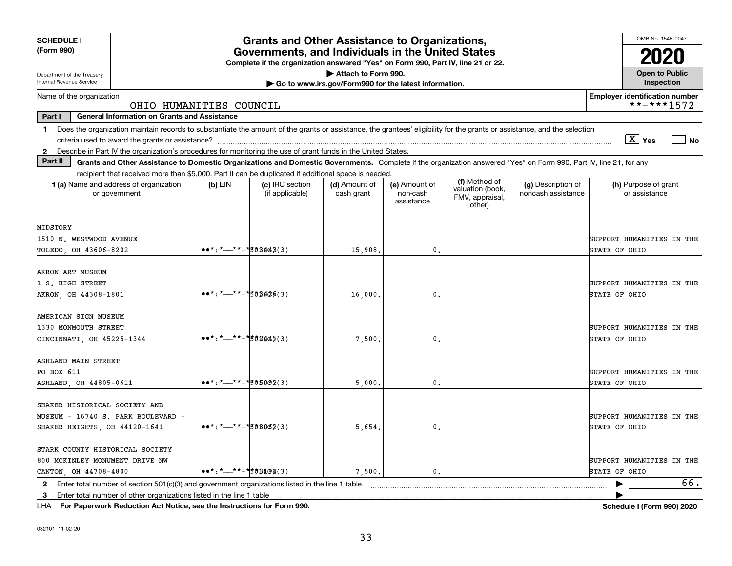**SCHEDULE I**
**(Form 990)**

Department of the Treasury
Internal Revenue Service

# Grants and Other Assistance to Organizations, Governments, and Individuals in the United States

**Complete if the organization answered "Yes" on Form 990, Part IV, line 21 or 22.**
**▶ Attach to Form 990.**
**▶ Go to www.irs.gov/Form990 for the latest information.**

OMB No. 1545-0047
**2020**
**Open to Public Inspection**

Name of the organization: OHIO HUMANITIES COUNCIL

**Employer identification number** **-***1572

**Part I** **General Information on Grants and Assistance**

1 Does the organization maintain records to substantiate the amount of the grants or assistance, the grantees' eligibility for the grants or assistance, and the selection criteria used to award the grants or assistance? [X] Yes [ ] No

2 Describe in Part IV the organization's procedures for monitoring the use of grant funds in the United States.

**Part II** **Grants and Other Assistance to Domestic Organizations and Domestic Governments.** Complete if the organization answered "Yes" on Form 990, Part IV, line 21, for any recipient that received more than $5,000. Part II can be duplicated if additional space is needed.

| 1 (a) Name and address of organization or government | (b) EIN | (c) IRC section (if applicable) | (d) Amount of cash grant | (e) Amount of non-cash assistance | (f) Method of valuation (book, FMV, appraisal, other) | (g) Description of noncash assistance | (h) Purpose of grant or assistance |
|---|---|---|---|---|---|---|---|
| MIDSTORY<br>1510 N. WESTWOOD AVENUE<br>TOLEDO, OH 43606-8202 | **-***3443 | 501(C)(3) | 15,908. | 0. | | | SUPPORT HUMANITIES IN THE STATE OF OHIO |
| AKRON ART MUSEUM<br>1 S. HIGH STREET<br>AKRON, OH 44308-1801 | **-***3425 | 501(C)(3) | 16,000. | 0. | | | SUPPORT HUMANITIES IN THE STATE OF OHIO |
| AMERICAN SIGN MUSEUM<br>1330 MONMOUTH STREET<br>CINCINNATI, OH 45225-1344 | **-***2465 | 501(C)(3) | 7,500. | 0. | | | SUPPORT HUMANITIES IN THE STATE OF OHIO |
| ASHLAND MAIN STREET<br>PO BOX 611<br>ASHLAND, OH 44805-0611 | **-***5092 | 501(C)(3) | 5,000. | 0. | | | SUPPORT HUMANITIES IN THE STATE OF OHIO |
| SHAKER HISTORICAL SOCIETY AND MUSEUM - 16740 S. PARK BOULEVARD - SHAKER HEIGHTS, OH 44120-1641 | **-***8062 | 501(C)(3) | 5,654. | 0. | | | SUPPORT HUMANITIES IN THE STATE OF OHIO |
| STARK COUNTY HISTORICAL SOCIETY<br>800 MCKINLEY MONUMENT DRIVE NW<br>CANTON, OH 44708-4800 | **-***3194 | 501(C)(3) | 7,500. | 0. | | | SUPPORT HUMANITIES IN THE STATE OF OHIO |

2 Enter total number of section 501(c)(3) and government organizations listed in the line 1 table ▶ 66.

3 Enter total number of other organizations listed in the line 1 table ▶

LHA **For Paperwork Reduction Act Notice, see the Instructions for Form 990.** **Schedule I (Form 990) 2020**

032101 11-02-20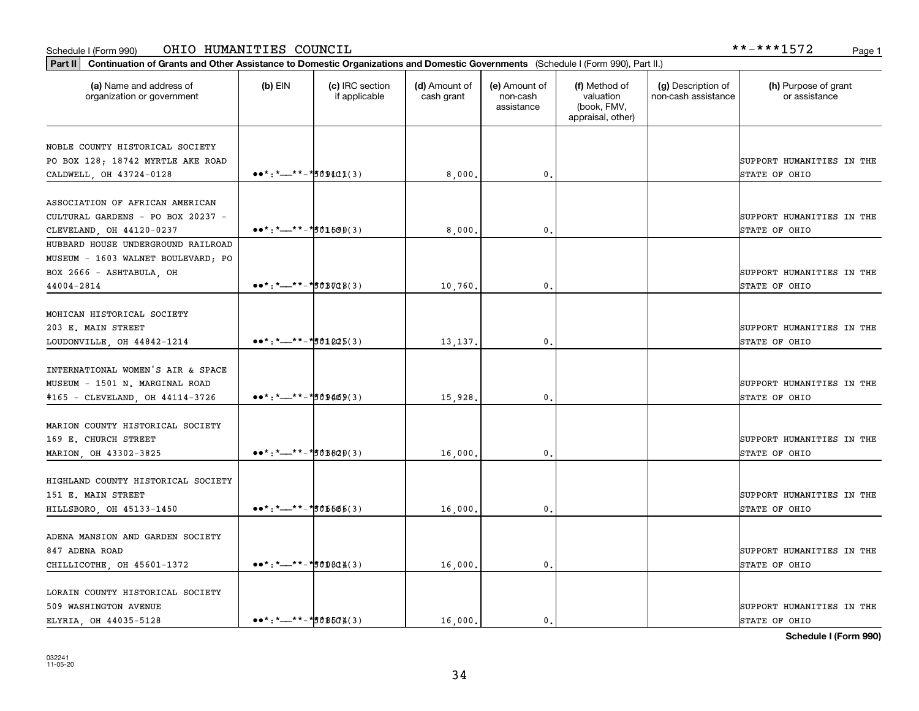Schedule I (Form 990) OHIO HUMANITIES COUNCIL **-***1572

**Part II** **Continuation of Grants and Other Assistance to Domestic Organizations and Domestic Governments** (Schedule I (Form 990), Part II.)

| (a) Name and address of organization or government | (b) EIN | (c) IRC section if applicable | (d) Amount of cash grant | (e) Amount of non-cash assistance | (f) Method of valuation (book, FMV, appraisal, other) | (g) Description of non-cash assistance | (h) Purpose of grant or assistance |
|---|---|---|---|---|---|---|---|
| NOBLE COUNTY HISTORICAL SOCIETY PO BOX 128; 18742 MYRTLE AKE ROAD CALDWELL, OH 43724-0128 | **-***9101 | 501(C)(3) | 8,000. | 0. | | | SUPPORT HUMANITIES IN THE STATE OF OHIO |
| ASSOCIATION OF AFRICAN AMERICAN CULTURAL GARDENS - PO BOX 20237 - CLEVELAND, OH 44120-0237 | **-***1590 | 501(C)(3) | 8,000. | 0. | | | SUPPORT HUMANITIES IN THE STATE OF OHIO |
| HUBBARD HOUSE UNDERGROUND RAILROAD MUSEUM - 1603 WALNET BOULEVARD; PO BOX 2666 - ASHTABULA, OH 44004-2814 | **-***3718 | 501(C)(3) | 10,760. | 0. | | | SUPPORT HUMANITIES IN THE STATE OF OHIO |
| MOHICAN HISTORICAL SOCIETY 203 E. MAIN STREET LOUDONVILLE, OH 44842-1214 | **-***1025 | 501(C)(3) | 13,137. | 0. | | | SUPPORT HUMANITIES IN THE STATE OF OHIO |
| INTERNATIONAL WOMEN'S AIR & SPACE MUSEUM - 1501 N. MARGINAL ROAD #165 - CLEVELAND, OH 44114-3726 | **-***9469 | 501(C)(3) | 15,928. | 0. | | | SUPPORT HUMANITIES IN THE STATE OF OHIO |
| MARION COUNTY HISTORICAL SOCIETY 169 E. CHURCH STREET MARION, OH 43302-3825 | **-***3620 | 501(C)(3) | 16,000. | 0. | | | SUPPORT HUMANITIES IN THE STATE OF OHIO |
| HIGHLAND COUNTY HISTORICAL SOCIETY 151 E. MAIN STREET HILLSBORO, OH 45133-1450 | **-***5565 | 501(C)(3) | 16,000. | 0. | | | SUPPORT HUMANITIES IN THE STATE OF OHIO |
| ADENA MANSION AND GARDEN SOCIETY 847 ADENA ROAD CHILLICOTHE, OH 45601-1372 | **-***0014 | 501(C)(3) | 16,000. | 0. | | | SUPPORT HUMANITIES IN THE STATE OF OHIO |
| LORAIN COUNTY HISTORICAL SOCIETY 509 WASHINGTON AVENUE ELYRIA, OH 44035-5128 | **-***8574 | 501(C)(3) | 16,000. | 0. | | | SUPPORT HUMANITIES IN THE STATE OF OHIO |

032241 11-05-20

**Schedule I (Form 990)**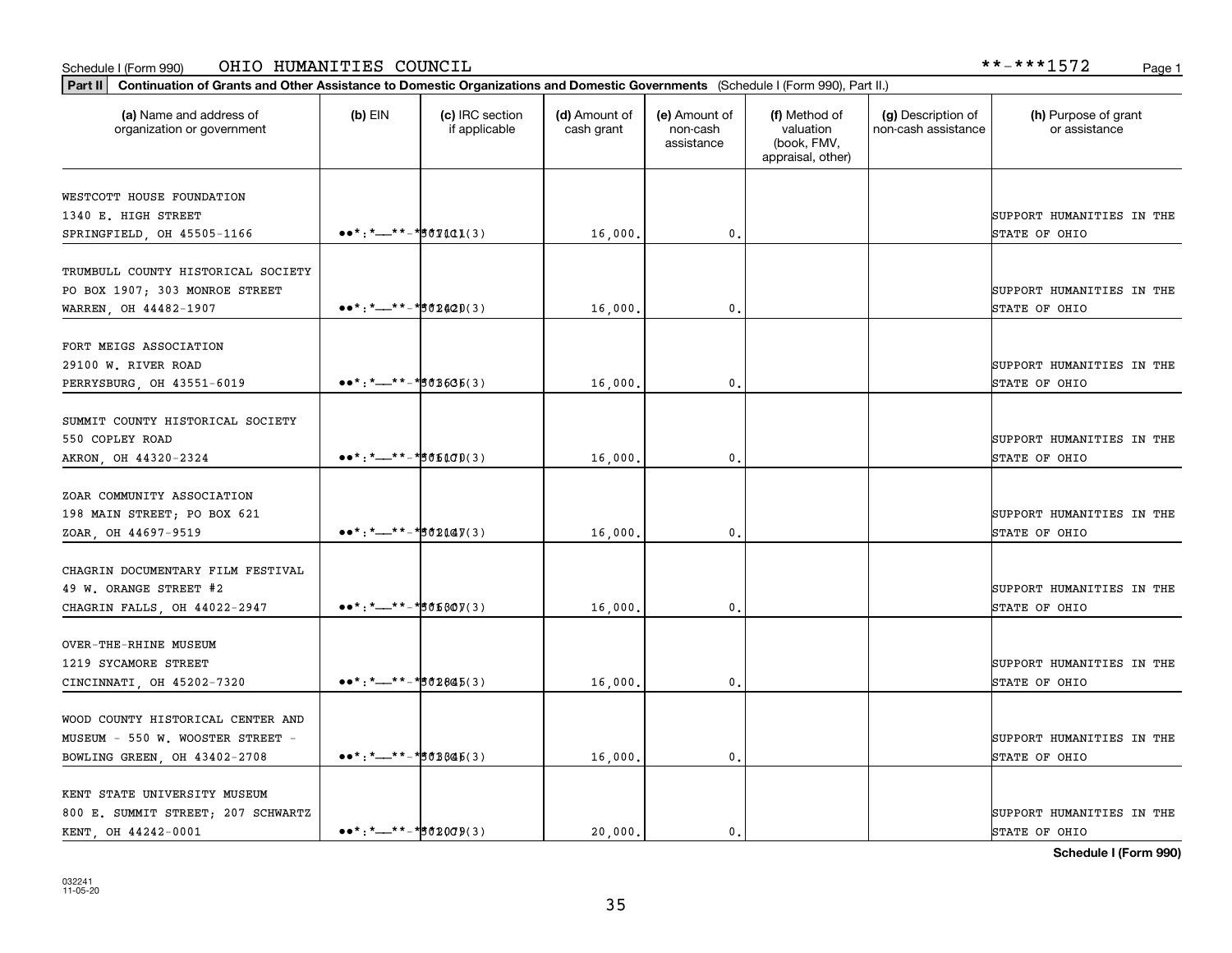Schedule I (Form 990) OHIO HUMANITIES COUNCIL **-***1572

**Part II** **Continuation of Grants and Other Assistance to Domestic Organizations and Domestic Governments** (Schedule I (Form 990), Part II.)

| (a) Name and address of organization or government | (b) EIN | (c) IRC section if applicable | (d) Amount of cash grant | (e) Amount of non-cash assistance | (f) Method of valuation (book, FMV, appraisal, other) | (g) Description of non-cash assistance | (h) Purpose of grant or assistance |
|---|---|---|---|---|---|---|---|
| WESTCOTT HOUSE FOUNDATION<br>1340 E. HIGH STREET<br>SPRINGFIELD, OH 45505-1166 | **-***7111 | 501(C)(3) | 16,000. | 0. | | | SUPPORT HUMANITIES IN THE STATE OF OHIO |
| TRUMBULL COUNTY HISTORICAL SOCIETY<br>PO BOX 1907; 303 MONROE STREET<br>WARREN, OH 44482-1907 | **-***2420 | 501(C)(3) | 16,000. | 0. | | | SUPPORT HUMANITIES IN THE STATE OF OHIO |
| FORT MEIGS ASSOCIATION<br>29100 W. RIVER ROAD<br>PERRYSBURG, OH 43551-6019 | **-***3635 | 501(C)(3) | 16,000. | 0. | | | SUPPORT HUMANITIES IN THE STATE OF OHIO |
| SUMMIT COUNTY HISTORICAL SOCIETY<br>550 COPLEY ROAD<br>AKRON, OH 44320-2324 | **-***5170 | 501(C)(3) | 16,000. | 0. | | | SUPPORT HUMANITIES IN THE STATE OF OHIO |
| ZOAR COMMUNITY ASSOCIATION<br>198 MAIN STREET; PO BOX 621<br>ZOAR, OH 44697-9519 | **-***2147 | 501(C)(3) | 16,000. | 0. | | | SUPPORT HUMANITIES IN THE STATE OF OHIO |
| CHAGRIN DOCUMENTARY FILM FESTIVAL<br>49 W. ORANGE STREET #2<br>CHAGRIN FALLS, OH 44022-2947 | **-***5307 | 501(C)(3) | 16,000. | 0. | | | SUPPORT HUMANITIES IN THE STATE OF OHIO |
| OVER-THE-RHINE MUSEUM<br>1219 SYCAMORE STREET<br>CINCINNATI, OH 45202-7320 | **-***2845 | 501(C)(3) | 16,000. | 0. | | | SUPPORT HUMANITIES IN THE STATE OF OHIO |
| WOOD COUNTY HISTORICAL CENTER AND MUSEUM - 550 W. WOOSTER STREET -<br>BOWLING GREEN, OH 43402-2708 | **-***3345 | 501(C)(3) | 16,000. | 0. | | | SUPPORT HUMANITIES IN THE STATE OF OHIO |
| KENT STATE UNIVERSITY MUSEUM<br>800 E. SUMMIT STREET; 207 SCHWARTZ<br>KENT, OH 44242-0001 | **-***2079 | 501(C)(3) | 20,000. | 0. | | | SUPPORT HUMANITIES IN THE STATE OF OHIO |

**Schedule I (Form 990)**

032241
11-05-20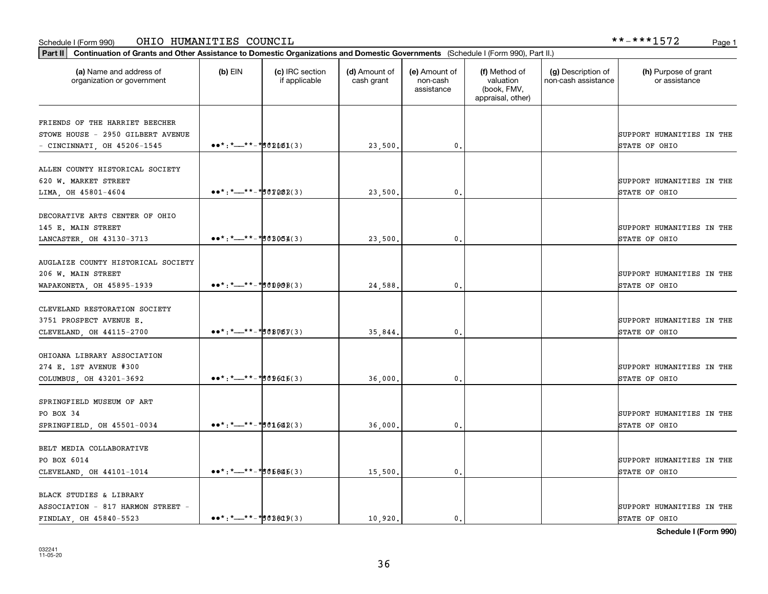Schedule I (Form 990) OHIO HUMANITIES COUNCIL **-***1572

**Part II** **Continuation of Grants and Other Assistance to Domestic Organizations and Domestic Governments** (Schedule I (Form 990), Part II.)

| (a) Name and address of organization or government | (b) EIN | (c) IRC section if applicable | (d) Amount of cash grant | (e) Amount of non-cash assistance | (f) Method of valuation (book, FMV, appraisal, other) | (g) Description of non-cash assistance | (h) Purpose of grant or assistance |
|---|---|---|---|---|---|---|---|
| FRIENDS OF THE HARRIET BEECHER STOWE HOUSE - 2950 GILBERT AVENUE - CINCINNATI, OH 45206-1545 | **-***2161 | 501(C)(3) | 23,500. | 0. | | | SUPPORT HUMANITIES IN THE STATE OF OHIO |
| ALLEN COUNTY HISTORICAL SOCIETY 620 W. MARKET STREET LIMA, OH 45801-4604 | **-***7282 | 501(C)(3) | 23,500. | 0. | | | SUPPORT HUMANITIES IN THE STATE OF OHIO |
| DECORATIVE ARTS CENTER OF OHIO 145 E. MAIN STREET LANCASTER, OH 43130-3713 | **-***3054 | 501(C)(3) | 23,500. | 0. | | | SUPPORT HUMANITIES IN THE STATE OF OHIO |
| AUGLAIZE COUNTY HISTORICAL SOCIETY 206 W. MAIN STREET WAPAKONETA, OH 45895-1939 | **-***0938 | 501(C)(3) | 24,588. | 0. | | | SUPPORT HUMANITIES IN THE STATE OF OHIO |
| CLEVELAND RESTORATION SOCIETY 3751 PROSPECT AVENUE E. CLEVELAND, OH 44115-2700 | **-***8767 | 501(C)(3) | 35,844. | 0. | | | SUPPORT HUMANITIES IN THE STATE OF OHIO |
| OHIOANA LIBRARY ASSOCIATION 274 E. 1ST AVENUE #300 COLUMBUS, OH 43201-3692 | **-***9615 | 501(C)(3) | 36,000. | 0. | | | SUPPORT HUMANITIES IN THE STATE OF OHIO |
| SPRINGFIELD MUSEUM OF ART PO BOX 34 SPRINGFIELD, OH 45501-0034 | **-***1642 | 501(C)(3) | 36,000. | 0. | | | SUPPORT HUMANITIES IN THE STATE OF OHIO |
| BELT MEDIA COLLABORATIVE PO BOX 6014 CLEVELAND, OH 44101-1014 | **-***6845 | 501(C)(3) | 15,500. | 0. | | | SUPPORT HUMANITIES IN THE STATE OF OHIO |
| BLACK STUDIES & LIBRARY ASSOCIATION - 817 HARMON STREET - FINDLAY, OH 45840-5523 | **-***3819 | 501(C)(3) | 10,920. | 0. | | | SUPPORT HUMANITIES IN THE STATE OF OHIO |

**Schedule I (Form 990)**

032241
11-05-20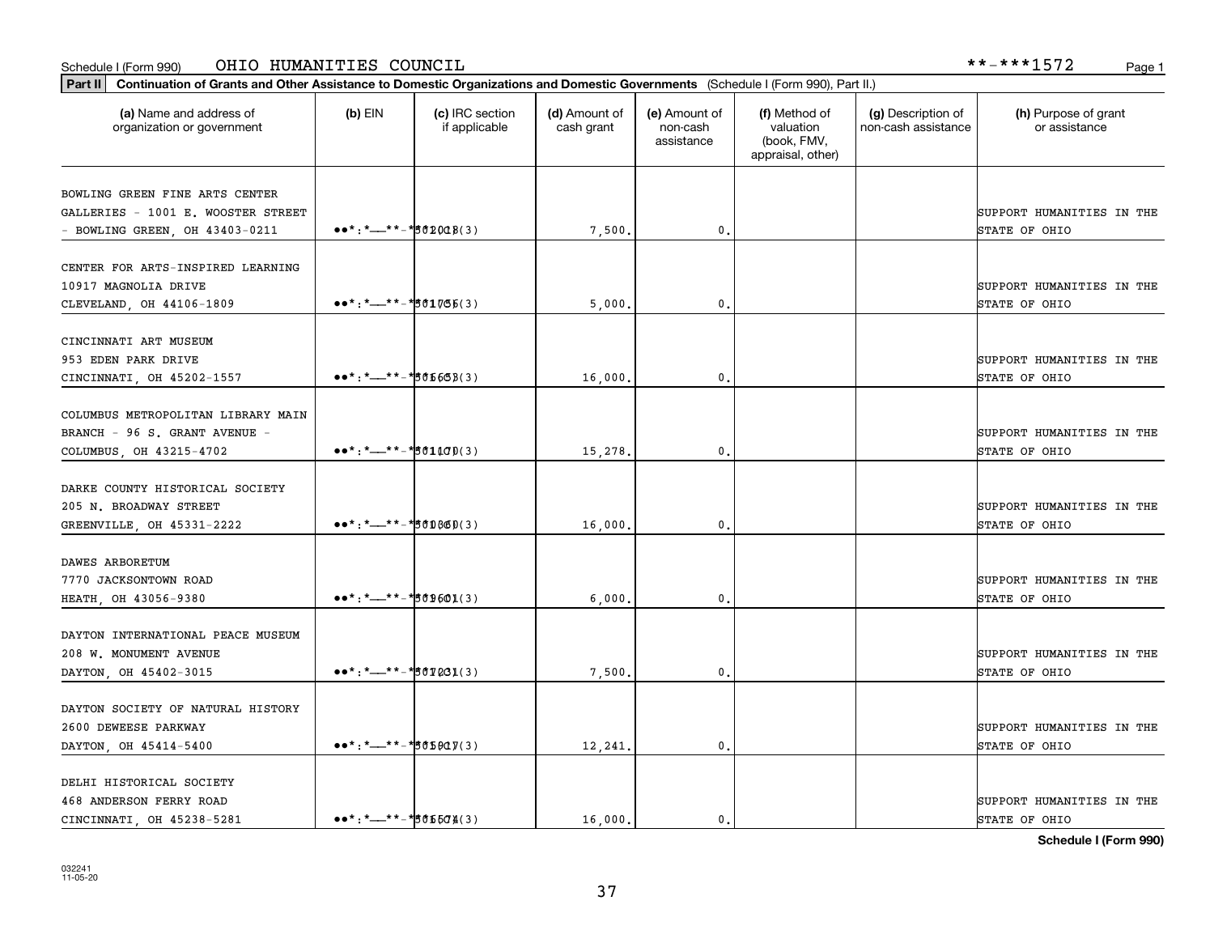Schedule I (Form 990) OHIO HUMANITIES COUNCIL **-***1572

**Part II** **Continuation of Grants and Other Assistance to Domestic Organizations and Domestic Governments** (Schedule I (Form 990), Part II.)

| (a) Name and address of organization or government | (b) EIN | (c) IRC section if applicable | (d) Amount of cash grant | (e) Amount of non-cash assistance | (f) Method of valuation (book, FMV, appraisal, other) | (g) Description of non-cash assistance | (h) Purpose of grant or assistance |
|---|---|---|---|---|---|---|---|
| BOWLING GREEN FINE ARTS CENTER GALLERIES - 1001 E. WOOSTER STREET - BOWLING GREEN, OH 43403-0211 | **-******* | 501(C)(3) | 7,500. | 0. | | | SUPPORT HUMANITIES IN THE STATE OF OHIO |
| CENTER FOR ARTS-INSPIRED LEARNING 10917 MAGNOLIA DRIVE CLEVELAND, OH 44106-1809 | **-******* | 501(C)(3) | 5,000. | 0. | | | SUPPORT HUMANITIES IN THE STATE OF OHIO |
| CINCINNATI ART MUSEUM 953 EDEN PARK DRIVE CINCINNATI, OH 45202-1557 | **-******* | 501(C)(3) | 16,000. | 0. | | | SUPPORT HUMANITIES IN THE STATE OF OHIO |
| COLUMBUS METROPOLITAN LIBRARY MAIN BRANCH - 96 S. GRANT AVENUE - COLUMBUS, OH 43215-4702 | **-******* | 501(C)(3) | 15,278. | 0. | | | SUPPORT HUMANITIES IN THE STATE OF OHIO |
| DARKE COUNTY HISTORICAL SOCIETY 205 N. BROADWAY STREET GREENVILLE, OH 45331-2222 | **-******* | 501(C)(3) | 16,000. | 0. | | | SUPPORT HUMANITIES IN THE STATE OF OHIO |
| DAWES ARBORETUM 7770 JACKSONTOWN ROAD HEATH, OH 43056-9380 | **-******* | 501(C)(3) | 6,000. | 0. | | | SUPPORT HUMANITIES IN THE STATE OF OHIO |
| DAYTON INTERNATIONAL PEACE MUSEUM 208 W. MONUMENT AVENUE DAYTON, OH 45402-3015 | **-******* | 501(C)(3) | 7,500. | 0. | | | SUPPORT HUMANITIES IN THE STATE OF OHIO |
| DAYTON SOCIETY OF NATURAL HISTORY 2600 DEWEESE PARKWAY DAYTON, OH 45414-5400 | **-******* | 501(C)(3) | 12,241. | 0. | | | SUPPORT HUMANITIES IN THE STATE OF OHIO |
| DELHI HISTORICAL SOCIETY 468 ANDERSON FERRY ROAD CINCINNATI, OH 45238-5281 | **-******* | 501(C)(3) | 16,000. | 0. | | | SUPPORT HUMANITIES IN THE STATE OF OHIO |

**Schedule I (Form 990)**

032241 11-05-20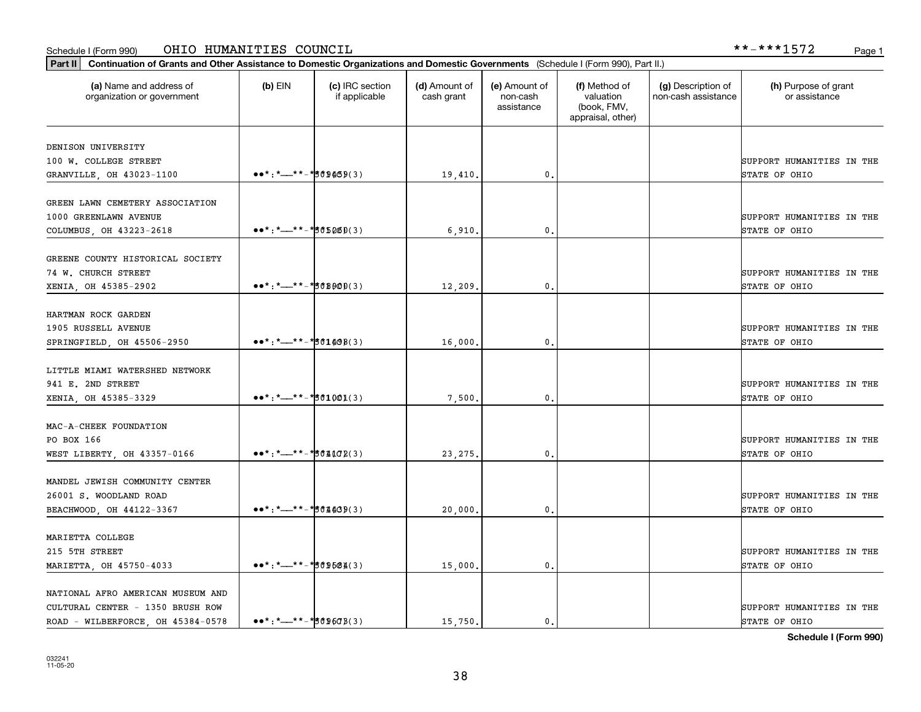Schedule I (Form 990) OHIO HUMANITIES COUNCIL **-***1572

**Part II Continuation of Grants and Other Assistance to Domestic Organizations and Domestic Governments** (Schedule I (Form 990), Part II.)

| (a) Name and address of organization or government | (b) EIN | (c) IRC section if applicable | (d) Amount of cash grant | (e) Amount of non-cash assistance | (f) Method of valuation (book, FMV, appraisal, other) | (g) Description of non-cash assistance | (h) Purpose of grant or assistance |
|---|---|---|---|---|---|---|---|
| DENISON UNIVERSITY 100 W. COLLEGE STREET GRANVILLE, OH 43023-1100 | **-***9459 | 501(C)(3) | 19,410. | 0. | | | SUPPORT HUMANITIES IN THE STATE OF OHIO |
| GREEN LAWN CEMETERY ASSOCIATION 1000 GREENLAWN AVENUE COLUMBUS, OH 43223-2618 | **-***5260 | 501(C)(3) | 6,910. | 0. | | | SUPPORT HUMANITIES IN THE STATE OF OHIO |
| GREENE COUNTY HISTORICAL SOCIETY 74 W. CHURCH STREET XENIA, OH 45385-2902 | **-***8900 | 501(C)(3) | 12,209. | 0. | | | SUPPORT HUMANITIES IN THE STATE OF OHIO |
| HARTMAN ROCK GARDEN 1905 RUSSELL AVENUE SPRINGFIELD, OH 45506-2950 | **-***1498 | 501(C)(3) | 16,000. | 0. | | | SUPPORT HUMANITIES IN THE STATE OF OHIO |
| LITTLE MIAMI WATERSHED NETWORK 941 E. 2ND STREET XENIA, OH 45385-3329 | **-***1001 | 501(C)(3) | 7,500. | 0. | | | SUPPORT HUMANITIES IN THE STATE OF OHIO |
| MAC-A-CHEEK FOUNDATION PO BOX 166 WEST LIBERTY, OH 43357-0166 | **-***4172 | 501(C)(3) | 23,275. | 0. | | | SUPPORT HUMANITIES IN THE STATE OF OHIO |
| MANDEL JEWISH COMMUNITY CENTER 26001 S. WOODLAND ROAD BEACHWOOD, OH 44122-3367 | **-***4439 | 501(C)(3) | 20,000. | 0. | | | SUPPORT HUMANITIES IN THE STATE OF OHIO |
| MARIETTA COLLEGE 215 5TH STREET MARIETTA, OH 45750-4033 | **-***9584 | 501(C)(3) | 15,000. | 0. | | | SUPPORT HUMANITIES IN THE STATE OF OHIO |
| NATIONAL AFRO AMERICAN MUSEUM AND CULTURAL CENTER - 1350 BRUSH ROW ROAD - WILBERFORCE, OH 45384-0578 | **-***9603 | 501(C)(3) | 15,750. | 0. | | | SUPPORT HUMANITIES IN THE STATE OF OHIO |

**Schedule I (Form 990)**

032241 11-05-20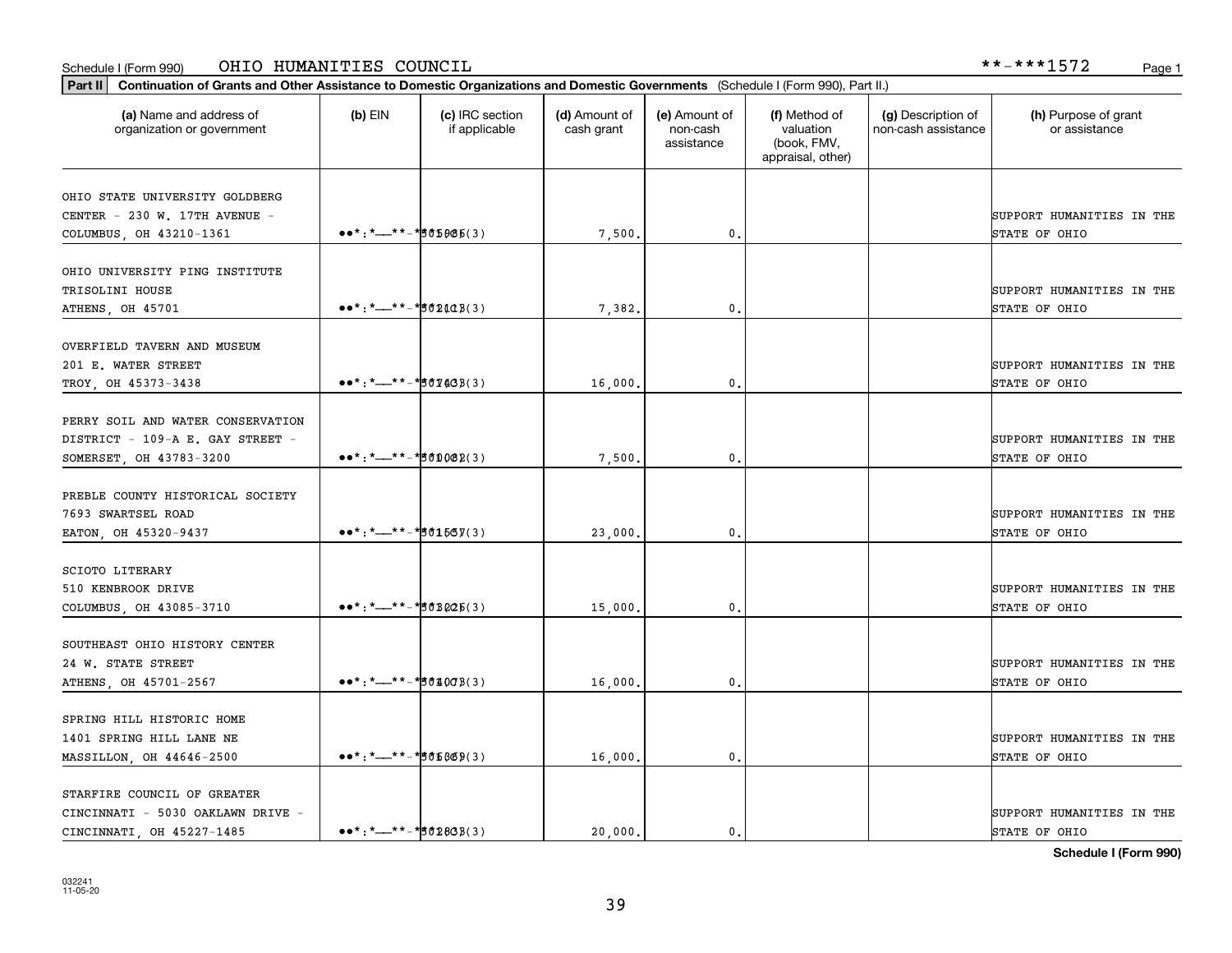Schedule I (Form 990) OHIO HUMANITIES COUNCIL **-***1572

**Part II Continuation of Grants and Other Assistance to Domestic Organizations and Domestic Governments** (Schedule I (Form 990), Part II.)

| (a) Name and address of organization or government | (b) EIN | (c) IRC section if applicable | (d) Amount of cash grant | (e) Amount of non-cash assistance | (f) Method of valuation (book, FMV, appraisal, other) | (g) Description of non-cash assistance | (h) Purpose of grant or assistance |
|---|---|---|---|---|---|---|---|
| OHIO STATE UNIVERSITY GOLDBERG CENTER - 230 W. 17TH AVENUE - COLUMBUS, OH 43210-1361 | **-***5986 | 501(C)(3) | 7,500. | 0. | | | SUPPORT HUMANITIES IN THE STATE OF OHIO |
| OHIO UNIVERSITY PING INSTITUTE TRISOLINI HOUSE ATHENS, OH 45701 | **-***2113 | 501(C)(3) | 7,382. | 0. | | | SUPPORT HUMANITIES IN THE STATE OF OHIO |
| OVERFIELD TAVERN AND MUSEUM 201 E. WATER STREET TROY, OH 45373-3438 | **-***7433 | 501(C)(3) | 16,000. | 0. | | | SUPPORT HUMANITIES IN THE STATE OF OHIO |
| PERRY SOIL AND WATER CONSERVATION DISTRICT - 109-A E. GAY STREET - SOMERSET, OH 43783-3200 | **-***0082 | 501(C)(3) | 7,500. | 0. | | | SUPPORT HUMANITIES IN THE STATE OF OHIO |
| PREBLE COUNTY HISTORICAL SOCIETY 7693 SWARTSEL ROAD EATON, OH 45320-9437 | **-***1557 | 501(C)(3) | 23,000. | 0. | | | SUPPORT HUMANITIES IN THE STATE OF OHIO |
| SCIOTO LITERARY 510 KENBROOK DRIVE COLUMBUS, OH 43085-3710 | **-***3226 | 501(C)(3) | 15,000. | 0. | | | SUPPORT HUMANITIES IN THE STATE OF OHIO |
| SOUTHEAST OHIO HISTORY CENTER 24 W. STATE STREET ATHENS, OH 45701-2567 | **-***4073 | 501(C)(3) | 16,000. | 0. | | | SUPPORT HUMANITIES IN THE STATE OF OHIO |
| SPRING HILL HISTORIC HOME 1401 SPRING HILL LANE NE MASSILLON, OH 44646-2500 | **-***5369 | 501(C)(3) | 16,000. | 0. | | | SUPPORT HUMANITIES IN THE STATE OF OHIO |
| STARFIRE COUNCIL OF GREATER CINCINNATI - 5030 OAKLAWN DRIVE - CINCINNATI, OH 45227-1485 | **-***2833 | 501(C)(3) | 20,000. | 0. | | | SUPPORT HUMANITIES IN THE STATE OF OHIO |

Schedule I (Form 990)

032241 11-05-20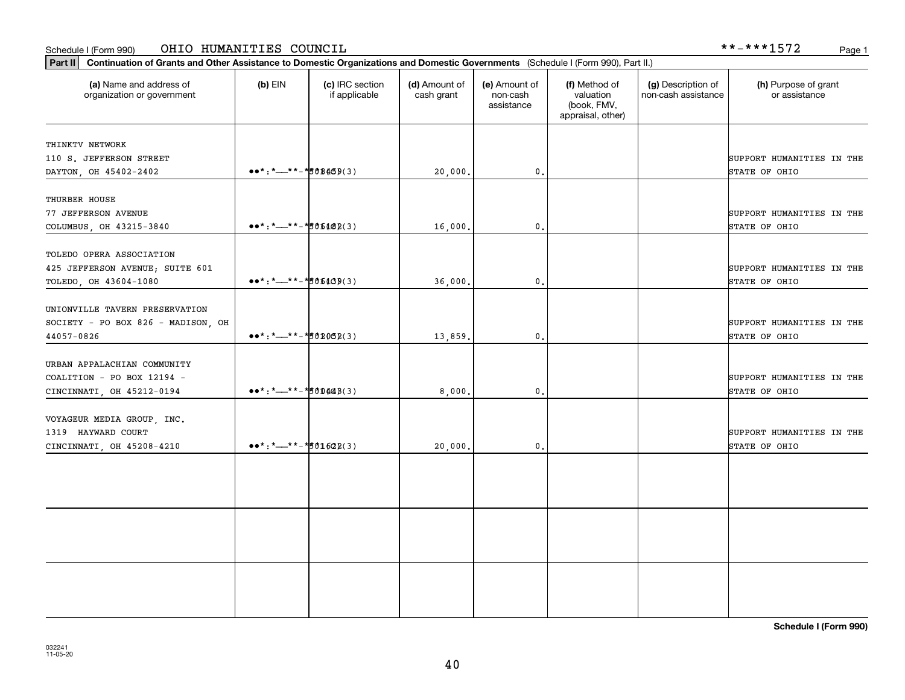Schedule I (Form 990) OHIO HUMANITIES COUNCIL **-***1572

**Part II** **Continuation of Grants and Other Assistance to Domestic Organizations and Domestic Governments** (Schedule I (Form 990), Part II.)

| (a) Name and address of organization or government | (b) EIN | (c) IRC section if applicable | (d) Amount of cash grant | (e) Amount of non-cash assistance | (f) Method of valuation (book, FMV, appraisal, other) | (g) Description of non-cash assistance | (h) Purpose of grant or assistance |
|---|---|---|---|---|---|---|---|
| THINKTV NETWORK 110 S. JEFFERSON STREET DAYTON, OH 45402-2402 | **-***8459 | 501(C)(3) | 20,000. | 0. | | | SUPPORT HUMANITIES IN THE STATE OF OHIO |
| THURBER HOUSE 77 JEFFERSON AVENUE COLUMBUS, OH 43215-3840 | **-***5182 | 501(C)(3) | 16,000. | 0. | | | SUPPORT HUMANITIES IN THE STATE OF OHIO |
| TOLEDO OPERA ASSOCIATION 425 JEFFERSON AVENUE; SUITE 601 TOLEDO, OH 43604-1080 | **-***5139 | 501(C)(3) | 36,000. | 0. | | | SUPPORT HUMANITIES IN THE STATE OF OHIO |
| UNIONVILLE TAVERN PRESERVATION SOCIETY - PO BOX 826 - MADISON, OH 44057-0826 | **-***2052 | 501(C)(3) | 13,859. | 0. | | | SUPPORT HUMANITIES IN THE STATE OF OHIO |
| URBAN APPALACHIAN COMMUNITY COALITION - PO BOX 12194 - CINCINNATI, OH 45212-0194 | **-***0443 | 501(C)(3) | 8,000. | 0. | | | SUPPORT HUMANITIES IN THE STATE OF OHIO |
| VOYAGEUR MEDIA GROUP, INC. 1319 HAYWARD COURT CINCINNATI, OH 45208-4210 | **-***1622 | 501(C)(3) | 20,000. | 0. | | | SUPPORT HUMANITIES IN THE STATE OF OHIO |
| | | | | | | | |
| | | | | | | | |
| | | | | | | | |

**Schedule I (Form 990)**

032241 11-05-20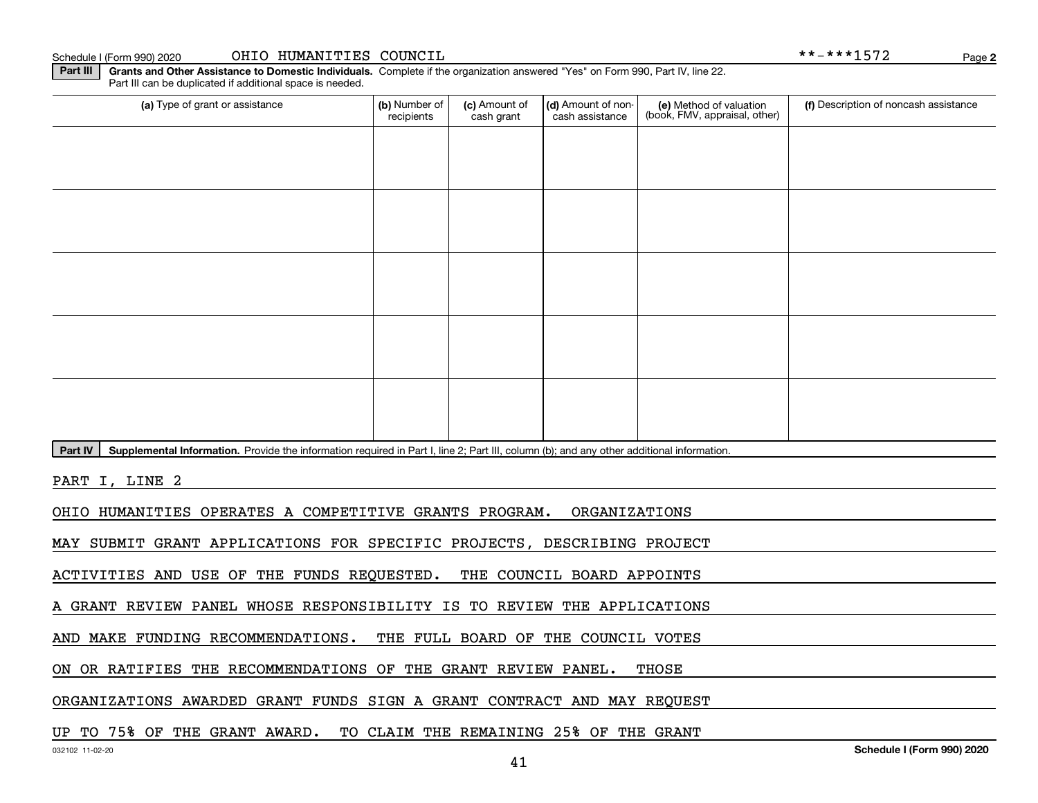Schedule I (Form 990) 2020 OHIO HUMANITIES COUNCIL **-***1572

**Part III** **Grants and Other Assistance to Domestic Individuals.** Complete if the organization answered "Yes" on Form 990, Part IV, line 22. Part III can be duplicated if additional space is needed.

| (a) Type of grant or assistance | (b) Number of recipients | (c) Amount of cash grant | (d) Amount of non-cash assistance | (e) Method of valuation (book, FMV, appraisal, other) | (f) Description of noncash assistance |
|---|---|---|---|---|---|
| | | | | | |
| | | | | | |
| | | | | | |
| | | | | | |
| | | | | | |

**Part IV** **Supplemental Information.** Provide the information required in Part I, line 2; Part III, column (b); and any other additional information.

PART I, LINE 2

OHIO HUMANITIES OPERATES A COMPETITIVE GRANTS PROGRAM. ORGANIZATIONS MAY SUBMIT GRANT APPLICATIONS FOR SPECIFIC PROJECTS, DESCRIBING PROJECT ACTIVITIES AND USE OF THE FUNDS REQUESTED. THE COUNCIL BOARD APPOINTS A GRANT REVIEW PANEL WHOSE RESPONSIBILITY IS TO REVIEW THE APPLICATIONS AND MAKE FUNDING RECOMMENDATIONS. THE FULL BOARD OF THE COUNCIL VOTES ON OR RATIFIES THE RECOMMENDATIONS OF THE GRANT REVIEW PANEL. THOSE ORGANIZATIONS AWARDED GRANT FUNDS SIGN A GRANT CONTRACT AND MAY REQUEST UP TO 75% OF THE GRANT AWARD. TO CLAIM THE REMAINING 25% OF THE GRANT

032102 11-02-20 **Schedule I (Form 990) 2020**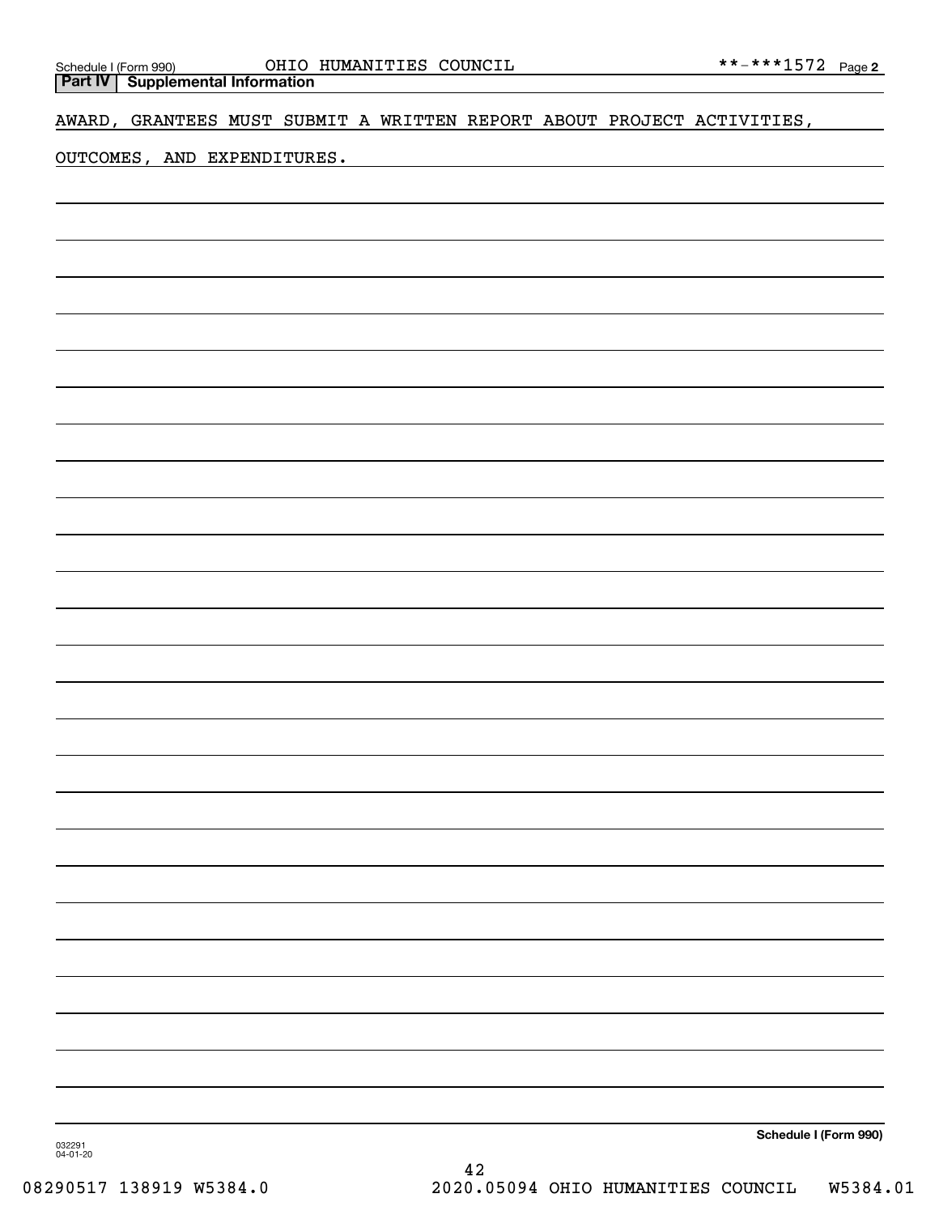Schedule I (Form 990) OHIO HUMANITIES COUNCIL **-***1572 Page 2

**Part IV | Supplemental Information**

AWARD, GRANTEES MUST SUBMIT A WRITTEN REPORT ABOUT PROJECT ACTIVITIES, OUTCOMES, AND EXPENDITURES.

**Schedule I (Form 990)**

032291 04-01-20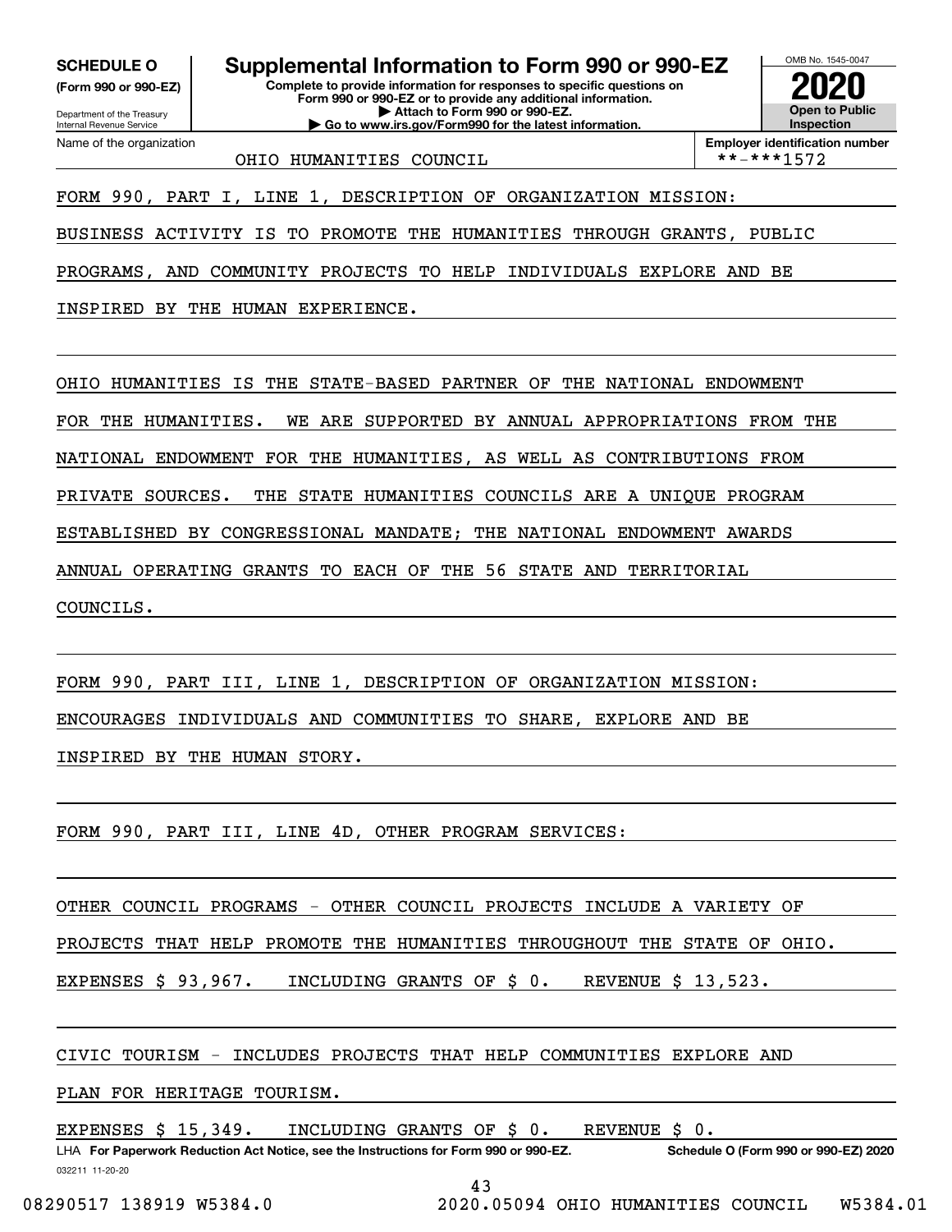**SCHEDULE O**
**(Form 990 or 990-EZ)**

Department of the Treasury
Internal Revenue Service

# Supplemental Information to Form 990 or 990-EZ

**Complete to provide information for responses to specific questions on Form 990 or 990-EZ or to provide any additional information.**
**▶ Attach to Form 990 or 990-EZ.**
**▶ Go to www.irs.gov/Form990 for the latest information.**

OMB No. 1545-0047
**2020**
**Open to Public Inspection**

Name of the organization: OHIO HUMANITIES COUNCIL

**Employer identification number**: **-***1572

FORM 990, PART I, LINE 1, DESCRIPTION OF ORGANIZATION MISSION:

BUSINESS ACTIVITY IS TO PROMOTE THE HUMANITIES THROUGH GRANTS, PUBLIC PROGRAMS, AND COMMUNITY PROJECTS TO HELP INDIVIDUALS EXPLORE AND BE INSPIRED BY THE HUMAN EXPERIENCE.

OHIO HUMANITIES IS THE STATE-BASED PARTNER OF THE NATIONAL ENDOWMENT FOR THE HUMANITIES. WE ARE SUPPORTED BY ANNUAL APPROPRIATIONS FROM THE NATIONAL ENDOWMENT FOR THE HUMANITIES, AS WELL AS CONTRIBUTIONS FROM PRIVATE SOURCES. THE STATE HUMANITIES COUNCILS ARE A UNIQUE PROGRAM ESTABLISHED BY CONGRESSIONAL MANDATE; THE NATIONAL ENDOWMENT AWARDS ANNUAL OPERATING GRANTS TO EACH OF THE 56 STATE AND TERRITORIAL COUNCILS.

FORM 990, PART III, LINE 1, DESCRIPTION OF ORGANIZATION MISSION:

ENCOURAGES INDIVIDUALS AND COMMUNITIES TO SHARE, EXPLORE AND BE INSPIRED BY THE HUMAN STORY.

FORM 990, PART III, LINE 4D, OTHER PROGRAM SERVICES:

OTHER COUNCIL PROGRAMS - OTHER COUNCIL PROJECTS INCLUDE A VARIETY OF PROJECTS THAT HELP PROMOTE THE HUMANITIES THROUGHOUT THE STATE OF OHIO.

EXPENSES $ 93,967. INCLUDING GRANTS OF $ 0. REVENUE $ 13,523.

CIVIC TOURISM - INCLUDES PROJECTS THAT HELP COMMUNITIES EXPLORE AND PLAN FOR HERITAGE TOURISM.

EXPENSES $ 15,349. INCLUDING GRANTS OF $ 0. REVENUE $ 0.

LHA **For Paperwork Reduction Act Notice, see the Instructions for Form 990 or 990-EZ.** **Schedule O (Form 990 or 990-EZ) 2020**

032211 11-20-20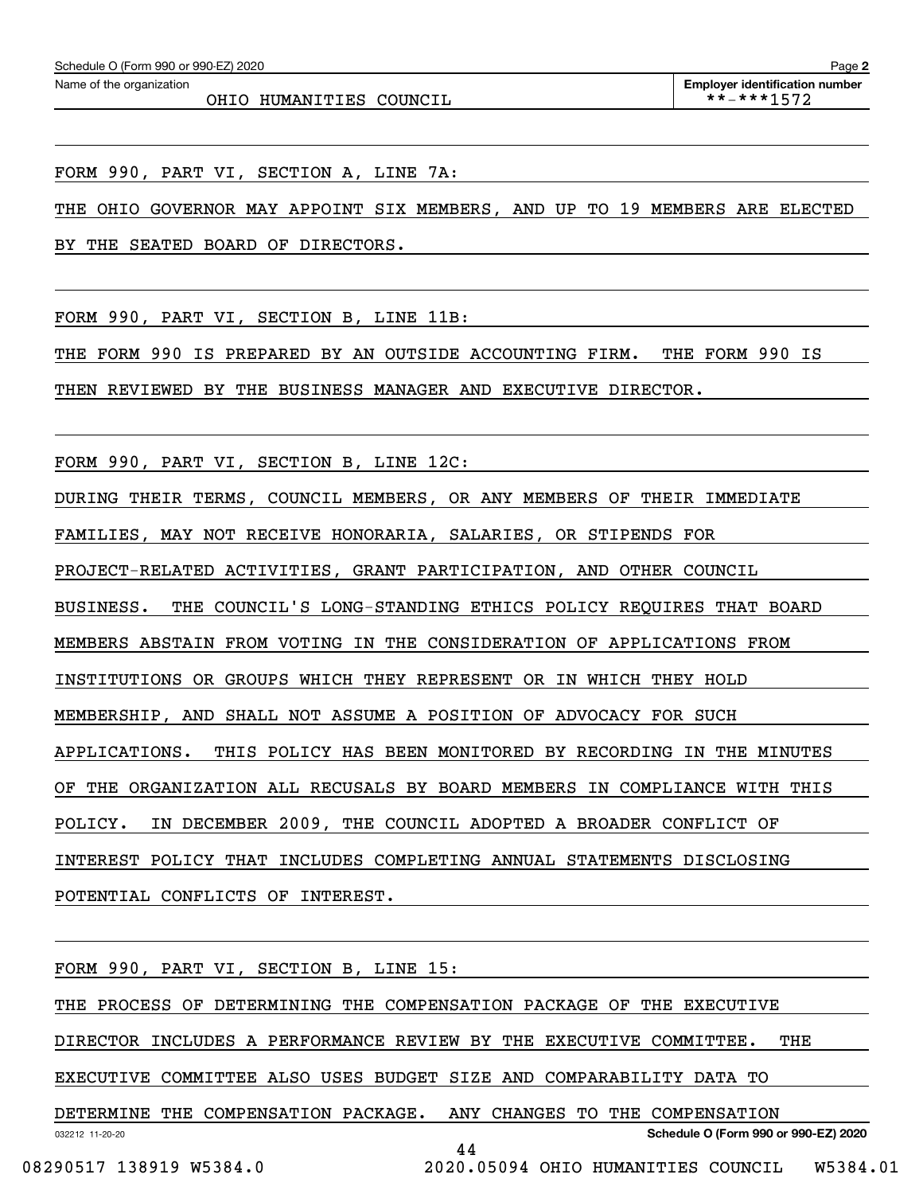Name of the organization

OHIO HUMANITIES COUNCIL

**Employer identification number** **-***1572

FORM 990, PART VI, SECTION A, LINE 7A:

THE OHIO GOVERNOR MAY APPOINT SIX MEMBERS, AND UP TO 19 MEMBERS ARE ELECTED BY THE SEATED BOARD OF DIRECTORS.

FORM 990, PART VI, SECTION B, LINE 11B:

THE FORM 990 IS PREPARED BY AN OUTSIDE ACCOUNTING FIRM. THE FORM 990 IS THEN REVIEWED BY THE BUSINESS MANAGER AND EXECUTIVE DIRECTOR.

FORM 990, PART VI, SECTION B, LINE 12C:

DURING THEIR TERMS, COUNCIL MEMBERS, OR ANY MEMBERS OF THEIR IMMEDIATE FAMILIES, MAY NOT RECEIVE HONORARIA, SALARIES, OR STIPENDS FOR PROJECT-RELATED ACTIVITIES, GRANT PARTICIPATION, AND OTHER COUNCIL BUSINESS. THE COUNCIL'S LONG-STANDING ETHICS POLICY REQUIRES THAT BOARD MEMBERS ABSTAIN FROM VOTING IN THE CONSIDERATION OF APPLICATIONS FROM INSTITUTIONS OR GROUPS WHICH THEY REPRESENT OR IN WHICH THEY HOLD MEMBERSHIP, AND SHALL NOT ASSUME A POSITION OF ADVOCACY FOR SUCH APPLICATIONS. THIS POLICY HAS BEEN MONITORED BY RECORDING IN THE MINUTES OF THE ORGANIZATION ALL RECUSALS BY BOARD MEMBERS IN COMPLIANCE WITH THIS POLICY. IN DECEMBER 2009, THE COUNCIL ADOPTED A BROADER CONFLICT OF INTEREST POLICY THAT INCLUDES COMPLETING ANNUAL STATEMENTS DISCLOSING POTENTIAL CONFLICTS OF INTEREST.

FORM 990, PART VI, SECTION B, LINE 15:

THE PROCESS OF DETERMINING THE COMPENSATION PACKAGE OF THE EXECUTIVE DIRECTOR INCLUDES A PERFORMANCE REVIEW BY THE EXECUTIVE COMMITTEE. THE EXECUTIVE COMMITTEE ALSO USES BUDGET SIZE AND COMPARABILITY DATA TO DETERMINE THE COMPENSATION PACKAGE. ANY CHANGES TO THE COMPENSATION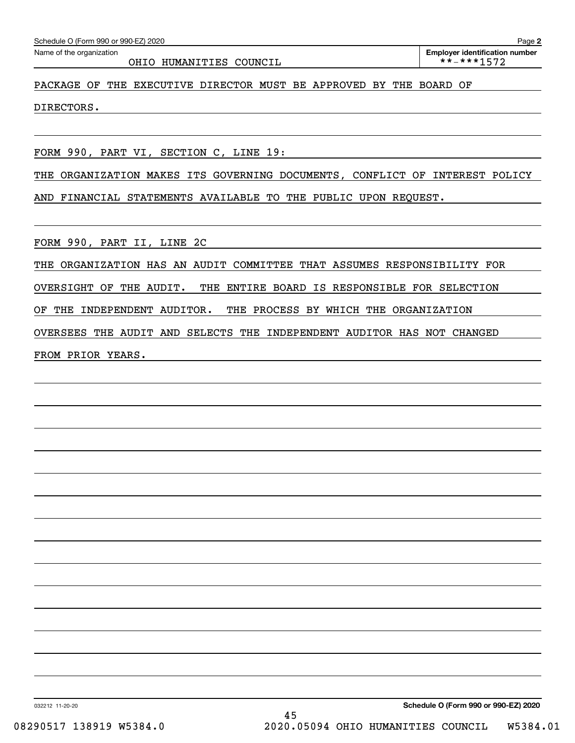Name of the organization: OHIO HUMANITIES COUNCIL

Employer identification number: **-***1572

PACKAGE OF THE EXECUTIVE DIRECTOR MUST BE APPROVED BY THE BOARD OF DIRECTORS.

FORM 990, PART VI, SECTION C, LINE 19:

THE ORGANIZATION MAKES ITS GOVERNING DOCUMENTS, CONFLICT OF INTEREST POLICY AND FINANCIAL STATEMENTS AVAILABLE TO THE PUBLIC UPON REQUEST.

FORM 990, PART II, LINE 2C

THE ORGANIZATION HAS AN AUDIT COMMITTEE THAT ASSUMES RESPONSIBILITY FOR OVERSIGHT OF THE AUDIT. THE ENTIRE BOARD IS RESPONSIBLE FOR SELECTION OF THE INDEPENDENT AUDITOR. THE PROCESS BY WHICH THE ORGANIZATION OVERSEES THE AUDIT AND SELECTS THE INDEPENDENT AUDITOR HAS NOT CHANGED FROM PRIOR YEARS.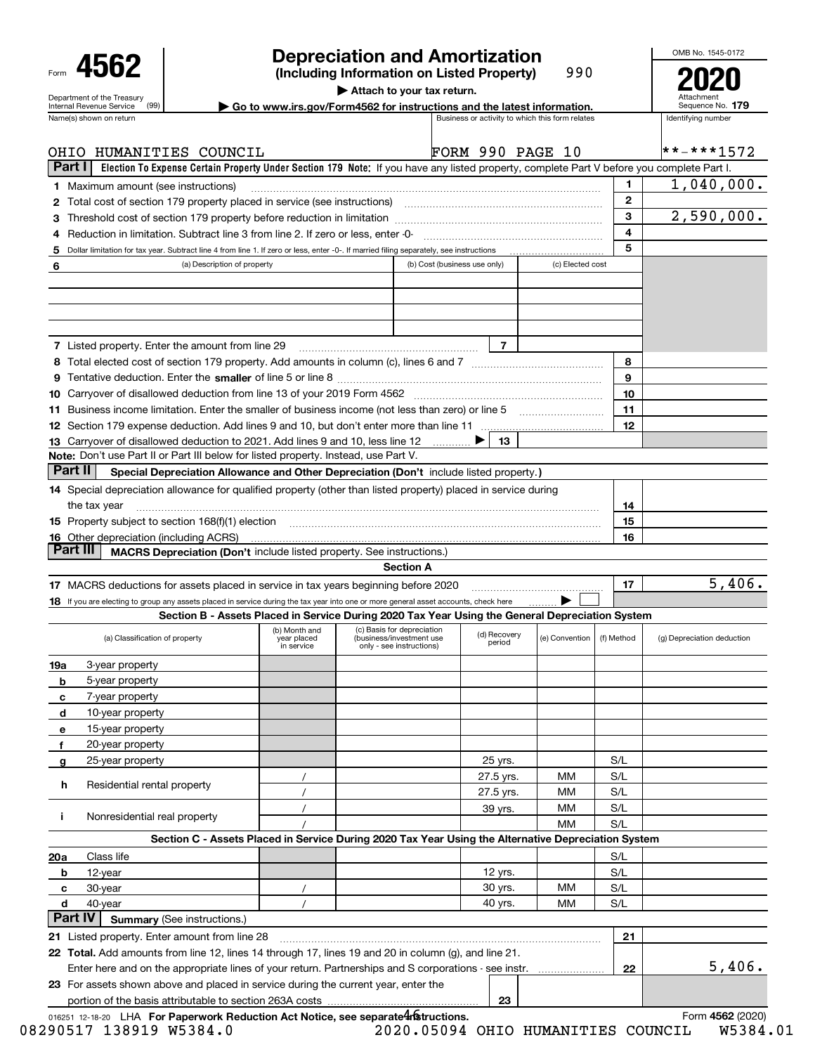Form **4562**

Department of the Treasury
Internal Revenue Service (99)

# Depreciation and Amortization

**(Including Information on Listed Property)** 990

▶ **Attach to your tax return.**

▶ **Go to www.irs.gov/Form4562 for instructions and the latest information.**

OMB No. 1545-0172

**2020**

Attachment Sequence No. **179**

| Name(s) shown on return | Business or activity to which this form relates | Identifying number |
|---|---|---|
| OHIO HUMANITIES COUNCIL | FORM 990 PAGE 10 | **-***1572 |

**Part I** **Election To Expense Certain Property Under Section 179 Note:** If you have any listed property, complete Part V before you complete Part I.

| | | | |
|---|---|---|---|
| 1 | Maximum amount (see instructions) | 1 | 1,040,000. |
| 2 | Total cost of section 179 property placed in service (see instructions) | 2 | |
| 3 | Threshold cost of section 179 property before reduction in limitation | 3 | 2,590,000. |
| 4 | Reduction in limitation. Subtract line 3 from line 2. If zero or less, enter -0- | 4 | |
| 5 | Dollar limitation for tax year. Subtract line 4 from line 1. If zero or less, enter -0-. If married filing separately, see instructions | 5 | |

| 6 | (a) Description of property | (b) Cost (business use only) | (c) Elected cost |
|---|---|---|---|
| | | | |
| | | | |
| | | | |
| | | | |

| | | | |
|---|---|---|---|
| 7 | Listed property. Enter the amount from line 29 | 7 | |
| 8 | Total elected cost of section 179 property. Add amounts in column (c), lines 6 and 7 | 8 | |
| 9 | Tentative deduction. Enter the **smaller** of line 5 or line 8 | 9 | |
| 10 | Carryover of disallowed deduction from line 13 of your 2019 Form 4562 | 10 | |
| 11 | Business income limitation. Enter the smaller of business income (not less than zero) or line 5 | 11 | |
| 12 | Section 179 expense deduction. Add lines 9 and 10, but don't enter more than line 11 | 12 | |
| 13 | Carryover of disallowed deduction to 2021. Add lines 9 and 10, less line 12 ▶ | 13 | |

**Note:** Don't use Part II or Part III below for listed property. Instead, use Part V.

**Part II** **Special Depreciation Allowance and Other Depreciation (Don't** include listed property.**)**

| | | | |
|---|---|---|---|
| 14 | Special depreciation allowance for qualified property (other than listed property) placed in service during the tax year | 14 | |
| 15 | Property subject to section 168(f)(1) election | 15 | |
| 16 | Other depreciation (including ACRS) | 16 | |

**Part III** **MACRS Depreciation (Don't** include listed property. See instructions.)

**Section A**

| | | | |
|---|---|---|---|
| 17 | MACRS deductions for assets placed in service in tax years beginning before 2020 | 17 | 5,406. |
| 18 | If you are electing to group any assets placed in service during the tax year into one or more general asset accounts, check here ▶ ☐ | | |

**Section B - Assets Placed in Service During 2020 Tax Year Using the General Depreciation System**

| | (a) Classification of property | (b) Month and year placed in service | (c) Basis for depreciation (business/investment use only - see instructions) | (d) Recovery period | (e) Convention | (f) Method | (g) Depreciation deduction |
|---|---|---|---|---|---|---|---|
| 19a | 3-year property | | | | | | |
| b | 5-year property | | | | | | |
| c | 7-year property | | | | | | |
| d | 10-year property | | | | | | |
| e | 15-year property | | | | | | |
| f | 20-year property | | | | | | |
| g | 25-year property | | | 25 yrs. | | S/L | |
| h | Residential rental property | / | | 27.5 yrs. | MM | S/L | |
| | | / | | 27.5 yrs. | MM | S/L | |
| i | Nonresidential real property | / | | 39 yrs. | MM | S/L | |
| | | / | | | MM | S/L | |

**Section C - Assets Placed in Service During 2020 Tax Year Using the Alternative Depreciation System**

| | | | | | | | |
|---|---|---|---|---|---|---|---|
| 20a | Class life | | | | | S/L | |
| b | 12-year | | | 12 yrs. | | S/L | |
| c | 30-year | / | | 30 yrs. | MM | S/L | |
| d | 40-year | / | | 40 yrs. | MM | S/L | |

**Part IV** **Summary** (See instructions.)

| | | | |
|---|---|---|---|
| 21 | Listed property. Enter amount from line 28 | 21 | |
| 22 | **Total.** Add amounts from line 12, lines 14 through 17, lines 19 and 20 in column (g), and line 21. Enter here and on the appropriate lines of your return. Partnerships and S corporations - see instr. | 22 | 5,406. |
| 23 | For assets shown above and placed in service during the current year, enter the portion of the basis attributable to section 263A costs | 23 | |

016251 12-18-20 LHA **For Paperwork Reduction Act Notice, see separate instructions.** Form **4562** (2020)

08290517 138919 W5384.0 2020.05094 OHIO HUMANITIES COUNCIL W5384.01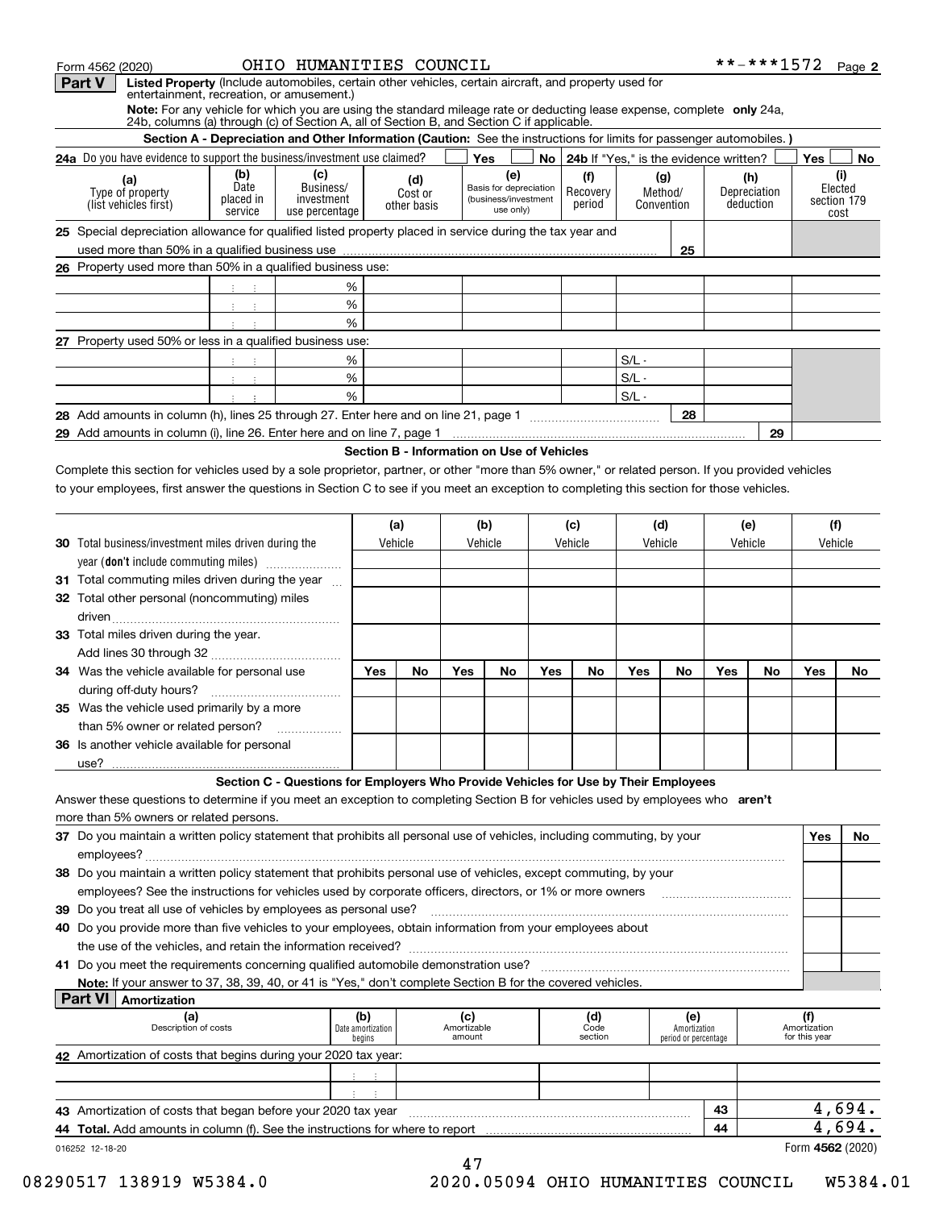Form 4562 (2020) OHIO HUMANITIES COUNCIL **-***1572 Page 2

**Part V** **Listed Property** (Include automobiles, certain other vehicles, certain aircraft, and property used for entertainment, recreation, or amusement.)

**Note:** For any vehicle for which you are using the standard mileage rate or deducting lease expense, complete **only** 24a, 24b, columns (a) through (c) of Section A, all of Section B, and Section C if applicable.

**Section A - Depreciation and Other Information (Caution:** See the instructions for limits for passenger automobiles.**)**

**24a** Do you have evidence to support the business/investment use claimed? Yes No **24b** If "Yes," is the evidence written? Yes No

| (a) Type of property (list vehicles first) | (b) Date placed in service | (c) Business/ investment use percentage | (d) Cost or other basis | (e) Basis for depreciation (business/investment use only) | (f) Recovery period | (g) Method/ Convention | (h) Depreciation deduction | (i) Elected section 179 cost |
|---|---|---|---|---|---|---|---|---|
| **25** Special depreciation allowance for qualified listed property placed in service during the tax year and used more than 50% in a qualified business use | | | | | | 25 | | |
| **26** Property used more than 50% in a qualified business use: | | | | | | | | |
| | | % | | | | | | |
| | | % | | | | | | |
| | | % | | | | | | |
| **27** Property used 50% or less in a qualified business use: | | | | | | | | |
| | | % | | | | S/L - | | |
| | | % | | | | S/L - | | |
| | | % | | | | S/L - | | |
| **28** Add amounts in column (h), lines 25 through 27. Enter here and on line 21, page 1 | | | | | | 28 | | |
| **29** Add amounts in column (i), line 26. Enter here and on line 7, page 1 | | | | | | | 29 | |

**Section B - Information on Use of Vehicles**

Complete this section for vehicles used by a sole proprietor, partner, or other "more than 5% owner," or related person. If you provided vehicles to your employees, first answer the questions in Section C to see if you meet an exception to completing this section for those vehicles.

| | (a) Vehicle | | (b) Vehicle | | (c) Vehicle | | (d) Vehicle | | (e) Vehicle | | (f) Vehicle | |
|---|---|---|---|---|---|---|---|---|---|---|---|---|
| **30** Total business/investment miles driven during the year (**don't** include commuting miles) | | | | | | | | | | | | |
| **31** Total commuting miles driven during the year | | | | | | | | | | | | |
| **32** Total other personal (noncommuting) miles driven | | | | | | | | | | | | |
| **33** Total miles driven during the year. Add lines 30 through 32 | | | | | | | | | | | | |
| | Yes | No | Yes | No | Yes | No | Yes | No | Yes | No | Yes | No |
| **34** Was the vehicle available for personal use during off-duty hours? | | | | | | | | | | | | |
| **35** Was the vehicle used primarily by a more than 5% owner or related person? | | | | | | | | | | | | |
| **36** Is another vehicle available for personal use? | | | | | | | | | | | | |

**Section C - Questions for Employers Who Provide Vehicles for Use by Their Employees**

Answer these questions to determine if you meet an exception to completing Section B for vehicles used by employees who **aren't** more than 5% owners or related persons.

| | Yes | No |
|---|---|---|
| **37** Do you maintain a written policy statement that prohibits all personal use of vehicles, including commuting, by your employees? | | |
| **38** Do you maintain a written policy statement that prohibits personal use of vehicles, except commuting, by your employees? See the instructions for vehicles used by corporate officers, directors, or 1% or more owners | | |
| **39** Do you treat all use of vehicles by employees as personal use? | | |
| **40** Do you provide more than five vehicles to your employees, obtain information from your employees about the use of the vehicles, and retain the information received? | | |
| **41** Do you meet the requirements concerning qualified automobile demonstration use? | | |

**Note:** If your answer to 37, 38, 39, 40, or 41 is "Yes," don't complete Section B for the covered vehicles.

**Part VI** **Amortization**

| (a) Description of costs | (b) Date amortization begins | (c) Amortizable amount | (d) Code section | (e) Amortization period or percentage | (f) Amortization for this year |
|---|---|---|---|---|---|
| **42** Amortization of costs that begins during your 2020 tax year: | | | | | |
| | | | | | |
| | | | | | |
| **43** Amortization of costs that began before your 2020 tax year | | | | 43 | 4,694. |
| **44** **Total.** Add amounts in column (f). See the instructions for where to report | | | | 44 | 4,694. |

016252 12-18-20 Form **4562** (2020)

08290517 138919 W5384.0 2020.05094 OHIO HUMANITIES COUNCIL W5384.01